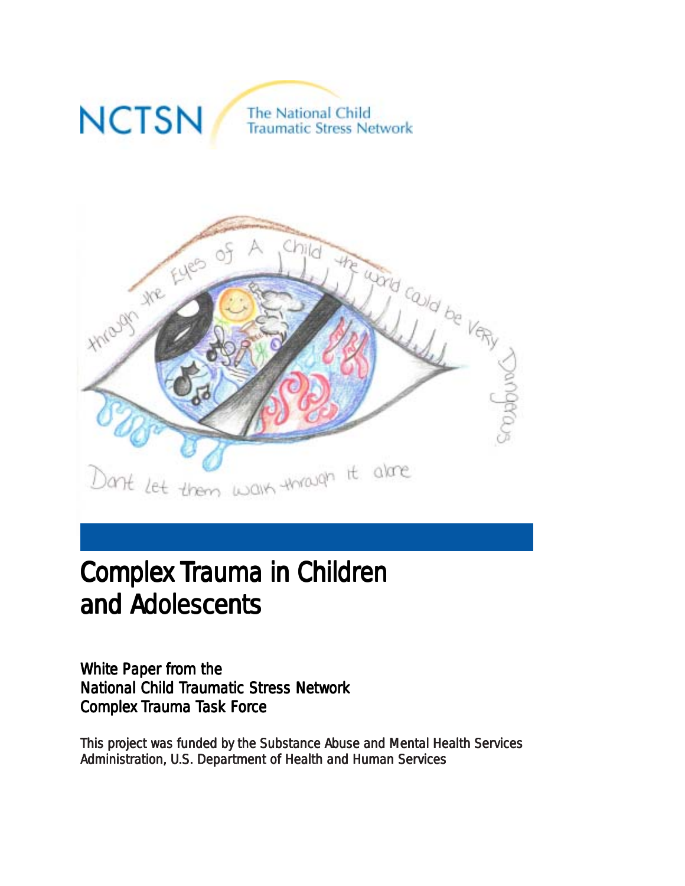NCTSN The National Child Traumatic Stress Network

# Complex Trauma in Children and Adolescents

## White Paper from the National Child Traumatic Stress Network Complex Trauma Task Force

This project was funded by the Substance Abuse and Mental Health Services Administration, U.S. Department of Health and Human Services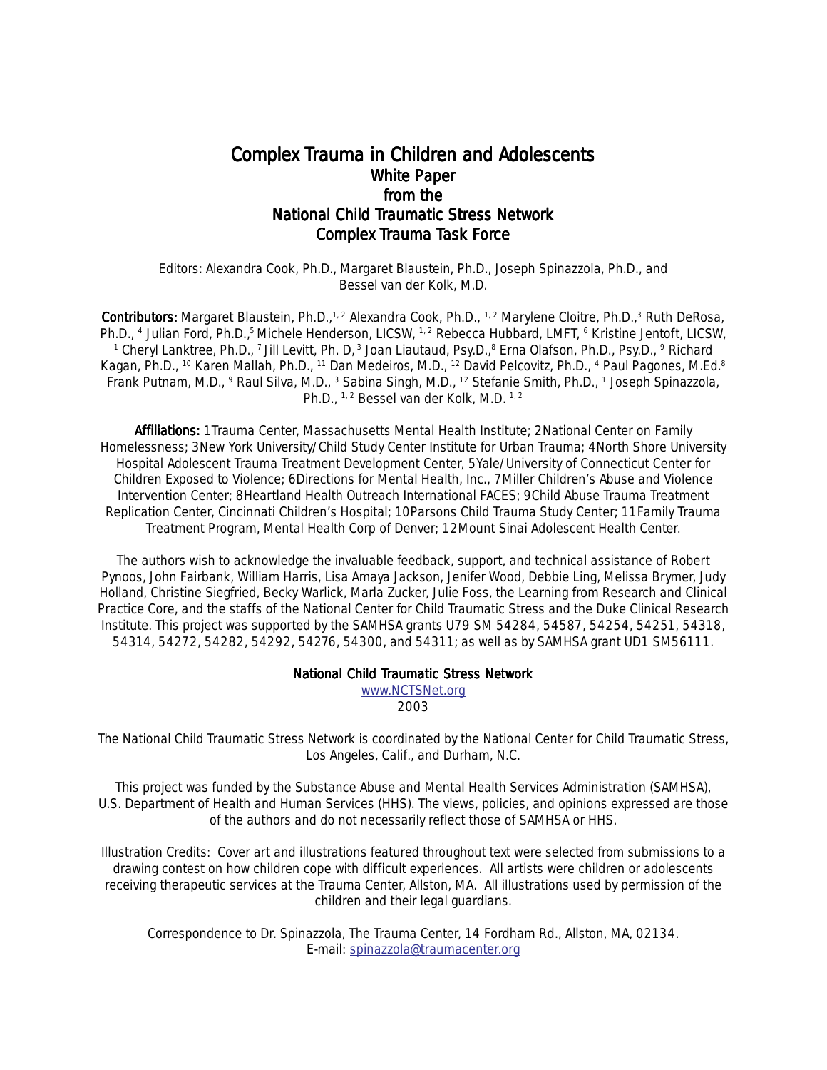# Complex Trauma in Children and Adolescents

## White Paper
## from the
## National Child Traumatic Stress Network
## Complex Trauma Task Force

Editors: Alexandra Cook, Ph.D., Margaret Blaustein, Ph.D., Joseph Spinazzola, Ph.D., and Bessel van der Kolk, M.D.

**Contributors:** Margaret Blaustein, Ph.D.,[1, 2] Alexandra Cook, Ph.D., [1, 2] Marylene Cloitre, Ph.D.,[3] Ruth DeRosa, Ph.D., [4] Julian Ford, Ph.D.,[5] Michele Henderson, LICSW, [1, 2] Rebecca Hubbard, LMFT, [6] Kristine Jentoft, LICSW, [1] Cheryl Lanktree, Ph.D., [7] Jill Levitt, Ph. D,[3] Joan Liautaud, Psy.D.,[8] Erna Olafson, Ph.D., Psy.D., [9] Richard Kagan, Ph.D., [10] Karen Mallah, Ph.D., [11] Dan Medeiros, M.D., [12] David Pelcovitz, Ph.D., [4] Paul Pagones, M.Ed.[8] Frank Putnam, M.D., [9] Raul Silva, M.D., [3] Sabina Singh, M.D., [12] Stefanie Smith, Ph.D., [1] Joseph Spinazzola, Ph.D., [1, 2] Bessel van der Kolk, M.D. [1, 2]

**Affiliations:** 1Trauma Center, Massachusetts Mental Health Institute; 2National Center on Family Homelessness; 3New York University/Child Study Center Institute for Urban Trauma; 4North Shore University Hospital Adolescent Trauma Treatment Development Center, 5Yale/University of Connecticut Center for Children Exposed to Violence; 6Directions for Mental Health, Inc., 7Miller Children's Abuse and Violence Intervention Center; 8Heartland Health Outreach International FACES; 9Child Abuse Trauma Treatment Replication Center, Cincinnati Children's Hospital; 10Parsons Child Trauma Study Center; 11Family Trauma Treatment Program, Mental Health Corp of Denver; 12Mount Sinai Adolescent Health Center.

The authors wish to acknowledge the invaluable feedback, support, and technical assistance of Robert Pynoos, John Fairbank, William Harris, Lisa Amaya Jackson, Jenifer Wood, Debbie Ling, Melissa Brymer, Judy Holland, Christine Siegfried, Becky Warlick, Marla Zucker, Julie Foss, the Learning from Research and Clinical Practice Core, and the staffs of the National Center for Child Traumatic Stress and the Duke Clinical Research Institute. This project was supported by the SAMHSA grants U79 SM 54284, 54587, 54254, 54251, 54318, 54314, 54272, 54282, 54292, 54276, 54300, and 54311; as well as by SAMHSA grant UD1 SM56111.

National Child Traumatic Stress Network
www.NCTSNet.org
2003

The National Child Traumatic Stress Network is coordinated by the National Center for Child Traumatic Stress, Los Angeles, Calif., and Durham, N.C.

This project was funded by the Substance Abuse and Mental Health Services Administration (SAMHSA), U.S. Department of Health and Human Services (HHS). The views, policies, and opinions expressed are those of the authors and do not necessarily reflect those of SAMHSA or HHS.

Illustration Credits: Cover art and illustrations featured throughout text were selected from submissions to a drawing contest on how children cope with difficult experiences. All artists were children or adolescents receiving therapeutic services at the Trauma Center, Allston, MA. All illustrations used by permission of the children and their legal guardians.

Correspondence to Dr. Spinazzola, The Trauma Center, 14 Fordham Rd., Allston, MA, 02134.
E-mail: spinazzola@traumacenter.org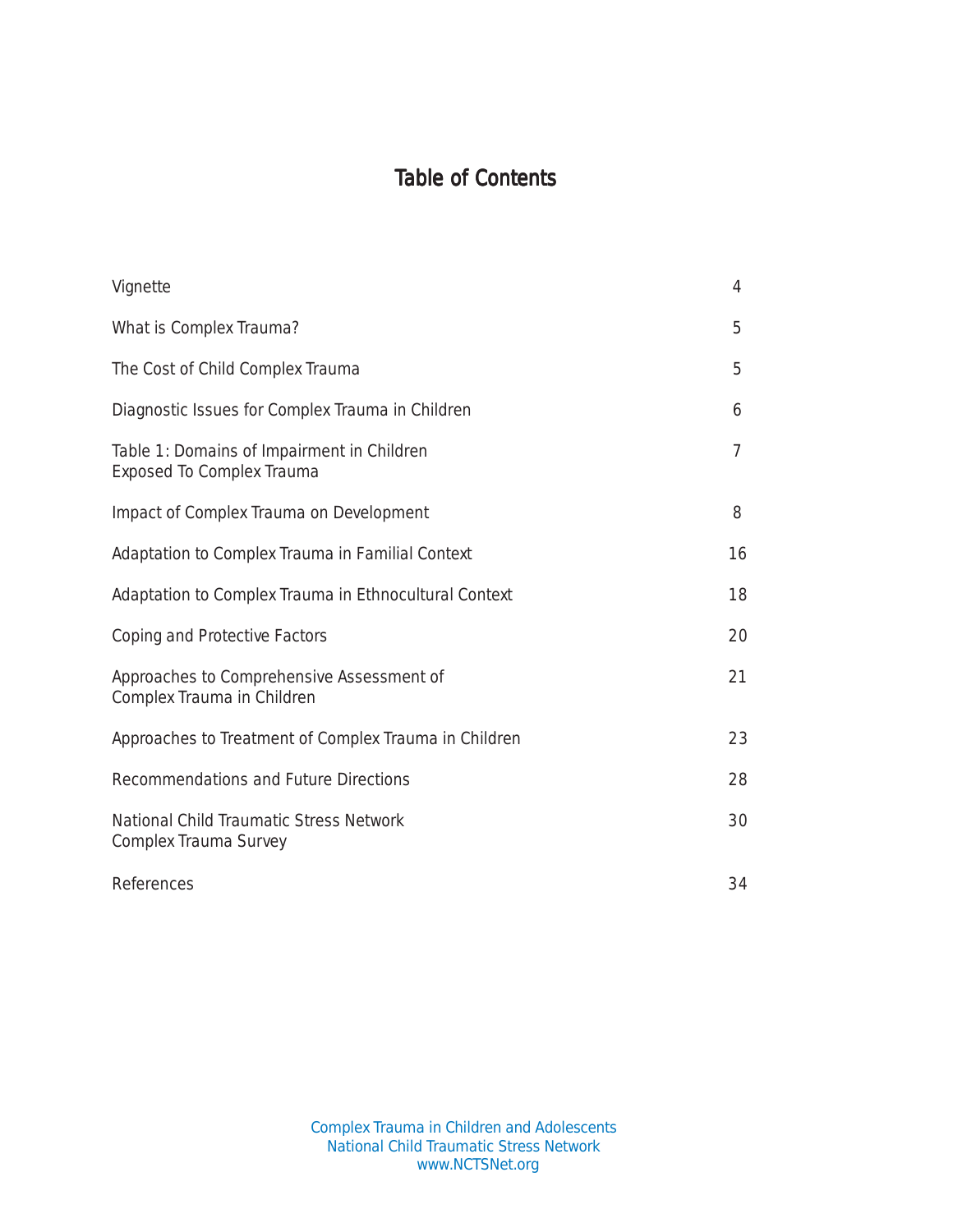# Table of Contents

| | |
|---|---|
| Vignette | 4 |
| What is Complex Trauma? | 5 |
| The Cost of Child Complex Trauma | 5 |
| Diagnostic Issues for Complex Trauma in Children | 6 |
| Table 1: Domains of Impairment in Children Exposed To Complex Trauma | 7 |
| Impact of Complex Trauma on Development | 8 |
| Adaptation to Complex Trauma in Familial Context | 16 |
| Adaptation to Complex Trauma in Ethnocultural Context | 18 |
| Coping and Protective Factors | 20 |
| Approaches to Comprehensive Assessment of Complex Trauma in Children | 21 |
| Approaches to Treatment of Complex Trauma in Children | 23 |
| Recommendations and Future Directions | 28 |
| National Child Traumatic Stress Network Complex Trauma Survey | 30 |
| References | 34 |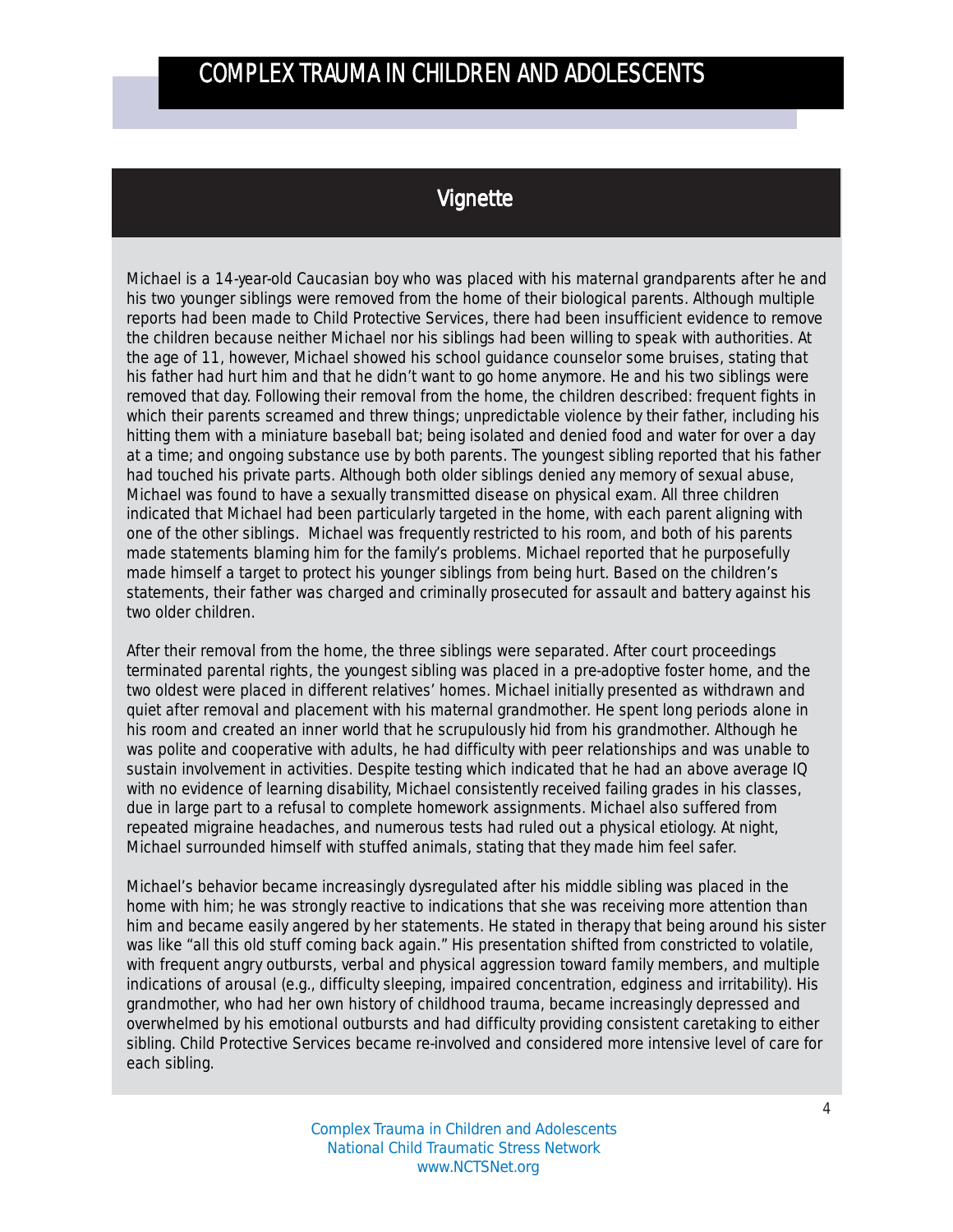## Vignette

Michael is a 14-year-old Caucasian boy who was placed with his maternal grandparents after he and his two younger siblings were removed from the home of their biological parents. Although multiple reports had been made to Child Protective Services, there had been insufficient evidence to remove the children because neither Michael nor his siblings had been willing to speak with authorities. At the age of 11, however, Michael showed his school guidance counselor some bruises, stating that his father had hurt him and that he didn't want to go home anymore. He and his two siblings were removed that day. Following their removal from the home, the children described: frequent fights in which their parents screamed and threw things; unpredictable violence by their father, including his hitting them with a miniature baseball bat; being isolated and denied food and water for over a day at a time; and ongoing substance use by both parents. The youngest sibling reported that his father had touched his private parts. Although both older siblings denied any memory of sexual abuse, Michael was found to have a sexually transmitted disease on physical exam. All three children indicated that Michael had been particularly targeted in the home, with each parent aligning with one of the other siblings. Michael was frequently restricted to his room, and both of his parents made statements blaming him for the family's problems. Michael reported that he purposefully made himself a target to protect his younger siblings from being hurt. Based on the children's statements, their father was charged and criminally prosecuted for assault and battery against his two older children.

After their removal from the home, the three siblings were separated. After court proceedings terminated parental rights, the youngest sibling was placed in a pre-adoptive foster home, and the two oldest were placed in different relatives' homes. Michael initially presented as withdrawn and quiet after removal and placement with his maternal grandmother. He spent long periods alone in his room and created an inner world that he scrupulously hid from his grandmother. Although he was polite and cooperative with adults, he had difficulty with peer relationships and was unable to sustain involvement in activities. Despite testing which indicated that he had an above average IQ with no evidence of learning disability, Michael consistently received failing grades in his classes, due in large part to a refusal to complete homework assignments. Michael also suffered from repeated migraine headaches, and numerous tests had ruled out a physical etiology. At night, Michael surrounded himself with stuffed animals, stating that they made him feel safer.

Michael's behavior became increasingly dysregulated after his middle sibling was placed in the home with him; he was strongly reactive to indications that she was receiving more attention than him and became easily angered by her statements. He stated in therapy that being around his sister was like "all this old stuff coming back again." His presentation shifted from constricted to volatile, with frequent angry outbursts, verbal and physical aggression toward family members, and multiple indications of arousal (e.g., difficulty sleeping, impaired concentration, edginess and irritability). His grandmother, who had her own history of childhood trauma, became increasingly depressed and overwhelmed by his emotional outbursts and had difficulty providing consistent caretaking to either sibling. Child Protective Services became re-involved and considered more intensive level of care for each sibling.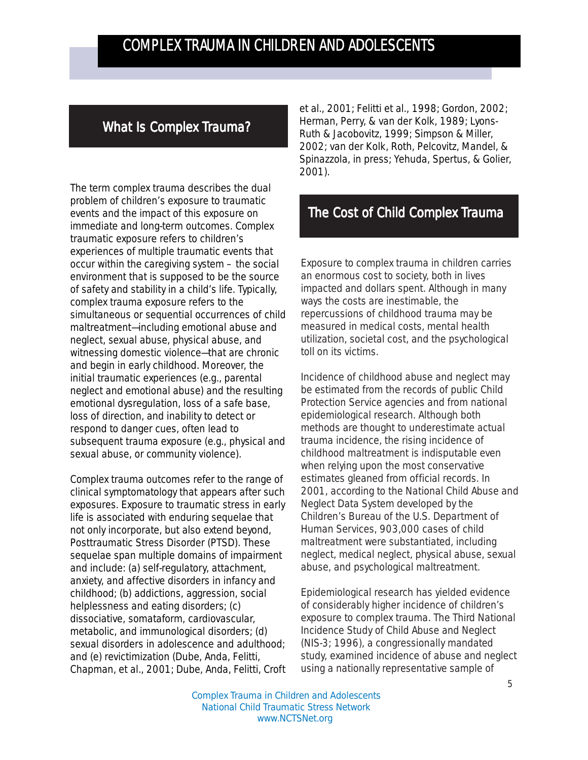## What Is Complex Trauma?

The term complex trauma describes the dual problem of children's exposure to traumatic events and the impact of this exposure on immediate and long-term outcomes. Complex traumatic exposure refers to children's experiences of multiple traumatic events that occur within the caregiving system – the social environment that is supposed to be the source of safety and stability in a child's life. Typically, complex trauma exposure refers to the simultaneous or sequential occurrences of child maltreatment—including emotional abuse and neglect, sexual abuse, physical abuse, and witnessing domestic violence—that are chronic and begin in early childhood. Moreover, the initial traumatic experiences (e.g., parental neglect and emotional abuse) and the resulting emotional dysregulation, loss of a safe base, loss of direction, and inability to detect or respond to danger cues, often lead to subsequent trauma exposure (e.g., physical and sexual abuse, or community violence).

Complex trauma outcomes refer to the range of clinical symptomatology that appears after such exposures. Exposure to traumatic stress in early life is associated with enduring sequelae that not only incorporate, but also extend beyond, Posttraumatic Stress Disorder (PTSD). These sequelae span multiple domains of impairment and include: (a) self-regulatory, attachment, anxiety, and affective disorders in infancy and childhood; (b) addictions, aggression, social helplessness and eating disorders; (c) dissociative, somataform, cardiovascular, metabolic, and immunological disorders; (d) sexual disorders in adolescence and adulthood; and (e) revictimization (Dube, Anda, Felitti, Chapman, et al., 2001; Dube, Anda, Felitti, Croft et al., 2001; Felitti et al., 1998; Gordon, 2002; Herman, Perry, & van der Kolk, 1989; Lyons-Ruth & Jacobovitz, 1999; Simpson & Miller, 2002; van der Kolk, Roth, Pelcovitz, Mandel, & Spinazzola, in press; Yehuda, Spertus, & Golier, 2001).

## The Cost of Child Complex Trauma

Exposure to complex trauma in children carries an enormous cost to society, both in lives impacted and dollars spent. Although in many ways the costs are inestimable, the repercussions of childhood trauma may be measured in medical costs, mental health utilization, societal cost, and the psychological toll on its victims.

Incidence of childhood abuse and neglect may be estimated from the records of public Child Protection Service agencies and from national epidemiological research. Although both methods are thought to underestimate actual trauma incidence, the rising incidence of childhood maltreatment is indisputable even when relying upon the most conservative estimates gleaned from official records. In 2001, according to the National Child Abuse and Neglect Data System developed by the Children's Bureau of the U.S. Department of Human Services, 903,000 cases of child maltreatment were substantiated, including neglect, medical neglect, physical abuse, sexual abuse, and psychological maltreatment.

Epidemiological research has yielded evidence of considerably higher incidence of children's exposure to complex trauma. The Third National Incidence Study of Child Abuse and Neglect (NIS-3; 1996), a congressionally mandated study, examined incidence of abuse and neglect using a nationally representative sample of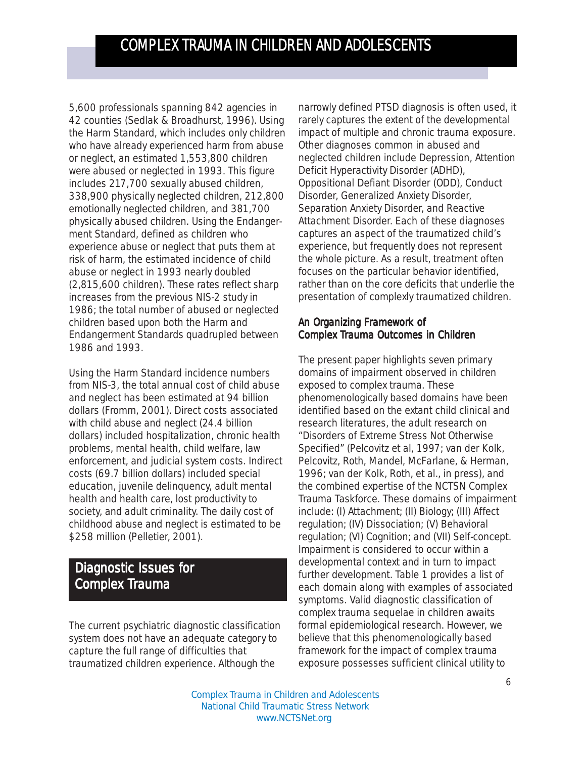5,600 professionals spanning 842 agencies in 42 counties (Sedlak & Broadhurst, 1996). Using the Harm Standard, which includes only children who have already experienced harm from abuse or neglect, an estimated 1,553,800 children were abused or neglected in 1993. This figure includes 217,700 sexually abused children, 338,900 physically neglected children, 212,800 emotionally neglected children, and 381,700 physically abused children. Using the Endangerment Standard, defined as children who experience abuse or neglect that puts them at risk of harm, the estimated incidence of child abuse or neglect in 1993 nearly doubled (2,815,600 children). These rates reflect sharp increases from the previous NIS-2 study in 1986; the total number of abused or neglected children based upon both the Harm and Endangerment Standards quadrupled between 1986 and 1993.

Using the Harm Standard incidence numbers from NIS-3, the total annual cost of child abuse and neglect has been estimated at 94 billion dollars (Fromm, 2001). Direct costs associated with child abuse and neglect (24.4 billion dollars) included hospitalization, chronic health problems, mental health, child welfare, law enforcement, and judicial system costs. Indirect costs (69.7 billion dollars) included special education, juvenile delinquency, adult mental health and health care, lost productivity to society, and adult criminality. The daily cost of childhood abuse and neglect is estimated to be $258 million (Pelletier, 2001).

## Diagnostic Issues for Complex Trauma

The current psychiatric diagnostic classification system does not have an adequate category to capture the full range of difficulties that traumatized children experience. Although the narrowly defined PTSD diagnosis is often used, it rarely captures the extent of the developmental impact of multiple and chronic trauma exposure. Other diagnoses common in abused and neglected children include Depression, Attention Deficit Hyperactivity Disorder (ADHD), Oppositional Defiant Disorder (ODD), Conduct Disorder, Generalized Anxiety Disorder, Separation Anxiety Disorder, and Reactive Attachment Disorder. Each of these diagnoses captures an aspect of the traumatized child's experience, but frequently does not represent the whole picture. As a result, treatment often focuses on the particular behavior identified, rather than on the core deficits that underlie the presentation of complexly traumatized children.

### An Organizing Framework of Complex Trauma Outcomes in Children

The present paper highlights seven primary domains of impairment observed in children exposed to complex trauma. These phenomenologically based domains have been identified based on the extant child clinical and research literatures, the adult research on "Disorders of Extreme Stress Not Otherwise Specified" (Pelcovitz et al, 1997; van der Kolk, Pelcovitz, Roth, Mandel, McFarlane, & Herman, 1996; van der Kolk, Roth, et al., in press), and the combined expertise of the NCTSN Complex Trauma Taskforce. These domains of impairment include: (I) Attachment; (II) Biology; (III) Affect regulation; (IV) Dissociation; (V) Behavioral regulation; (VI) Cognition; and (VII) Self-concept. Impairment is considered to occur within a developmental context and in turn to impact further development. Table 1 provides a list of each domain along with examples of associated symptoms. Valid diagnostic classification of complex trauma sequelae in children awaits formal epidemiological research. However, we believe that this phenomenologically based framework for the impact of complex trauma exposure possesses sufficient clinical utility to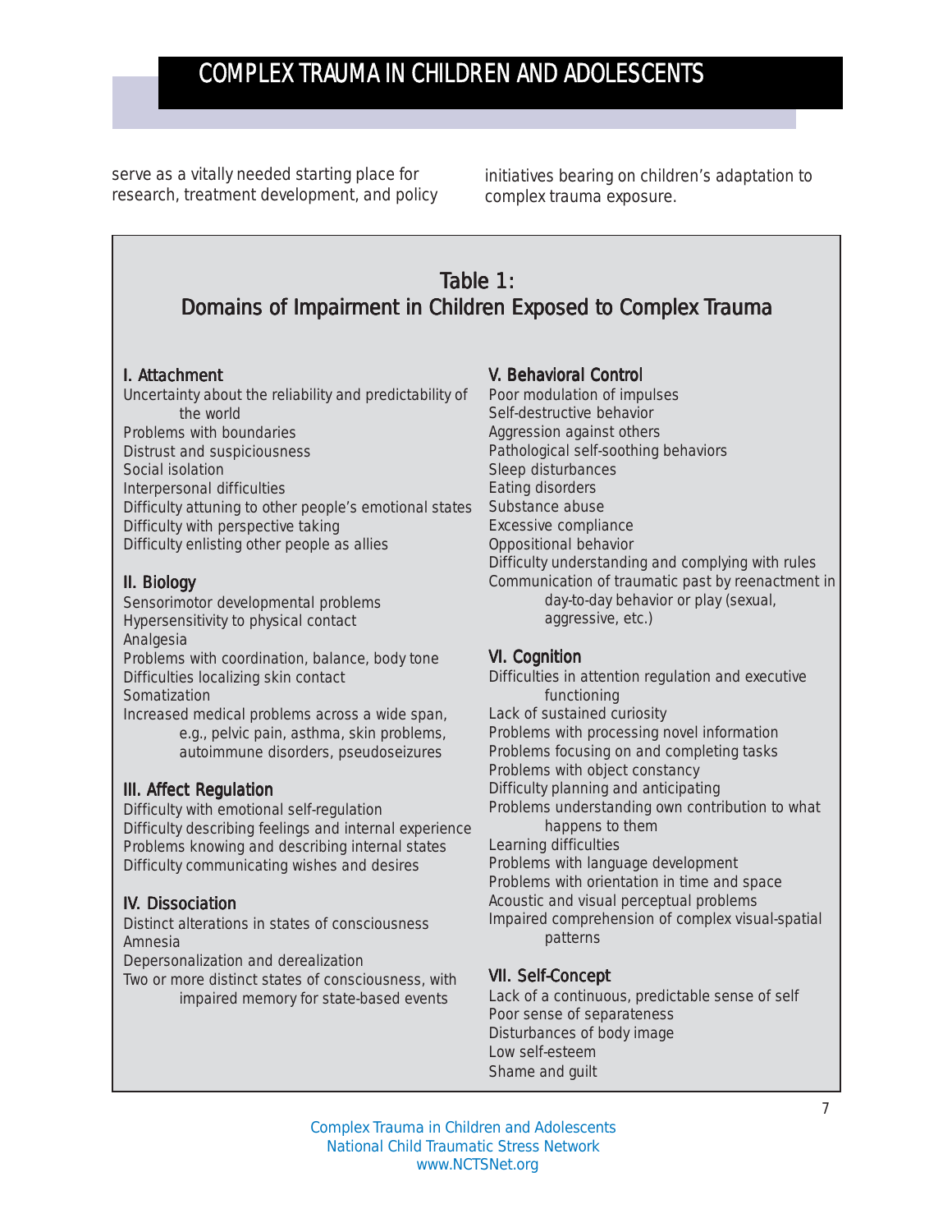serve as a vitally needed starting place for research, treatment development, and policy initiatives bearing on children's adaptation to complex trauma exposure.

## Table 1: Domains of Impairment in Children Exposed to Complex Trauma

### I. Attachment

- Uncertainty about the reliability and predictability of the world
- Problems with boundaries
- Distrust and suspiciousness
- Social isolation
- Interpersonal difficulties
- Difficulty attuning to other people's emotional states
- Difficulty with perspective taking
- Difficulty enlisting other people as allies

### II. Biology

- Sensorimotor developmental problems
- Hypersensitivity to physical contact
- Analgesia
- Problems with coordination, balance, body tone
- Difficulties localizing skin contact
- Somatization
- Increased medical problems across a wide span, e.g., pelvic pain, asthma, skin problems, autoimmune disorders, pseudoseizures

### III. Affect Regulation

- Difficulty with emotional self-regulation
- Difficulty describing feelings and internal experience
- Problems knowing and describing internal states
- Difficulty communicating wishes and desires

### IV. Dissociation

- Distinct alterations in states of consciousness
- Amnesia
- Depersonalization and derealization
- Two or more distinct states of consciousness, with impaired memory for state-based events

### V. Behavioral Control

- Poor modulation of impulses
- Self-destructive behavior
- Aggression against others
- Pathological self-soothing behaviors
- Sleep disturbances
- Eating disorders
- Substance abuse
- Excessive compliance
- Oppositional behavior
- Difficulty understanding and complying with rules
- Communication of traumatic past by reenactment in day-to-day behavior or play (sexual, aggressive, etc.)

### VI. Cognition

- Difficulties in attention regulation and executive functioning
- Lack of sustained curiosity
- Problems with processing novel information
- Problems focusing on and completing tasks
- Problems with object constancy
- Difficulty planning and anticipating
- Problems understanding own contribution to what happens to them
- Learning difficulties
- Problems with language development
- Problems with orientation in time and space
- Acoustic and visual perceptual problems
- Impaired comprehension of complex visual-spatial patterns

### VII. Self-Concept

- Lack of a continuous, predictable sense of self
- Poor sense of separateness
- Disturbances of body image
- Low self-esteem
- Shame and guilt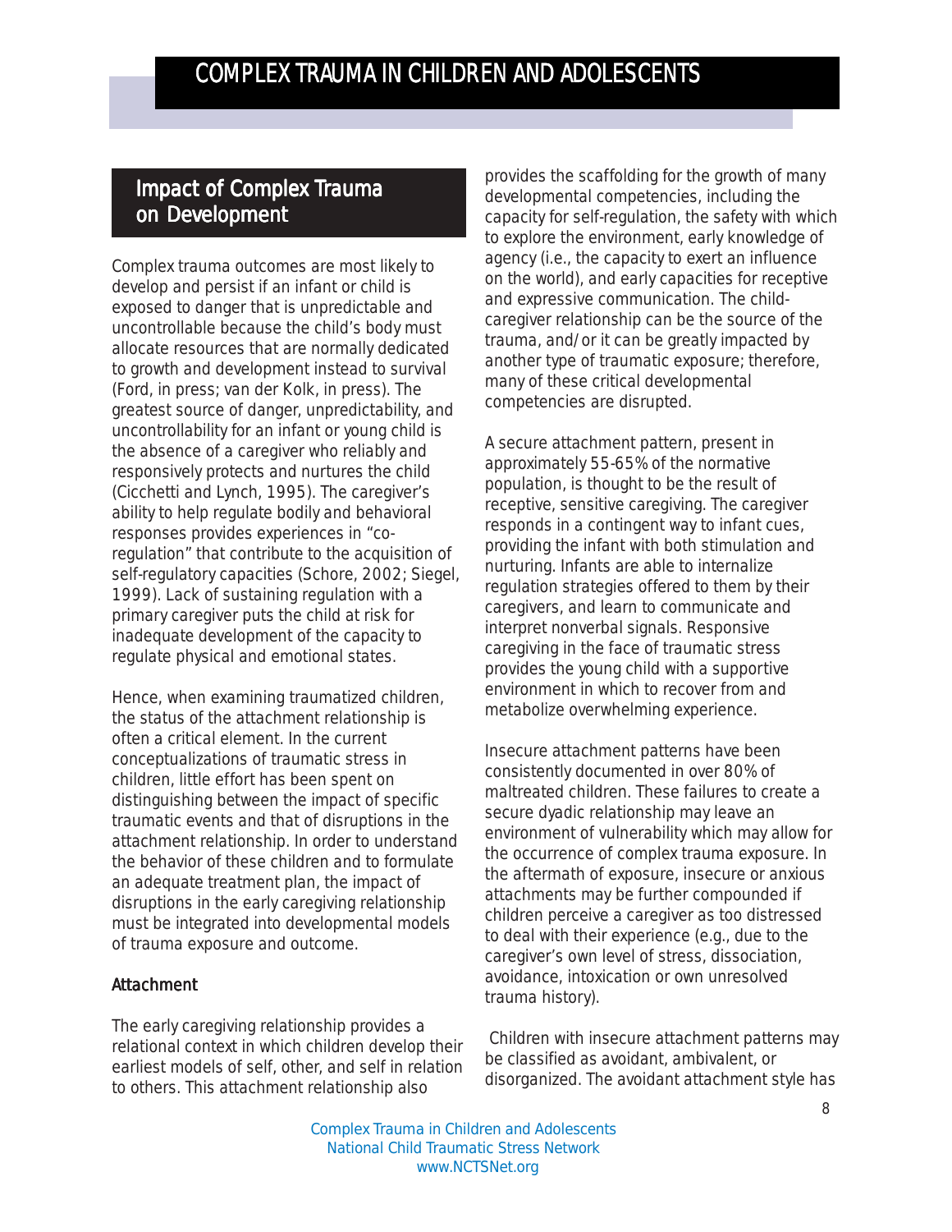## Impact of Complex Trauma on Development

Complex trauma outcomes are most likely to develop and persist if an infant or child is exposed to danger that is unpredictable and uncontrollable because the child's body must allocate resources that are normally dedicated to growth and development instead to survival (Ford, in press; van der Kolk, in press). The greatest source of danger, unpredictability, and uncontrollability for an infant or young child is the absence of a caregiver who reliably and responsively protects and nurtures the child (Cicchetti and Lynch, 1995). The caregiver's ability to help regulate bodily and behavioral responses provides experiences in "co-regulation" that contribute to the acquisition of self-regulatory capacities (Schore, 2002; Siegel, 1999). Lack of sustaining regulation with a primary caregiver puts the child at risk for inadequate development of the capacity to regulate physical and emotional states.

Hence, when examining traumatized children, the status of the attachment relationship is often a critical element. In the current conceptualizations of traumatic stress in children, little effort has been spent on distinguishing between the impact of specific traumatic events and that of disruptions in the attachment relationship. In order to understand the behavior of these children and to formulate an adequate treatment plan, the impact of disruptions in the early caregiving relationship must be integrated into developmental models of trauma exposure and outcome.

### Attachment

The early caregiving relationship provides a relational context in which children develop their earliest models of self, other, and self in relation to others. This attachment relationship also provides the scaffolding for the growth of many developmental competencies, including the capacity for self-regulation, the safety with which to explore the environment, early knowledge of agency (i.e., the capacity to exert an influence on the world), and early capacities for receptive and expressive communication. The child-caregiver relationship can be the source of the trauma, and/or it can be greatly impacted by another type of traumatic exposure; therefore, many of these critical developmental competencies are disrupted.

A secure attachment pattern, present in approximately 55-65% of the normative population, is thought to be the result of receptive, sensitive caregiving. The caregiver responds in a contingent way to infant cues, providing the infant with both stimulation and nurturing. Infants are able to internalize regulation strategies offered to them by their caregivers, and learn to communicate and interpret nonverbal signals. Responsive caregiving in the face of traumatic stress provides the young child with a supportive environment in which to recover from and metabolize overwhelming experience.

Insecure attachment patterns have been consistently documented in over 80% of maltreated children. These failures to create a secure dyadic relationship may leave an environment of vulnerability which may allow for the occurrence of complex trauma exposure. In the aftermath of exposure, insecure or anxious attachments may be further compounded if children perceive a caregiver as too distressed to deal with their experience (e.g., due to the caregiver's own level of stress, dissociation, avoidance, intoxication or own unresolved trauma history).

Children with insecure attachment patterns may be classified as avoidant, ambivalent, or disorganized. The avoidant attachment style has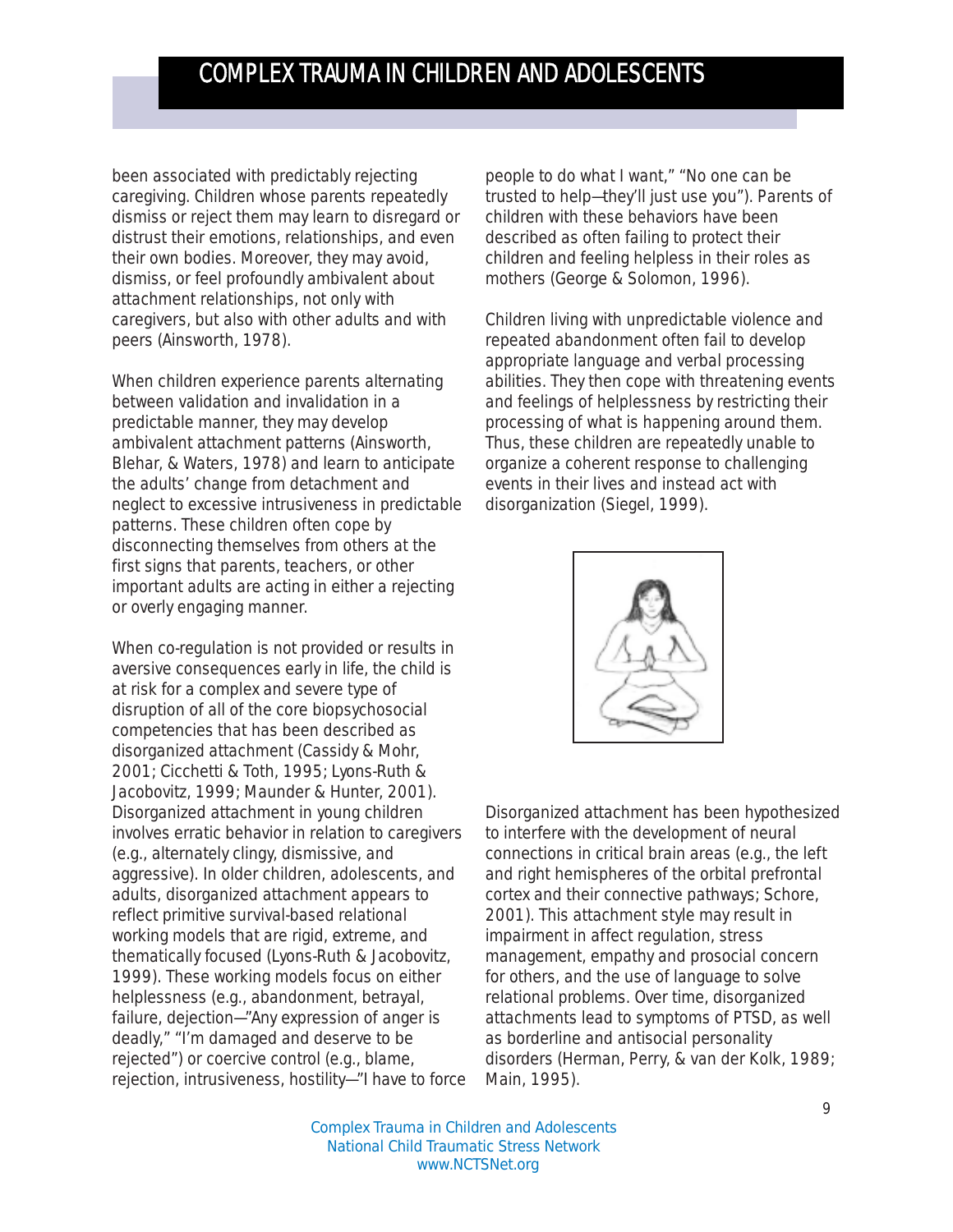been associated with predictably rejecting caregiving. Children whose parents repeatedly dismiss or reject them may learn to disregard or distrust their emotions, relationships, and even their own bodies. Moreover, they may avoid, dismiss, or feel profoundly ambivalent about attachment relationships, not only with caregivers, but also with other adults and with peers (Ainsworth, 1978).

When children experience parents alternating between validation and invalidation in a predictable manner, they may develop ambivalent attachment patterns (Ainsworth, Blehar, & Waters, 1978) and learn to anticipate the adults' change from detachment and neglect to excessive intrusiveness in predictable patterns. These children often cope by disconnecting themselves from others at the first signs that parents, teachers, or other important adults are acting in either a rejecting or overly engaging manner.

When co-regulation is not provided or results in aversive consequences early in life, the child is at risk for a complex and severe type of disruption of all of the core biopsychosocial competencies that has been described as disorganized attachment (Cassidy & Mohr, 2001; Cicchetti & Toth, 1995; Lyons-Ruth & Jacobovitz, 1999; Maunder & Hunter, 2001). Disorganized attachment in young children involves erratic behavior in relation to caregivers (e.g., alternately clingy, dismissive, and aggressive). In older children, adolescents, and adults, disorganized attachment appears to reflect primitive survival-based relational working models that are rigid, extreme, and thematically focused (Lyons-Ruth & Jacobovitz, 1999). These working models focus on either helplessness (e.g., abandonment, betrayal, failure, dejection—"Any expression of anger is deadly," "I'm damaged and deserve to be rejected") or coercive control (e.g., blame, rejection, intrusiveness, hostility—"I have to force people to do what I want," "No one can be trusted to help—they'll just use you"). Parents of children with these behaviors have been described as often failing to protect their children and feeling helpless in their roles as mothers (George & Solomon, 1996).

Children living with unpredictable violence and repeated abandonment often fail to develop appropriate language and verbal processing abilities. They then cope with threatening events and feelings of helplessness by restricting their processing of what is happening around them. Thus, these children are repeatedly unable to organize a coherent response to challenging events in their lives and instead act with disorganization (Siegel, 1999).

Disorganized attachment has been hypothesized to interfere with the development of neural connections in critical brain areas (e.g., the left and right hemispheres of the orbital prefrontal cortex and their connective pathways; Schore, 2001). This attachment style may result in impairment in affect regulation, stress management, empathy and prosocial concern for others, and the use of language to solve relational problems. Over time, disorganized attachments lead to symptoms of PTSD, as well as borderline and antisocial personality disorders (Herman, Perry, & van der Kolk, 1989; Main, 1995).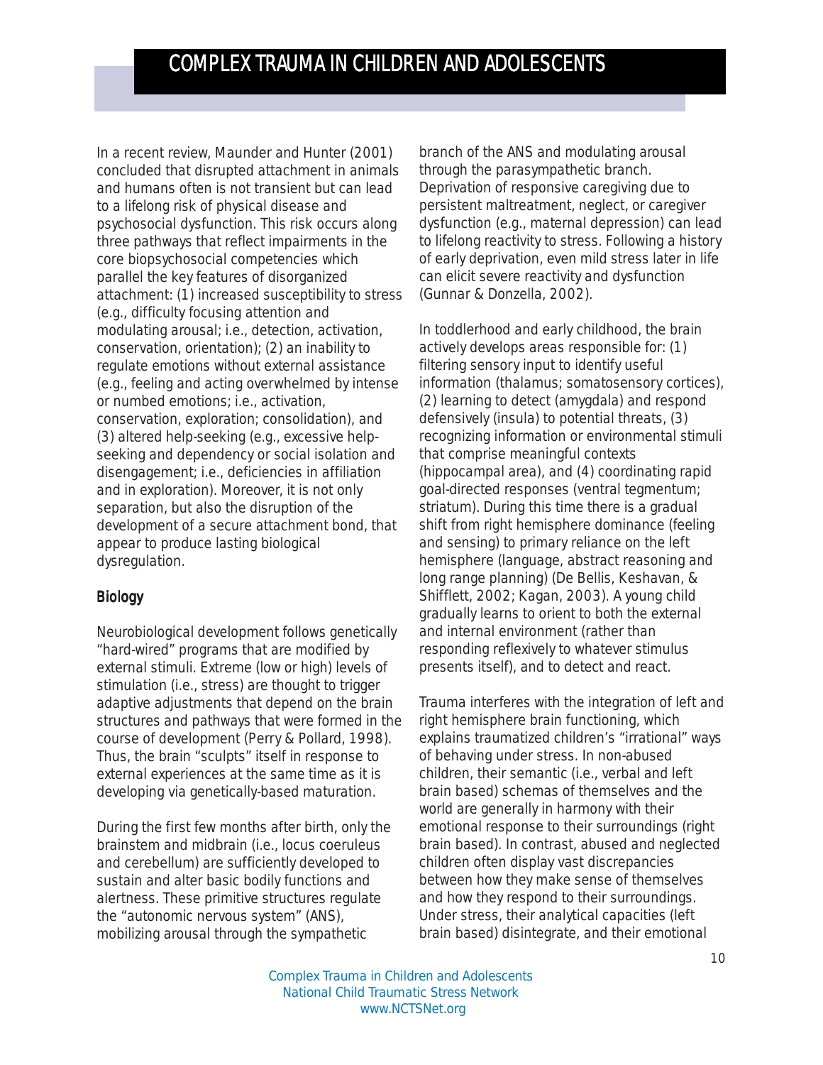In a recent review, Maunder and Hunter (2001) concluded that disrupted attachment in animals and humans often is not transient but can lead to a lifelong risk of physical disease and psychosocial dysfunction. This risk occurs along three pathways that reflect impairments in the core biopsychosocial competencies which parallel the key features of disorganized attachment: (1) increased susceptibility to stress (e.g., difficulty focusing attention and modulating arousal; i.e., detection, activation, conservation, orientation); (2) an inability to regulate emotions without external assistance (e.g., feeling and acting overwhelmed by intense or numbed emotions; i.e., activation, conservation, exploration; consolidation), and (3) altered help-seeking (e.g., excessive help-seeking and dependency or social isolation and disengagement; i.e., deficiencies in affiliation and in exploration). Moreover, it is not only separation, but also the disruption of the development of a secure attachment bond, that appear to produce lasting biological dysregulation.

## Biology

Neurobiological development follows genetically "hard-wired" programs that are modified by external stimuli. Extreme (low or high) levels of stimulation (i.e., stress) are thought to trigger adaptive adjustments that depend on the brain structures and pathways that were formed in the course of development (Perry & Pollard, 1998). Thus, the brain "sculpts" itself in response to external experiences at the same time as it is developing via genetically-based maturation.

During the first few months after birth, only the brainstem and midbrain (i.e., locus coeruleus and cerebellum) are sufficiently developed to sustain and alter basic bodily functions and alertness. These primitive structures regulate the "autonomic nervous system" (ANS), mobilizing arousal through the sympathetic branch of the ANS and modulating arousal through the parasympathetic branch. Deprivation of responsive caregiving due to persistent maltreatment, neglect, or caregiver dysfunction (e.g., maternal depression) can lead to lifelong reactivity to stress. Following a history of early deprivation, even mild stress later in life can elicit severe reactivity and dysfunction (Gunnar & Donzella, 2002).

In toddlerhood and early childhood, the brain actively develops areas responsible for: (1) filtering sensory input to identify useful information (thalamus; somatosensory cortices), (2) learning to detect (amygdala) and respond defensively (insula) to potential threats, (3) recognizing information or environmental stimuli that comprise meaningful contexts (hippocampal area), and (4) coordinating rapid goal-directed responses (ventral tegmentum; striatum). During this time there is a gradual shift from right hemisphere dominance (feeling and sensing) to primary reliance on the left hemisphere (language, abstract reasoning and long range planning) (De Bellis, Keshavan, & Shifflett, 2002; Kagan, 2003). A young child gradually learns to orient to both the external and internal environment (rather than responding reflexively to whatever stimulus presents itself), and to detect and react.

Trauma interferes with the integration of left and right hemisphere brain functioning, which explains traumatized children's "irrational" ways of behaving under stress. In non-abused children, their semantic (i.e., verbal and left brain based) schemas of themselves and the world are generally in harmony with their emotional response to their surroundings (right brain based). In contrast, abused and neglected children often display vast discrepancies between how they make sense of themselves and how they respond to their surroundings. Under stress, their analytical capacities (left brain based) disintegrate, and their emotional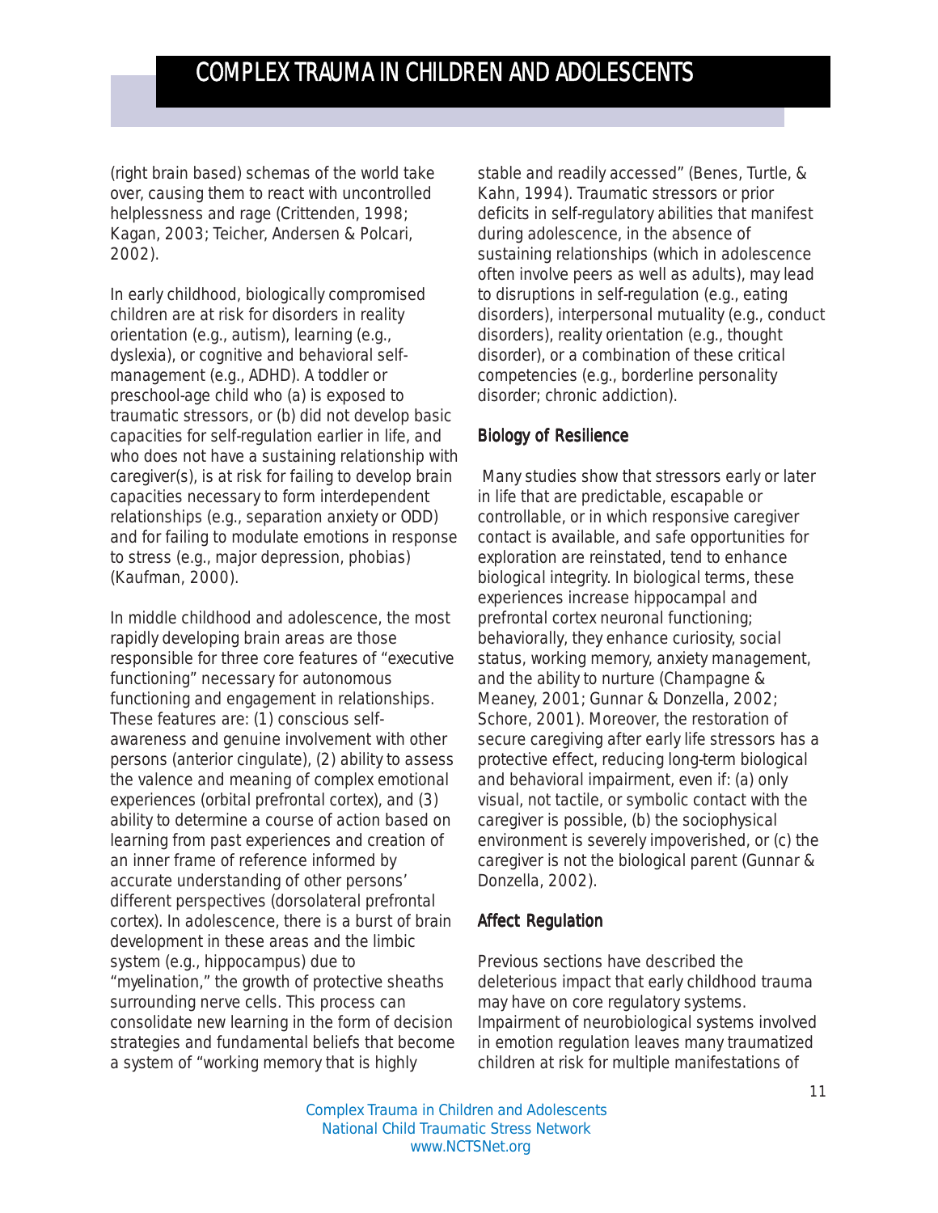(right brain based) schemas of the world take over, causing them to react with uncontrolled helplessness and rage (Crittenden, 1998; Kagan, 2003; Teicher, Andersen & Polcari, 2002).

In early childhood, biologically compromised children are at risk for disorders in reality orientation (e.g., autism), learning (e.g., dyslexia), or cognitive and behavioral self-management (e.g., ADHD). A toddler or preschool-age child who (a) is exposed to traumatic stressors, or (b) did not develop basic capacities for self-regulation earlier in life, and who does not have a sustaining relationship with caregiver(s), is at risk for failing to develop brain capacities necessary to form interdependent relationships (e.g., separation anxiety or ODD) and for failing to modulate emotions in response to stress (e.g., major depression, phobias) (Kaufman, 2000).

In middle childhood and adolescence, the most rapidly developing brain areas are those responsible for three core features of "executive functioning" necessary for autonomous functioning and engagement in relationships. These features are: (1) conscious self-awareness and genuine involvement with other persons (anterior cingulate), (2) ability to assess the valence and meaning of complex emotional experiences (orbital prefrontal cortex), and (3) ability to determine a course of action based on learning from past experiences and creation of an inner frame of reference informed by accurate understanding of other persons' different perspectives (dorsolateral prefrontal cortex). In adolescence, there is a burst of brain development in these areas and the limbic system (e.g., hippocampus) due to "myelination," the growth of protective sheaths surrounding nerve cells. This process can consolidate new learning in the form of decision strategies and fundamental beliefs that become a system of "working memory that is highly stable and readily accessed" (Benes, Turtle, & Kahn, 1994). Traumatic stressors or prior deficits in self-regulatory abilities that manifest during adolescence, in the absence of sustaining relationships (which in adolescence often involve peers as well as adults), may lead to disruptions in self-regulation (e.g., eating disorders), interpersonal mutuality (e.g., conduct disorders), reality orientation (e.g., thought disorder), or a combination of these critical competencies (e.g., borderline personality disorder; chronic addiction).

### Biology of Resilience

Many studies show that stressors early or later in life that are predictable, escapable or controllable, or in which responsive caregiver contact is available, and safe opportunities for exploration are reinstated, tend to enhance biological integrity. In biological terms, these experiences increase hippocampal and prefrontal cortex neuronal functioning; behaviorally, they enhance curiosity, social status, working memory, anxiety management, and the ability to nurture (Champagne & Meaney, 2001; Gunnar & Donzella, 2002; Schore, 2001). Moreover, the restoration of secure caregiving after early life stressors has a protective effect, reducing long-term biological and behavioral impairment, even if: (a) only visual, not tactile, or symbolic contact with the caregiver is possible, (b) the sociophysical environment is severely impoverished, or (c) the caregiver is not the biological parent (Gunnar & Donzella, 2002).

### Affect Regulation

Previous sections have described the deleterious impact that early childhood trauma may have on core regulatory systems. Impairment of neurobiological systems involved in emotion regulation leaves many traumatized children at risk for multiple manifestations of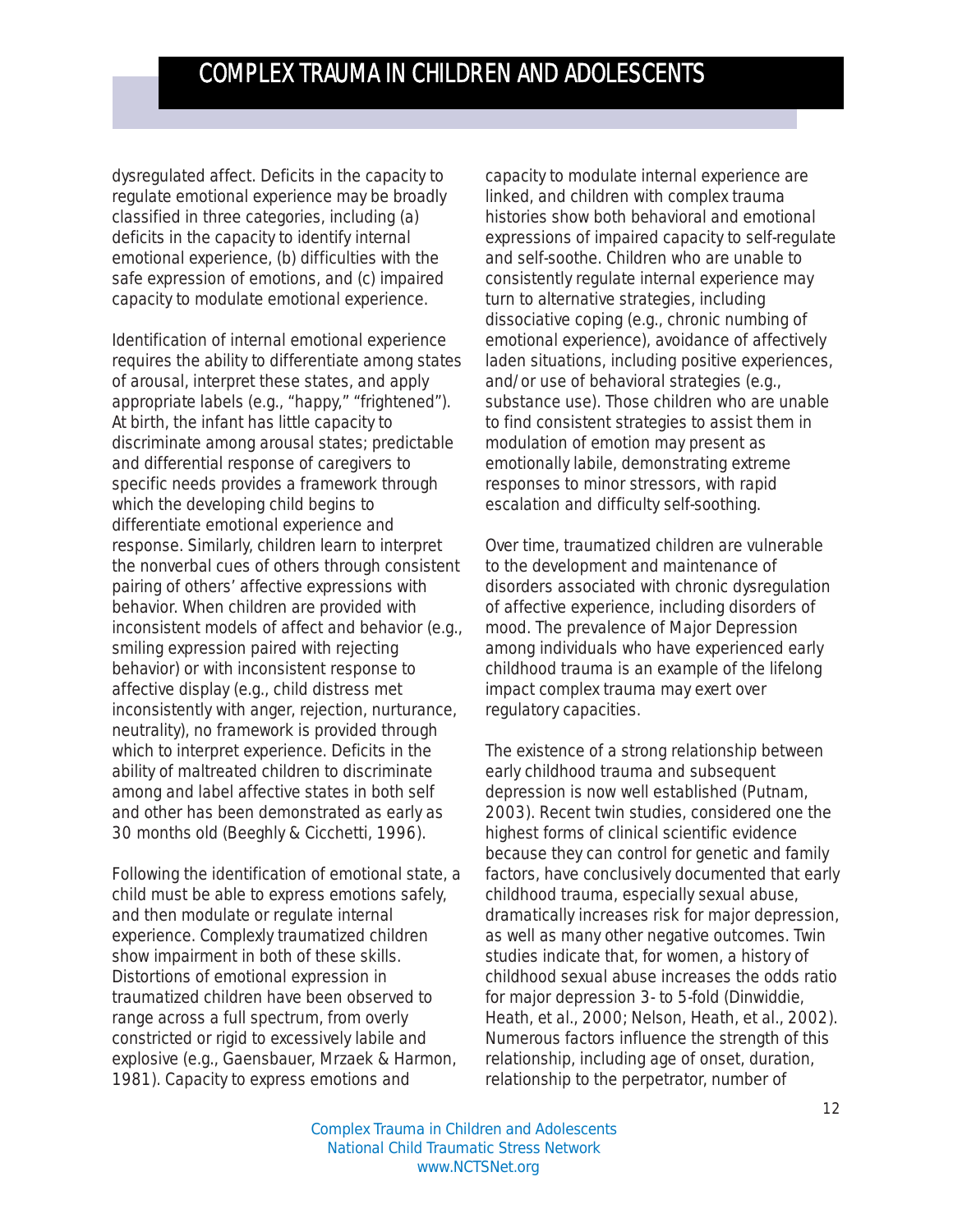dysregulated affect. Deficits in the capacity to regulate emotional experience may be broadly classified in three categories, including (a) deficits in the capacity to identify internal emotional experience, (b) difficulties with the safe expression of emotions, and (c) impaired capacity to modulate emotional experience.

Identification of internal emotional experience requires the ability to differentiate among states of arousal, interpret these states, and apply appropriate labels (e.g., "happy," "frightened"). At birth, the infant has little capacity to discriminate among arousal states; predictable and differential response of caregivers to specific needs provides a framework through which the developing child begins to differentiate emotional experience and response. Similarly, children learn to interpret the nonverbal cues of others through consistent pairing of others' affective expressions with behavior. When children are provided with inconsistent models of affect and behavior (e.g., smiling expression paired with rejecting behavior) or with inconsistent response to affective display (e.g., child distress met inconsistently with anger, rejection, nurturance, neutrality), no framework is provided through which to interpret experience. Deficits in the ability of maltreated children to discriminate among and label affective states in both self and other has been demonstrated as early as 30 months old (Beeghly & Cicchetti, 1996).

Following the identification of emotional state, a child must be able to express emotions safely, and then modulate or regulate internal experience. Complexly traumatized children show impairment in both of these skills. Distortions of emotional expression in traumatized children have been observed to range across a full spectrum, from overly constricted or rigid to excessively labile and explosive (e.g., Gaensbauer, Mrzaek & Harmon, 1981). Capacity to express emotions and capacity to modulate internal experience are linked, and children with complex trauma histories show both behavioral and emotional expressions of impaired capacity to self-regulate and self-soothe. Children who are unable to consistently regulate internal experience may turn to alternative strategies, including dissociative coping (e.g., chronic numbing of emotional experience), avoidance of affectively laden situations, including positive experiences, and/or use of behavioral strategies (e.g., substance use). Those children who are unable to find consistent strategies to assist them in modulation of emotion may present as emotionally labile, demonstrating extreme responses to minor stressors, with rapid escalation and difficulty self-soothing.

Over time, traumatized children are vulnerable to the development and maintenance of disorders associated with chronic dysregulation of affective experience, including disorders of mood. The prevalence of Major Depression among individuals who have experienced early childhood trauma is an example of the lifelong impact complex trauma may exert over regulatory capacities.

The existence of a strong relationship between early childhood trauma and subsequent depression is now well established (Putnam, 2003). Recent twin studies, considered one the highest forms of clinical scientific evidence because they can control for genetic and family factors, have conclusively documented that early childhood trauma, especially sexual abuse, dramatically increases risk for major depression, as well as many other negative outcomes. Twin studies indicate that, for women, a history of childhood sexual abuse increases the odds ratio for major depression 3- to 5-fold (Dinwiddie, Heath, et al., 2000; Nelson, Heath, et al., 2002). Numerous factors influence the strength of this relationship, including age of onset, duration, relationship to the perpetrator, number of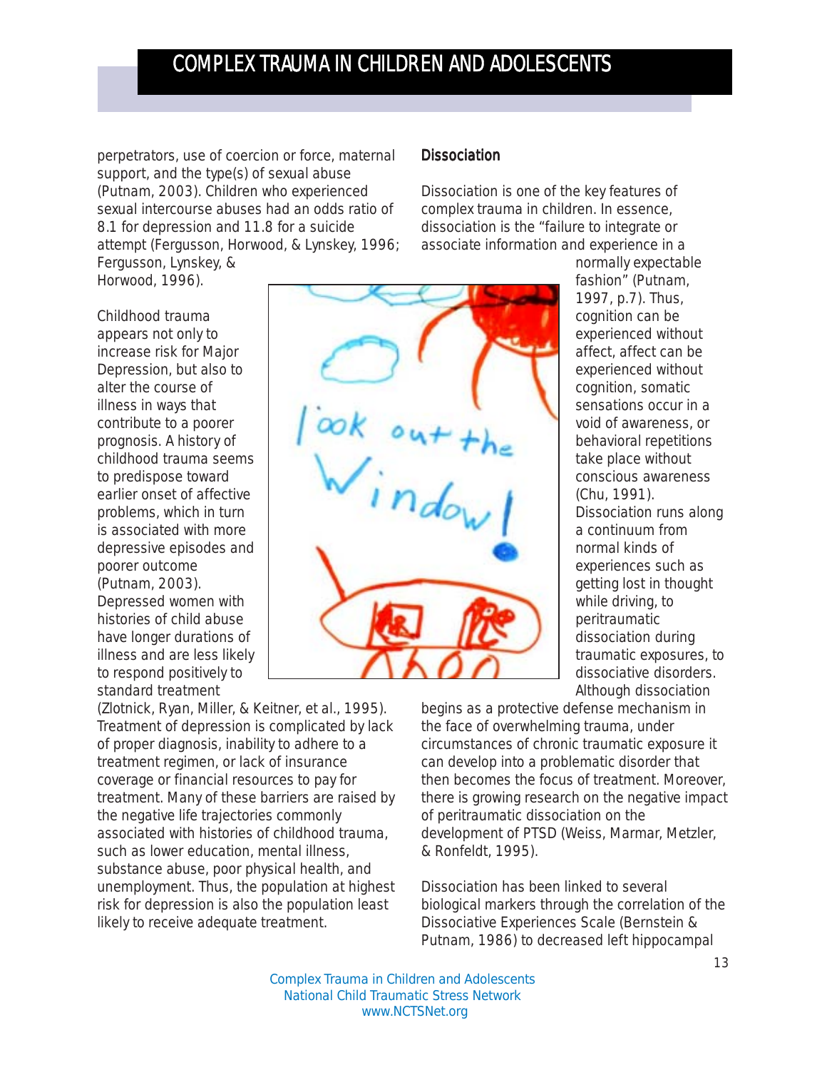perpetrators, use of coercion or force, maternal support, and the type(s) of sexual abuse (Putnam, 2003). Children who experienced sexual intercourse abuses had an odds ratio of 8.1 for depression and 11.8 for a suicide attempt (Fergusson, Horwood, & Lynskey, 1996; Fergusson, Lynskey, & Horwood, 1996).

Childhood trauma appears not only to increase risk for Major Depression, but also to alter the course of illness in ways that contribute to a poorer prognosis. A history of childhood trauma seems to predispose toward earlier onset of affective problems, which in turn is associated with more depressive episodes and poorer outcome (Putnam, 2003). Depressed women with histories of child abuse have longer durations of illness and are less likely to respond positively to standard treatment (Zlotnick, Ryan, Miller, & Keitner, et al., 1995). Treatment of depression is complicated by lack of proper diagnosis, inability to adhere to a treatment regimen, or lack of insurance coverage or financial resources to pay for treatment. Many of these barriers are raised by the negative life trajectories commonly associated with histories of childhood trauma, such as lower education, mental illness, substance abuse, poor physical health, and unemployment. Thus, the population at highest risk for depression is also the population least likely to receive adequate treatment.

### Dissociation

Dissociation is one of the key features of complex trauma in children. In essence, dissociation is the "failure to integrate or associate information and experience in a normally expectable fashion" (Putnam, 1997, p.7). Thus, cognition can be experienced without affect, affect can be experienced without cognition, somatic sensations occur in a void of awareness, or behavioral repetitions take place without conscious awareness (Chu, 1991). Dissociation runs along a continuum from normal kinds of experiences such as getting lost in thought while driving, to peritraumatic dissociation during traumatic exposures, to dissociative disorders. Although dissociation begins as a protective defense mechanism in the face of overwhelming trauma, under circumstances of chronic traumatic exposure it can develop into a problematic disorder that then becomes the focus of treatment. Moreover, there is growing research on the negative impact of peritraumatic dissociation on the development of PTSD (Weiss, Marmar, Metzler, & Ronfeldt, 1995).

Dissociation has been linked to several biological markers through the correlation of the Dissociative Experiences Scale (Bernstein & Putnam, 1986) to decreased left hippocampal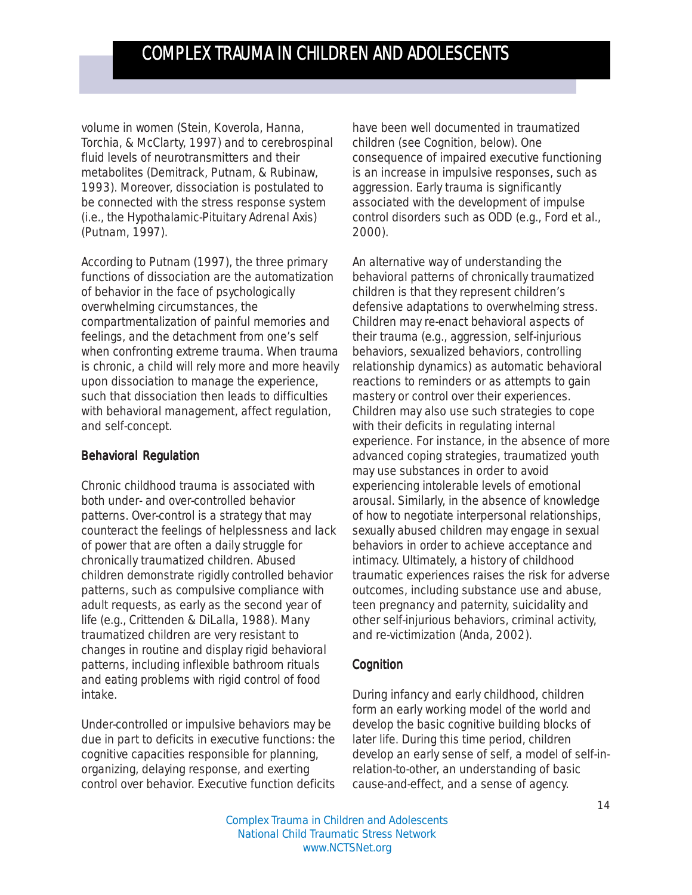volume in women (Stein, Koverola, Hanna, Torchia, & McClarty, 1997) and to cerebrospinal fluid levels of neurotransmitters and their metabolites (Demitrack, Putnam, & Rubinaw, 1993). Moreover, dissociation is postulated to be connected with the stress response system (i.e., the Hypothalamic-Pituitary Adrenal Axis) (Putnam, 1997).

According to Putnam (1997), the three primary functions of dissociation are the automatization of behavior in the face of psychologically overwhelming circumstances, the compartmentalization of painful memories and feelings, and the detachment from one's self when confronting extreme trauma. When trauma is chronic, a child will rely more and more heavily upon dissociation to manage the experience, such that dissociation then leads to difficulties with behavioral management, affect regulation, and self-concept.

### Behavioral Regulation

Chronic childhood trauma is associated with both under- and over-controlled behavior patterns. Over-control is a strategy that may counteract the feelings of helplessness and lack of power that are often a daily struggle for chronically traumatized children. Abused children demonstrate rigidly controlled behavior patterns, such as compulsive compliance with adult requests, as early as the second year of life (e.g., Crittenden & DiLalla, 1988). Many traumatized children are very resistant to changes in routine and display rigid behavioral patterns, including inflexible bathroom rituals and eating problems with rigid control of food intake.

Under-controlled or impulsive behaviors may be due in part to deficits in executive functions: the cognitive capacities responsible for planning, organizing, delaying response, and exerting control over behavior. Executive function deficits have been well documented in traumatized children (see Cognition, below). One consequence of impaired executive functioning is an increase in impulsive responses, such as aggression. Early trauma is significantly associated with the development of impulse control disorders such as ODD (e.g., Ford et al., 2000).

An alternative way of understanding the behavioral patterns of chronically traumatized children is that they represent children's defensive adaptations to overwhelming stress. Children may re-enact behavioral aspects of their trauma (e.g., aggression, self-injurious behaviors, sexualized behaviors, controlling relationship dynamics) as automatic behavioral reactions to reminders or as attempts to gain mastery or control over their experiences. Children may also use such strategies to cope with their deficits in regulating internal experience. For instance, in the absence of more advanced coping strategies, traumatized youth may use substances in order to avoid experiencing intolerable levels of emotional arousal. Similarly, in the absence of knowledge of how to negotiate interpersonal relationships, sexually abused children may engage in sexual behaviors in order to achieve acceptance and intimacy. Ultimately, a history of childhood traumatic experiences raises the risk for adverse outcomes, including substance use and abuse, teen pregnancy and paternity, suicidality and other self-injurious behaviors, criminal activity, and re-victimization (Anda, 2002).

### Cognition

During infancy and early childhood, children form an early working model of the world and develop the basic cognitive building blocks of later life. During this time period, children develop an early sense of self, a model of self-in-relation-to-other, an understanding of basic cause-and-effect, and a sense of agency.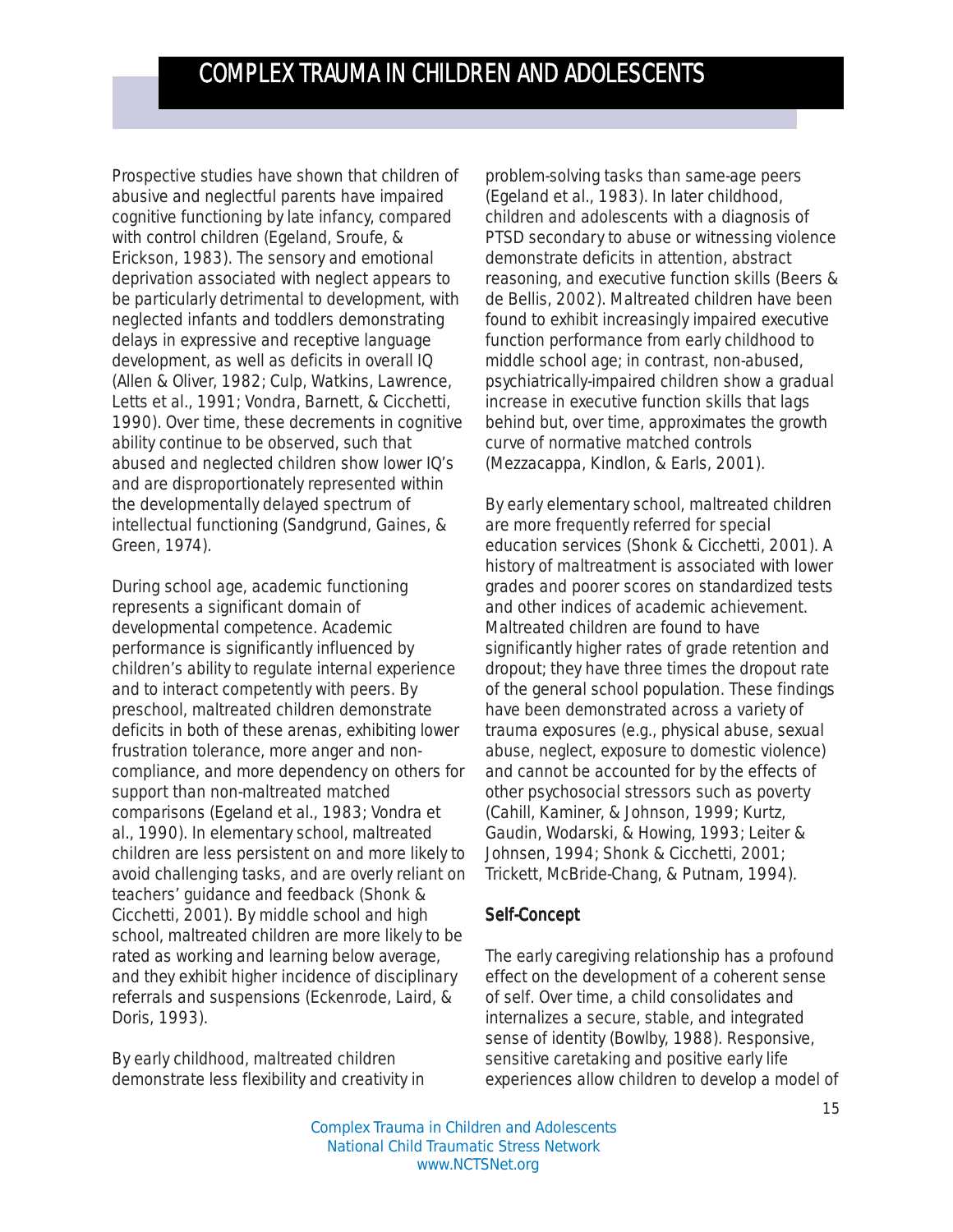Prospective studies have shown that children of abusive and neglectful parents have impaired cognitive functioning by late infancy, compared with control children (Egeland, Sroufe, & Erickson, 1983). The sensory and emotional deprivation associated with neglect appears to be particularly detrimental to development, with neglected infants and toddlers demonstrating delays in expressive and receptive language development, as well as deficits in overall IQ (Allen & Oliver, 1982; Culp, Watkins, Lawrence, Letts et al., 1991; Vondra, Barnett, & Cicchetti, 1990). Over time, these decrements in cognitive ability continue to be observed, such that abused and neglected children show lower IQ's and are disproportionately represented within the developmentally delayed spectrum of intellectual functioning (Sandgrund, Gaines, & Green, 1974).

During school age, academic functioning represents a significant domain of developmental competence. Academic performance is significantly influenced by children's ability to regulate internal experience and to interact competently with peers. By preschool, maltreated children demonstrate deficits in both of these arenas, exhibiting lower frustration tolerance, more anger and non-compliance, and more dependency on others for support than non-maltreated matched comparisons (Egeland et al., 1983; Vondra et al., 1990). In elementary school, maltreated children are less persistent on and more likely to avoid challenging tasks, and are overly reliant on teachers' guidance and feedback (Shonk & Cicchetti, 2001). By middle school and high school, maltreated children are more likely to be rated as working and learning below average, and they exhibit higher incidence of disciplinary referrals and suspensions (Eckenrode, Laird, & Doris, 1993).

By early childhood, maltreated children demonstrate less flexibility and creativity in problem-solving tasks than same-age peers (Egeland et al., 1983). In later childhood, children and adolescents with a diagnosis of PTSD secondary to abuse or witnessing violence demonstrate deficits in attention, abstract reasoning, and executive function skills (Beers & de Bellis, 2002). Maltreated children have been found to exhibit increasingly impaired executive function performance from early childhood to middle school age; in contrast, non-abused, psychiatrically-impaired children show a gradual increase in executive function skills that lags behind but, over time, approximates the growth curve of normative matched controls (Mezzacappa, Kindlon, & Earls, 2001).

By early elementary school, maltreated children are more frequently referred for special education services (Shonk & Cicchetti, 2001). A history of maltreatment is associated with lower grades and poorer scores on standardized tests and other indices of academic achievement. Maltreated children are found to have significantly higher rates of grade retention and dropout; they have three times the dropout rate of the general school population. These findings have been demonstrated across a variety of trauma exposures (e.g., physical abuse, sexual abuse, neglect, exposure to domestic violence) and cannot be accounted for by the effects of other psychosocial stressors such as poverty (Cahill, Kaminer, & Johnson, 1999; Kurtz, Gaudin, Wodarski, & Howing, 1993; Leiter & Johnsen, 1994; Shonk & Cicchetti, 2001; Trickett, McBride-Chang, & Putnam, 1994).

### Self-Concept

The early caregiving relationship has a profound effect on the development of a coherent sense of self. Over time, a child consolidates and internalizes a secure, stable, and integrated sense of identity (Bowlby, 1988). Responsive, sensitive caretaking and positive early life experiences allow children to develop a model of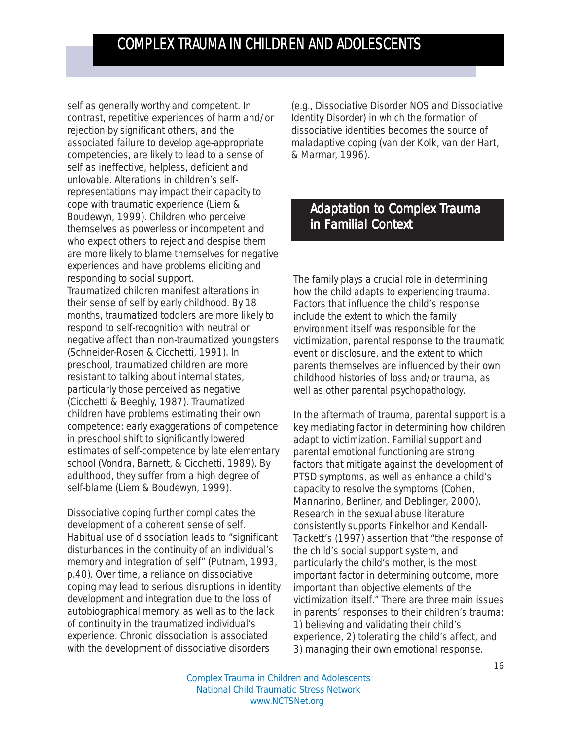self as generally worthy and competent. In contrast, repetitive experiences of harm and/or rejection by significant others, and the associated failure to develop age-appropriate competencies, are likely to lead to a sense of self as ineffective, helpless, deficient and unlovable. Alterations in children's self-representations may impact their capacity to cope with traumatic experience (Liem & Boudewyn, 1999). Children who perceive themselves as powerless or incompetent and who expect others to reject and despise them are more likely to blame themselves for negative experiences and have problems eliciting and responding to social support.
Traumatized children manifest alterations in their sense of self by early childhood. By 18 months, traumatized toddlers are more likely to respond to self-recognition with neutral or negative affect than non-traumatized youngsters (Schneider-Rosen & Cicchetti, 1991). In preschool, traumatized children are more resistant to talking about internal states, particularly those perceived as negative (Cicchetti & Beeghly, 1987). Traumatized children have problems estimating their own competence: early exaggerations of competence in preschool shift to significantly lowered estimates of self-competence by late elementary school (Vondra, Barnett, & Cicchetti, 1989). By adulthood, they suffer from a high degree of self-blame (Liem & Boudewyn, 1999).

Dissociative coping further complicates the development of a coherent sense of self. Habitual use of dissociation leads to "significant disturbances in the continuity of an individual's memory and integration of self" (Putnam, 1993, p.40). Over time, a reliance on dissociative coping may lead to serious disruptions in identity development and integration due to the loss of autobiographical memory, as well as to the lack of continuity in the traumatized individual's experience. Chronic dissociation is associated with the development of dissociative disorders (e.g., Dissociative Disorder NOS and Dissociative Identity Disorder) in which the formation of dissociative identities becomes the source of maladaptive coping (van der Kolk, van der Hart, & Marmar, 1996).

## Adaptation to Complex Trauma in Familial Context

The family plays a crucial role in determining how the child adapts to experiencing trauma. Factors that influence the child's response include the extent to which the family environment itself was responsible for the victimization, parental response to the traumatic event or disclosure, and the extent to which parents themselves are influenced by their own childhood histories of loss and/or trauma, as well as other parental psychopathology.

In the aftermath of trauma, parental support is a key mediating factor in determining how children adapt to victimization. Familial support and parental emotional functioning are strong factors that mitigate against the development of PTSD symptoms, as well as enhance a child's capacity to resolve the symptoms (Cohen, Mannarino, Berliner, and Deblinger, 2000). Research in the sexual abuse literature consistently supports Finkelhor and Kendall-Tackett's (1997) assertion that "the response of the child's social support system, and particularly the child's mother, is the most important factor in determining outcome, more important than objective elements of the victimization itself." There are three main issues in parents' responses to their children's trauma: 1) believing and validating their child's experience, 2) tolerating the child's affect, and 3) managing their own emotional response.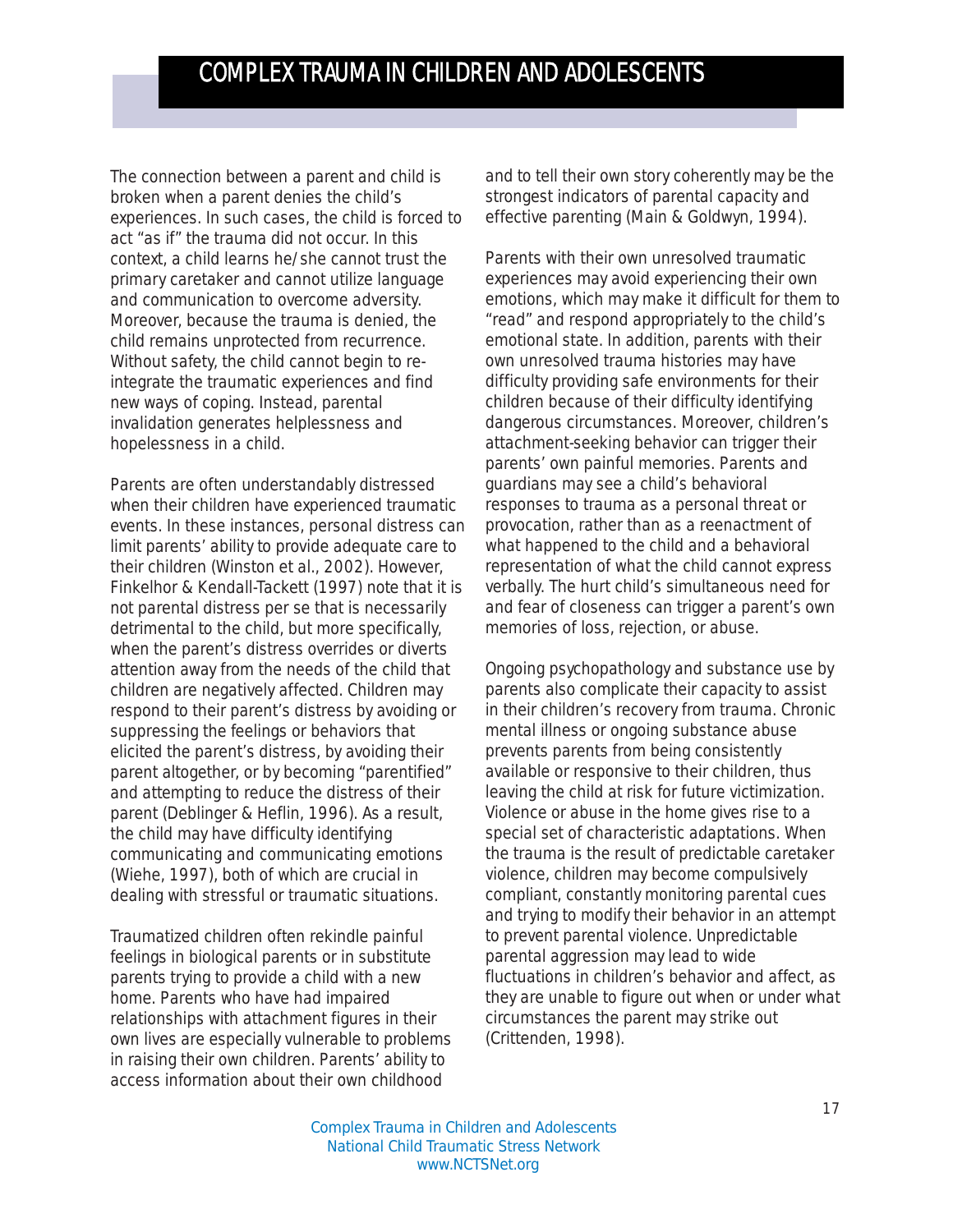The connection between a parent and child is broken when a parent denies the child's experiences. In such cases, the child is forced to act "as if" the trauma did not occur. In this context, a child learns he/she cannot trust the primary caretaker and cannot utilize language and communication to overcome adversity. Moreover, because the trauma is denied, the child remains unprotected from recurrence. Without safety, the child cannot begin to re-integrate the traumatic experiences and find new ways of coping. Instead, parental invalidation generates helplessness and hopelessness in a child.

Parents are often understandably distressed when their children have experienced traumatic events. In these instances, personal distress can limit parents' ability to provide adequate care to their children (Winston et al., 2002). However, Finkelhor & Kendall-Tackett (1997) note that it is not parental distress per se that is necessarily detrimental to the child, but more specifically, when the parent's distress overrides or diverts attention away from the needs of the child that children are negatively affected. Children may respond to their parent's distress by avoiding or suppressing the feelings or behaviors that elicited the parent's distress, by avoiding their parent altogether, or by becoming "parentified" and attempting to reduce the distress of their parent (Deblinger & Heflin, 1996). As a result, the child may have difficulty identifying communicating and communicating emotions (Wiehe, 1997), both of which are crucial in dealing with stressful or traumatic situations.

Traumatized children often rekindle painful feelings in biological parents or in substitute parents trying to provide a child with a new home. Parents who have had impaired relationships with attachment figures in their own lives are especially vulnerable to problems in raising their own children. Parents' ability to access information about their own childhood and to tell their own story coherently may be the strongest indicators of parental capacity and effective parenting (Main & Goldwyn, 1994).

Parents with their own unresolved traumatic experiences may avoid experiencing their own emotions, which may make it difficult for them to "read" and respond appropriately to the child's emotional state. In addition, parents with their own unresolved trauma histories may have difficulty providing safe environments for their children because of their difficulty identifying dangerous circumstances. Moreover, children's attachment-seeking behavior can trigger their parents' own painful memories. Parents and guardians may see a child's behavioral responses to trauma as a personal threat or provocation, rather than as a reenactment of what happened to the child and a behavioral representation of what the child cannot express verbally. The hurt child's simultaneous need for and fear of closeness can trigger a parent's own memories of loss, rejection, or abuse.

Ongoing psychopathology and substance use by parents also complicate their capacity to assist in their children's recovery from trauma. Chronic mental illness or ongoing substance abuse prevents parents from being consistently available or responsive to their children, thus leaving the child at risk for future victimization. Violence or abuse in the home gives rise to a special set of characteristic adaptations. When the trauma is the result of predictable caretaker violence, children may become compulsively compliant, constantly monitoring parental cues and trying to modify their behavior in an attempt to prevent parental violence. Unpredictable parental aggression may lead to wide fluctuations in children's behavior and affect, as they are unable to figure out when or under what circumstances the parent may strike out (Crittenden, 1998).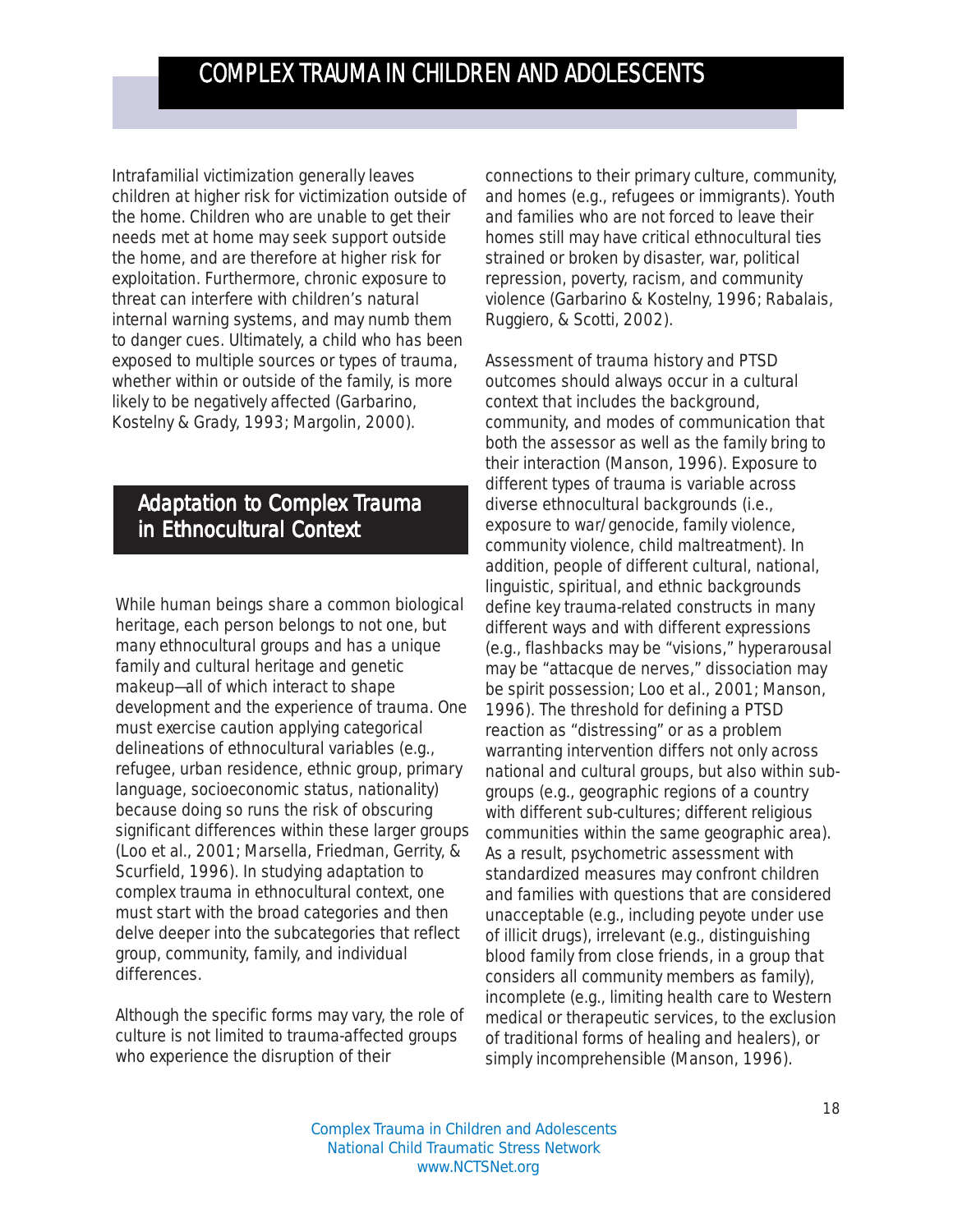Intrafamilial victimization generally leaves children at higher risk for victimization outside of the home. Children who are unable to get their needs met at home may seek support outside the home, and are therefore at higher risk for exploitation. Furthermore, chronic exposure to threat can interfere with children's natural internal warning systems, and may numb them to danger cues. Ultimately, a child who has been exposed to multiple sources or types of trauma, whether within or outside of the family, is more likely to be negatively affected (Garbarino, Kostelny & Grady, 1993; Margolin, 2000).

## Adaptation to Complex Trauma in Ethnocultural Context

While human beings share a common biological heritage, each person belongs to not one, but many ethnocultural groups and has a unique family and cultural heritage and genetic makeup—all of which interact to shape development and the experience of trauma. One must exercise caution applying categorical delineations of ethnocultural variables (e.g., refugee, urban residence, ethnic group, primary language, socioeconomic status, nationality) because doing so runs the risk of obscuring significant differences within these larger groups (Loo et al., 2001; Marsella, Friedman, Gerrity, & Scurfield, 1996). In studying adaptation to complex trauma in ethnocultural context, one must start with the broad categories and then delve deeper into the subcategories that reflect group, community, family, and individual differences.

Although the specific forms may vary, the role of culture is not limited to trauma-affected groups who experience the disruption of their connections to their primary culture, community, and homes (e.g., refugees or immigrants). Youth and families who are not forced to leave their homes still may have critical ethnocultural ties strained or broken by disaster, war, political repression, poverty, racism, and community violence (Garbarino & Kostelny, 1996; Rabalais, Ruggiero, & Scotti, 2002).

Assessment of trauma history and PTSD outcomes should always occur in a cultural context that includes the background, community, and modes of communication that both the assessor as well as the family bring to their interaction (Manson, 1996). Exposure to different types of trauma is variable across diverse ethnocultural backgrounds (i.e., exposure to war/genocide, family violence, community violence, child maltreatment). In addition, people of different cultural, national, linguistic, spiritual, and ethnic backgrounds define key trauma-related constructs in many different ways and with different expressions (e.g., flashbacks may be "visions," hyperarousal may be "attacque de nerves," dissociation may be spirit possession; Loo et al., 2001; Manson, 1996). The threshold for defining a PTSD reaction as "distressing" or as a problem warranting intervention differs not only across national and cultural groups, but also within sub-groups (e.g., geographic regions of a country with different sub-cultures; different religious communities within the same geographic area). As a result, psychometric assessment with standardized measures may confront children and families with questions that are considered unacceptable (e.g., including peyote under use of illicit drugs), irrelevant (e.g., distinguishing blood family from close friends, in a group that considers all community members as family), incomplete (e.g., limiting health care to Western medical or therapeutic services, to the exclusion of traditional forms of healing and healers), or simply incomprehensible (Manson, 1996).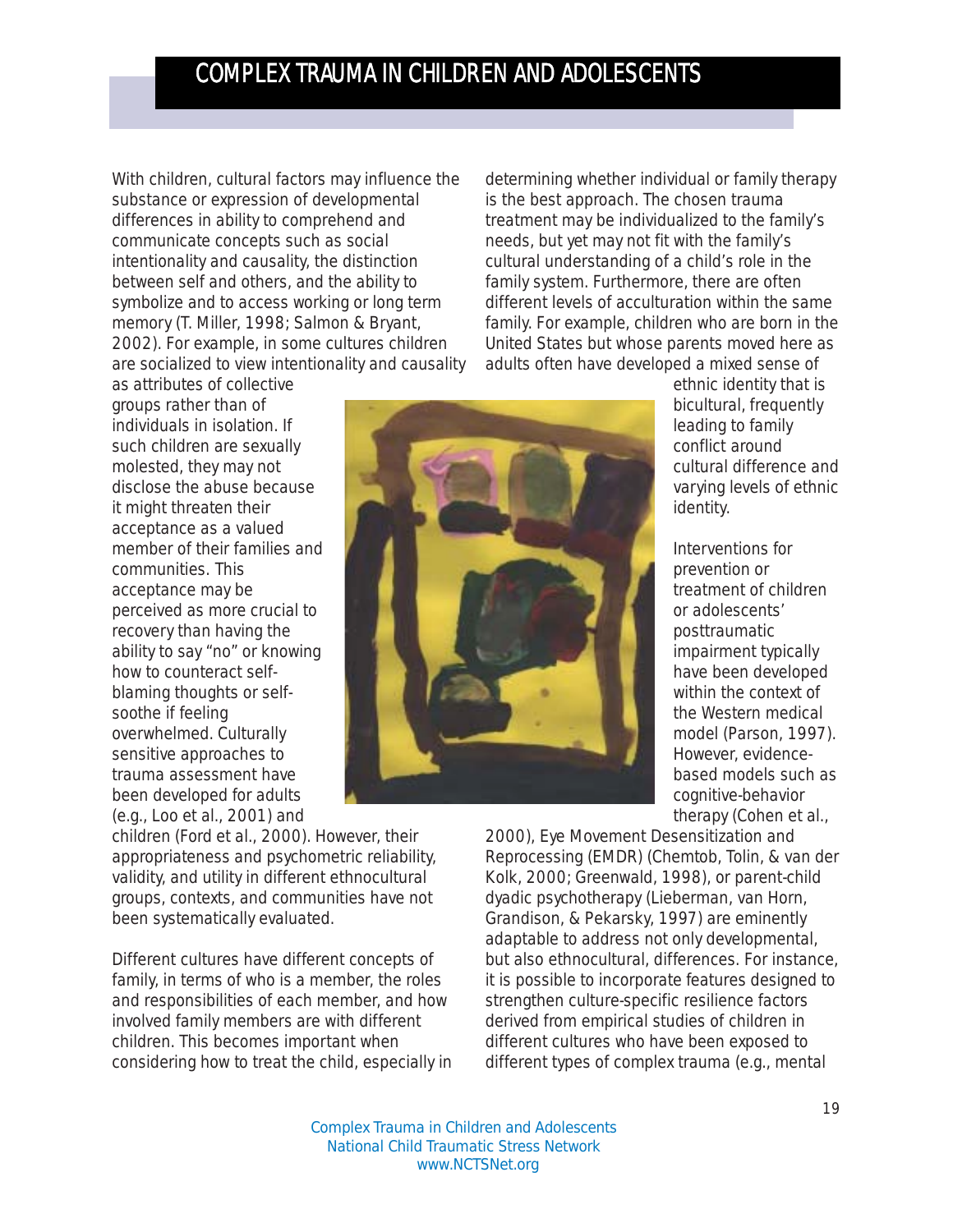With children, cultural factors may influence the substance or expression of developmental differences in ability to comprehend and communicate concepts such as social intentionality and causality, the distinction between self and others, and the ability to symbolize and to access working or long term memory (T. Miller, 1998; Salmon & Bryant, 2002). For example, in some cultures children are socialized to view intentionality and causality as attributes of collective groups rather than of individuals in isolation. If such children are sexually molested, they may not disclose the abuse because it might threaten their acceptance as a valued member of their families and communities. This acceptance may be perceived as more crucial to recovery than having the ability to say "no" or knowing how to counteract self-blaming thoughts or self-soothe if feeling overwhelmed. Culturally sensitive approaches to trauma assessment have been developed for adults (e.g., Loo et al., 2001) and children (Ford et al., 2000). However, their appropriateness and psychometric reliability, validity, and utility in different ethnocultural groups, contexts, and communities have not been systematically evaluated.

Different cultures have different concepts of family, in terms of who is a member, the roles and responsibilities of each member, and how involved family members are with different children. This becomes important when considering how to treat the child, especially in determining whether individual or family therapy is the best approach. The chosen trauma treatment may be individualized to the family's needs, but yet may not fit with the family's cultural understanding of a child's role in the family system. Furthermore, there are often different levels of acculturation within the same family. For example, children who are born in the United States but whose parents moved here as adults often have developed a mixed sense of ethnic identity that is bicultural, frequently leading to family conflict around cultural difference and varying levels of ethnic identity.

Interventions for prevention or treatment of children or adolescents' posttraumatic impairment typically have been developed within the context of the Western medical model (Parson, 1997). However, evidence-based models such as cognitive-behavior therapy (Cohen et al., 2000), Eye Movement Desensitization and Reprocessing (EMDR) (Chemtob, Tolin, & van der Kolk, 2000; Greenwald, 1998), or parent-child dyadic psychotherapy (Lieberman, van Horn, Grandison, & Pekarsky, 1997) are eminently adaptable to address not only developmental, but also ethnocultural, differences. For instance, it is possible to incorporate features designed to strengthen culture-specific resilience factors derived from empirical studies of children in different cultures who have been exposed to different types of complex trauma (e.g., mental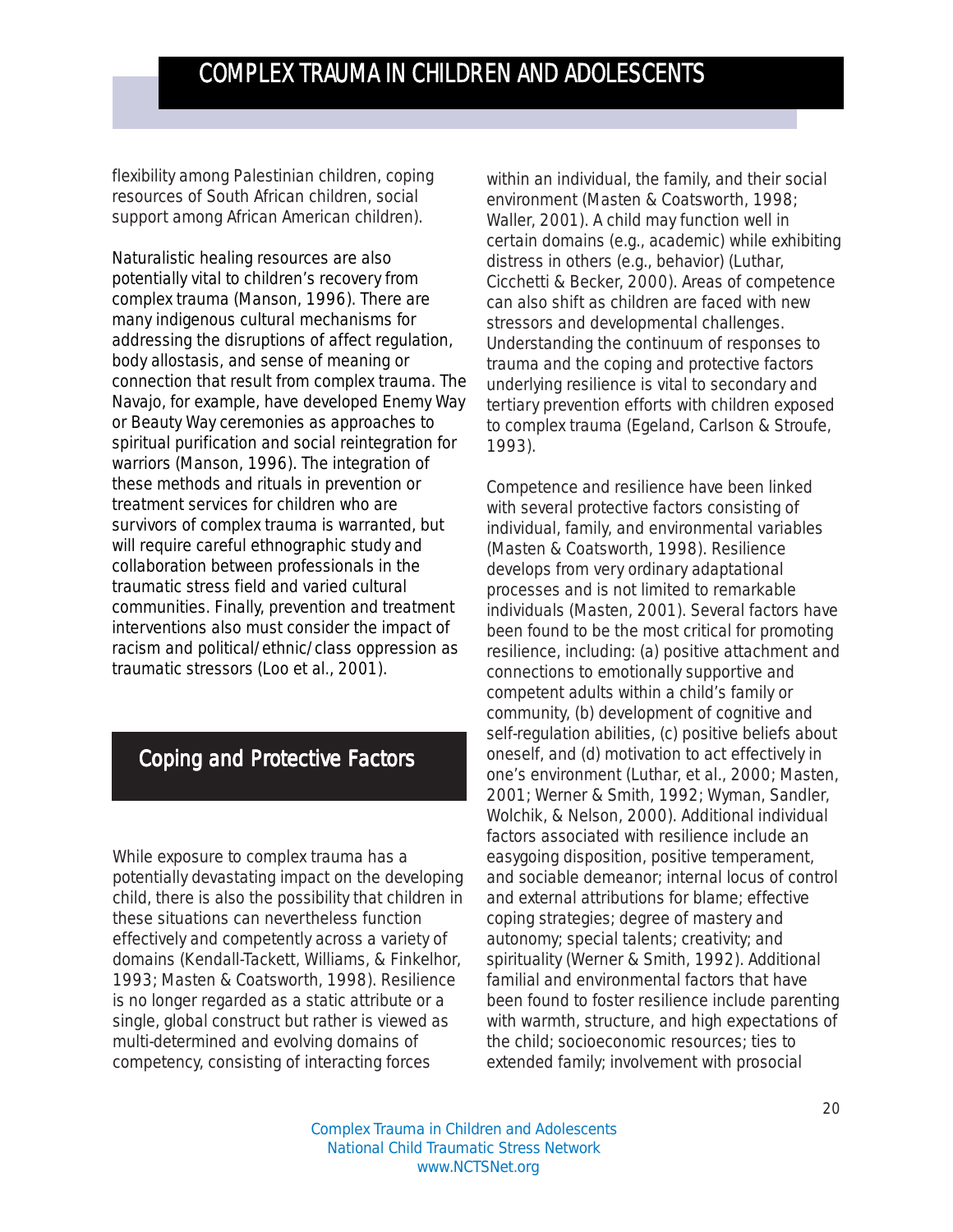flexibility among Palestinian children, coping resources of South African children, social support among African American children).

Naturalistic healing resources are also potentially vital to children's recovery from complex trauma (Manson, 1996). There are many indigenous cultural mechanisms for addressing the disruptions of affect regulation, body allostasis, and sense of meaning or connection that result from complex trauma. The Navajo, for example, have developed Enemy Way or Beauty Way ceremonies as approaches to spiritual purification and social reintegration for warriors (Manson, 1996). The integration of these methods and rituals in prevention or treatment services for children who are survivors of complex trauma is warranted, but will require careful ethnographic study and collaboration between professionals in the traumatic stress field and varied cultural communities. Finally, prevention and treatment interventions also must consider the impact of racism and political/ethnic/class oppression as traumatic stressors (Loo et al., 2001).

## Coping and Protective Factors

While exposure to complex trauma has a potentially devastating impact on the developing child, there is also the possibility that children in these situations can nevertheless function effectively and competently across a variety of domains (Kendall-Tackett, Williams, & Finkelhor, 1993; Masten & Coatsworth, 1998). Resilience is no longer regarded as a static attribute or a single, global construct but rather is viewed as multi-determined and evolving domains of competency, consisting of interacting forces within an individual, the family, and their social environment (Masten & Coatsworth, 1998; Waller, 2001). A child may function well in certain domains (e.g., academic) while exhibiting distress in others (e.g., behavior) (Luthar, Cicchetti & Becker, 2000). Areas of competence can also shift as children are faced with new stressors and developmental challenges. Understanding the continuum of responses to trauma and the coping and protective factors underlying resilience is vital to secondary and tertiary prevention efforts with children exposed to complex trauma (Egeland, Carlson & Stroufe, 1993).

Competence and resilience have been linked with several protective factors consisting of individual, family, and environmental variables (Masten & Coatsworth, 1998). Resilience develops from very ordinary adaptational processes and is not limited to remarkable individuals (Masten, 2001). Several factors have been found to be the most critical for promoting resilience, including: (a) positive attachment and connections to emotionally supportive and competent adults within a child's family or community, (b) development of cognitive and self-regulation abilities, (c) positive beliefs about oneself, and (d) motivation to act effectively in one's environment (Luthar, et al., 2000; Masten, 2001; Werner & Smith, 1992; Wyman, Sandler, Wolchik, & Nelson, 2000). Additional individual factors associated with resilience include an easygoing disposition, positive temperament, and sociable demeanor; internal locus of control and external attributions for blame; effective coping strategies; degree of mastery and autonomy; special talents; creativity; and spirituality (Werner & Smith, 1992). Additional familial and environmental factors that have been found to foster resilience include parenting with warmth, structure, and high expectations of the child; socioeconomic resources; ties to extended family; involvement with prosocial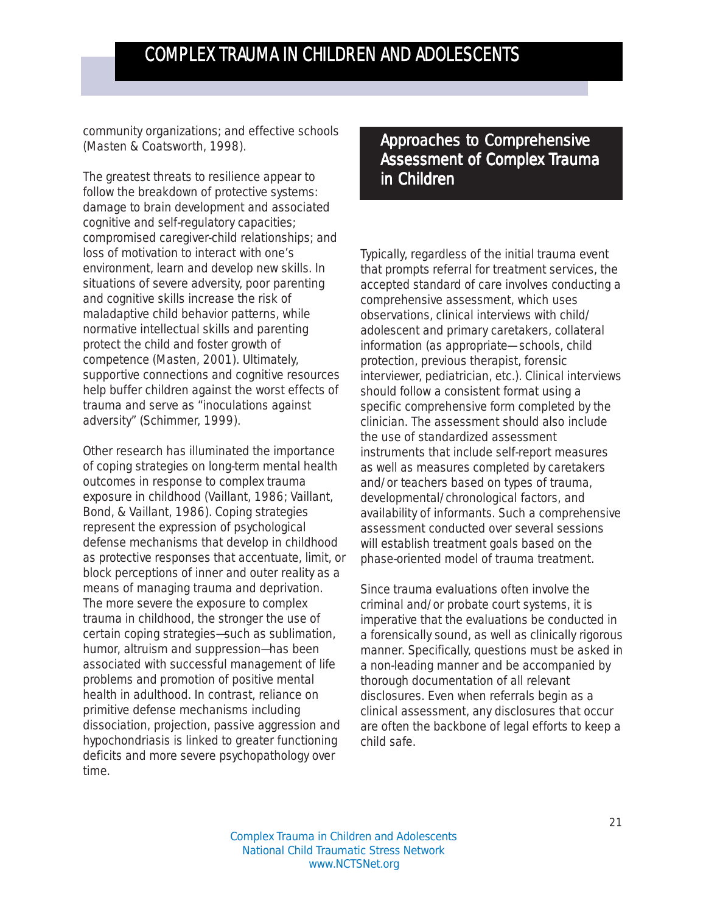community organizations; and effective schools (Masten & Coatsworth, 1998).

The greatest threats to resilience appear to follow the breakdown of protective systems: damage to brain development and associated cognitive and self-regulatory capacities; compromised caregiver-child relationships; and loss of motivation to interact with one's environment, learn and develop new skills. In situations of severe adversity, poor parenting and cognitive skills increase the risk of maladaptive child behavior patterns, while normative intellectual skills and parenting protect the child and foster growth of competence (Masten, 2001). Ultimately, supportive connections and cognitive resources help buffer children against the worst effects of trauma and serve as "inoculations against adversity" (Schimmer, 1999).

Other research has illuminated the importance of coping strategies on long-term mental health outcomes in response to complex trauma exposure in childhood (Vaillant, 1986; Vaillant, Bond, & Vaillant, 1986). Coping strategies represent the expression of psychological defense mechanisms that develop in childhood as protective responses that accentuate, limit, or block perceptions of inner and outer reality as a means of managing trauma and deprivation. The more severe the exposure to complex trauma in childhood, the stronger the use of certain coping strategies—such as sublimation, humor, altruism and suppression—has been associated with successful management of life problems and promotion of positive mental health in adulthood. In contrast, reliance on primitive defense mechanisms including dissociation, projection, passive aggression and hypochondriasis is linked to greater functioning deficits and more severe psychopathology over time.

## Approaches to Comprehensive Assessment of Complex Trauma in Children

Typically, regardless of the initial trauma event that prompts referral for treatment services, the accepted standard of care involves conducting a comprehensive assessment, which uses observations, clinical interviews with child/adolescent and primary caretakers, collateral information (as appropriate—schools, child protection, previous therapist, forensic interviewer, pediatrician, etc.). Clinical interviews should follow a consistent format using a specific comprehensive form completed by the clinician. The assessment should also include the use of standardized assessment instruments that include self-report measures as well as measures completed by caretakers and/or teachers based on types of trauma, developmental/chronological factors, and availability of informants. Such a comprehensive assessment conducted over several sessions will establish treatment goals based on the phase-oriented model of trauma treatment.

Since trauma evaluations often involve the criminal and/or probate court systems, it is imperative that the evaluations be conducted in a forensically sound, as well as clinically rigorous manner. Specifically, questions must be asked in a non-leading manner and be accompanied by thorough documentation of all relevant disclosures. Even when referrals begin as a clinical assessment, any disclosures that occur are often the backbone of legal efforts to keep a child safe.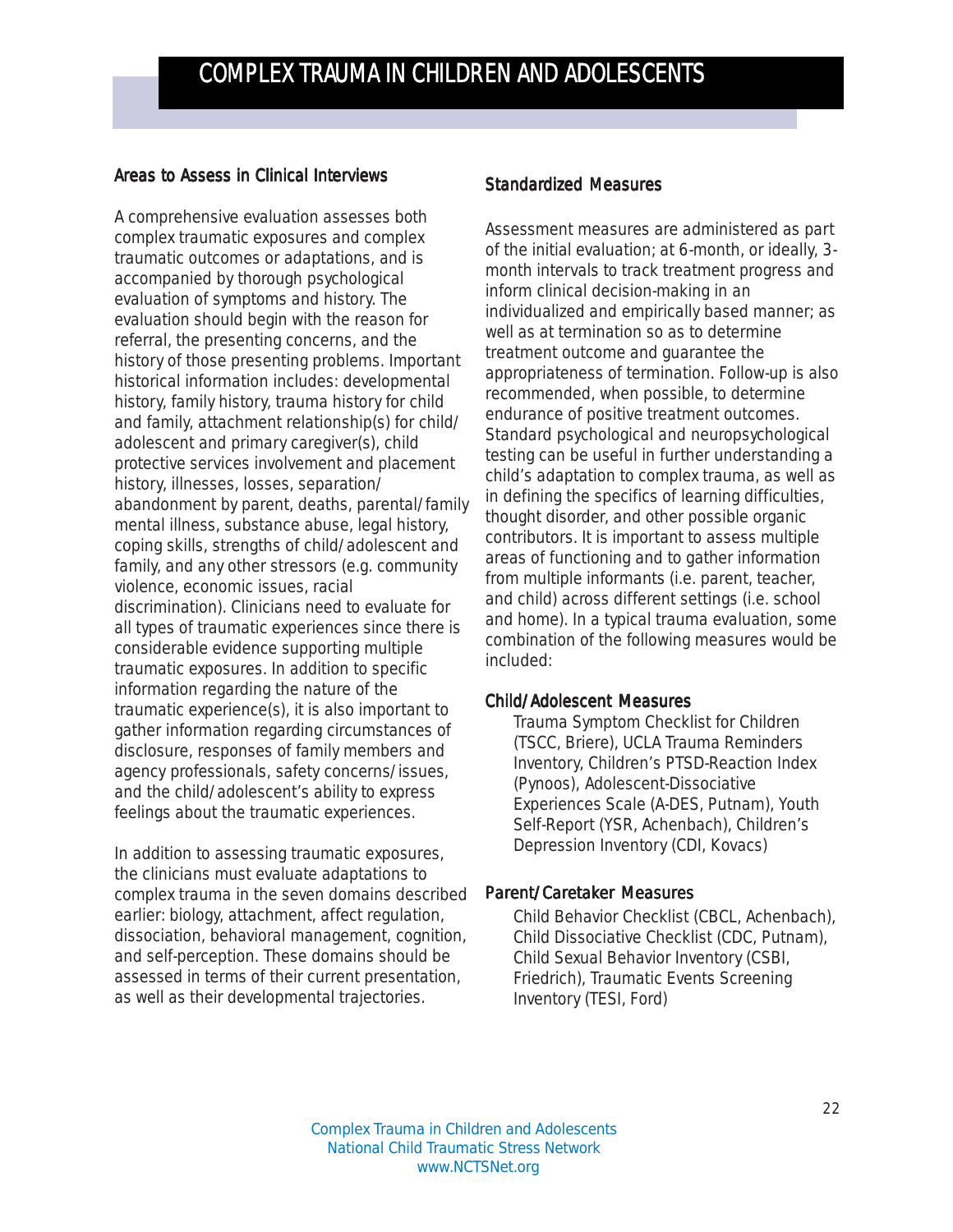## Areas to Assess in Clinical Interviews

A comprehensive evaluation assesses both complex traumatic exposures and complex traumatic outcomes or adaptations, and is accompanied by thorough psychological evaluation of symptoms and history. The evaluation should begin with the reason for referral, the presenting concerns, and the history of those presenting problems. Important historical information includes: developmental history, family history, trauma history for child and family, attachment relationship(s) for child/adolescent and primary caregiver(s), child protective services involvement and placement history, illnesses, losses, separation/abandonment by parent, deaths, parental/family mental illness, substance abuse, legal history, coping skills, strengths of child/adolescent and family, and any other stressors (e.g. community violence, economic issues, racial discrimination). Clinicians need to evaluate for all types of traumatic experiences since there is considerable evidence supporting multiple traumatic exposures. In addition to specific information regarding the nature of the traumatic experience(s), it is also important to gather information regarding circumstances of disclosure, responses of family members and agency professionals, safety concerns/issues, and the child/adolescent's ability to express feelings about the traumatic experiences.

In addition to assessing traumatic exposures, the clinicians must evaluate adaptations to complex trauma in the seven domains described earlier: biology, attachment, affect regulation, dissociation, behavioral management, cognition, and self-perception. These domains should be assessed in terms of their current presentation, as well as their developmental trajectories.

## Standardized Measures

Assessment measures are administered as part of the initial evaluation; at 6-month, or ideally, 3-month intervals to track treatment progress and inform clinical decision-making in an individualized and empirically based manner; as well as at termination so as to determine treatment outcome and guarantee the appropriateness of termination. Follow-up is also recommended, when possible, to determine endurance of positive treatment outcomes. Standard psychological and neuropsychological testing can be useful in further understanding a child's adaptation to complex trauma, as well as in defining the specifics of learning difficulties, thought disorder, and other possible organic contributors. It is important to assess multiple areas of functioning and to gather information from multiple informants (i.e. parent, teacher, and child) across different settings (i.e. school and home). In a typical trauma evaluation, some combination of the following measures would be included:

### Child/Adolescent Measures

Trauma Symptom Checklist for Children (TSCC, Briere), UCLA Trauma Reminders Inventory, Children's PTSD-Reaction Index (Pynoos), Adolescent-Dissociative Experiences Scale (A-DES, Putnam), Youth Self-Report (YSR, Achenbach), Children's Depression Inventory (CDI, Kovacs)

### Parent/Caretaker Measures

Child Behavior Checklist (CBCL, Achenbach), Child Dissociative Checklist (CDC, Putnam), Child Sexual Behavior Inventory (CSBI, Friedrich), Traumatic Events Screening Inventory (TESI, Ford)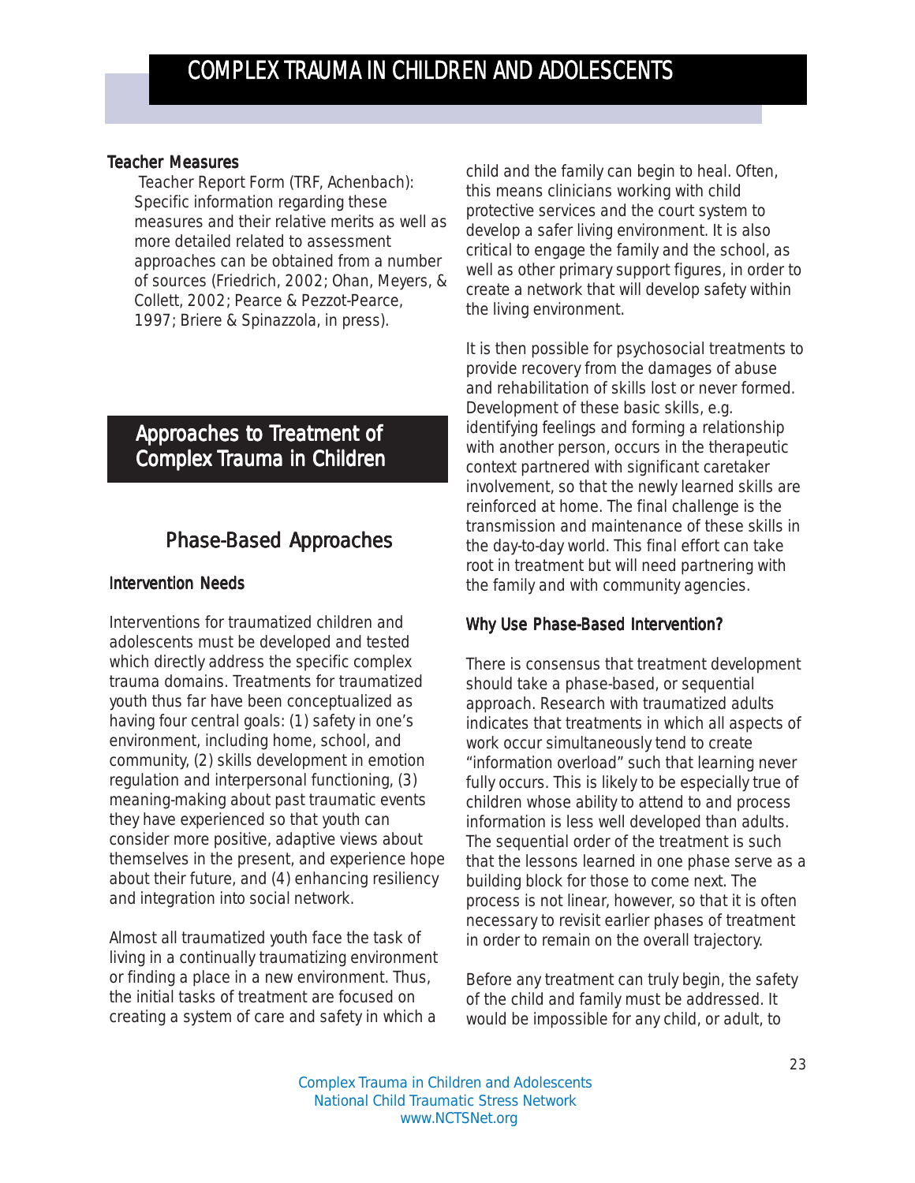### Teacher Measures

Teacher Report Form (TRF, Achenbach): Specific information regarding these measures and their relative merits as well as more detailed related to assessment approaches can be obtained from a number of sources (Friedrich, 2002; Ohan, Meyers, & Collett, 2002; Pearce & Pezzot-Pearce, 1997; Briere & Spinazzola, in press).

# Approaches to Treatment of Complex Trauma in Children

## Phase-Based Approaches

### Intervention Needs

Interventions for traumatized children and adolescents must be developed and tested which directly address the specific complex trauma domains. Treatments for traumatized youth thus far have been conceptualized as having four central goals: (1) safety in one's environment, including home, school, and community, (2) skills development in emotion regulation and interpersonal functioning, (3) meaning-making about past traumatic events they have experienced so that youth can consider more positive, adaptive views about themselves in the present, and experience hope about their future, and (4) enhancing resiliency and integration into social network.

Almost all traumatized youth face the task of living in a continually traumatizing environment or finding a place in a new environment. Thus, the initial tasks of treatment are focused on creating a system of care and safety in which a child and the family can begin to heal. Often, this means clinicians working with child protective services and the court system to develop a safer living environment. It is also critical to engage the family and the school, as well as other primary support figures, in order to create a network that will develop safety within the living environment.

It is then possible for psychosocial treatments to provide recovery from the damages of abuse and rehabilitation of skills lost or never formed. Development of these basic skills, e.g. identifying feelings and forming a relationship with another person, occurs in the therapeutic context partnered with significant caretaker involvement, so that the newly learned skills are reinforced at home. The final challenge is the transmission and maintenance of these skills in the day-to-day world. This final effort can take root in treatment but will need partnering with the family and with community agencies.

### Why Use Phase-Based Intervention?

There is consensus that treatment development should take a phase-based, or sequential approach. Research with traumatized adults indicates that treatments in which all aspects of work occur simultaneously tend to create "information overload" such that learning never fully occurs. This is likely to be especially true of children whose ability to attend to and process information is less well developed than adults. The sequential order of the treatment is such that the lessons learned in one phase serve as a building block for those to come next. The process is not linear, however, so that it is often necessary to revisit earlier phases of treatment in order to remain on the overall trajectory.

Before any treatment can truly begin, the safety of the child and family must be addressed. It would be impossible for any child, or adult, to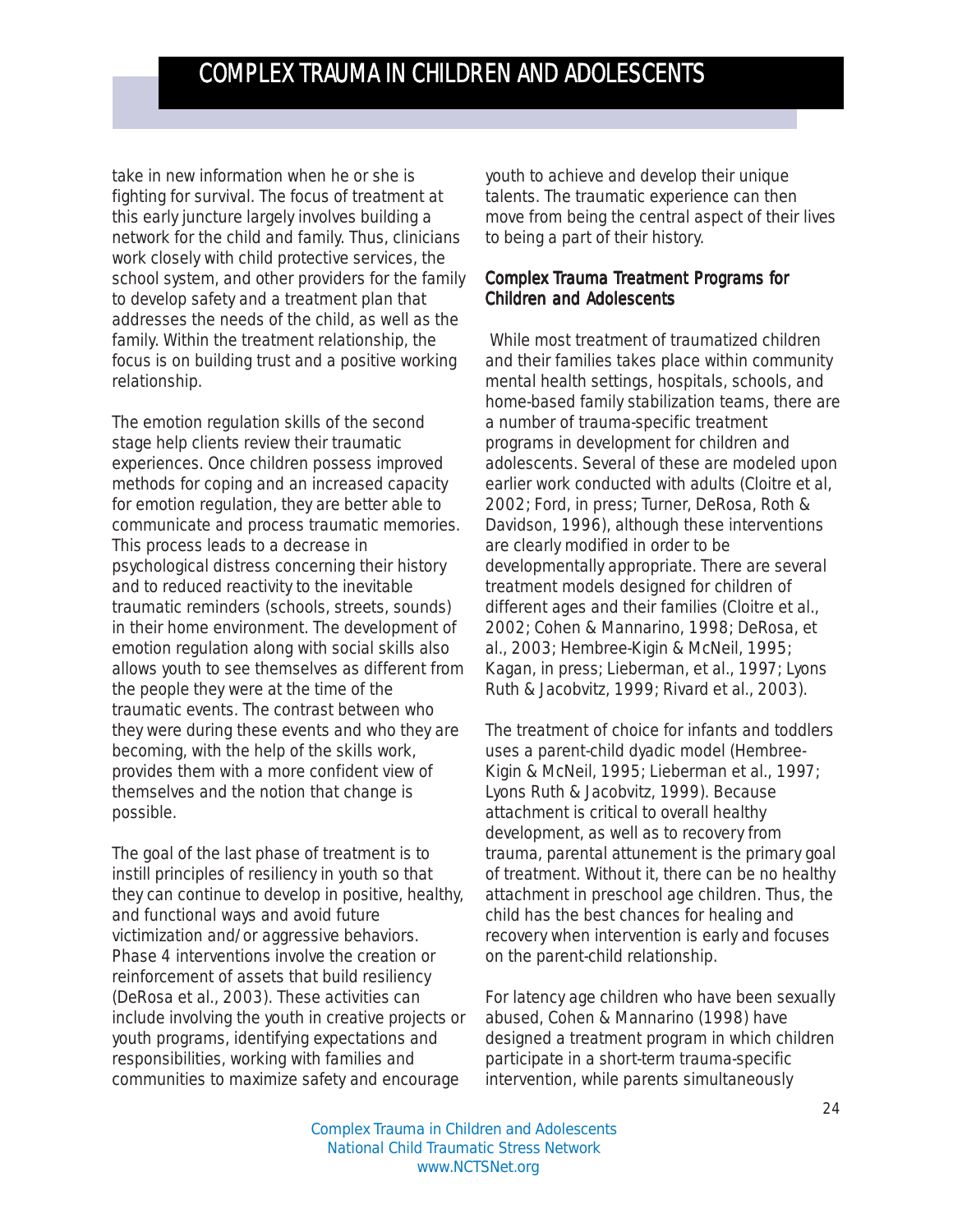take in new information when he or she is fighting for survival. The focus of treatment at this early juncture largely involves building a network for the child and family. Thus, clinicians work closely with child protective services, the school system, and other providers for the family to develop safety and a treatment plan that addresses the needs of the child, as well as the family. Within the treatment relationship, the focus is on building trust and a positive working relationship.

The emotion regulation skills of the second stage help clients review their traumatic experiences. Once children possess improved methods for coping and an increased capacity for emotion regulation, they are better able to communicate and process traumatic memories. This process leads to a decrease in psychological distress concerning their history and to reduced reactivity to the inevitable traumatic reminders (schools, streets, sounds) in their home environment. The development of emotion regulation along with social skills also allows youth to see themselves as different from the people they were at the time of the traumatic events. The contrast between who they were during these events and who they are becoming, with the help of the skills work, provides them with a more confident view of themselves and the notion that change is possible.

The goal of the last phase of treatment is to instill principles of resiliency in youth so that they can continue to develop in positive, healthy, and functional ways and avoid future victimization and/or aggressive behaviors. Phase 4 interventions involve the creation or reinforcement of assets that build resiliency (DeRosa et al., 2003). These activities can include involving the youth in creative projects or youth programs, identifying expectations and responsibilities, working with families and communities to maximize safety and encourage youth to achieve and develop their unique talents. The traumatic experience can then move from being the central aspect of their lives to being a part of their history.

## Complex Trauma Treatment Programs for Children and Adolescents

While most treatment of traumatized children and their families takes place within community mental health settings, hospitals, schools, and home-based family stabilization teams, there are a number of trauma-specific treatment programs in development for children and adolescents. Several of these are modeled upon earlier work conducted with adults (Cloitre et al, 2002; Ford, in press; Turner, DeRosa, Roth & Davidson, 1996), although these interventions are clearly modified in order to be developmentally appropriate. There are several treatment models designed for children of different ages and their families (Cloitre et al., 2002; Cohen & Mannarino, 1998; DeRosa, et al., 2003; Hembree-Kigin & McNeil, 1995; Kagan, in press; Lieberman, et al., 1997; Lyons Ruth & Jacobvitz, 1999; Rivard et al., 2003).

The treatment of choice for infants and toddlers uses a parent-child dyadic model (Hembree-Kigin & McNeil, 1995; Lieberman et al., 1997; Lyons Ruth & Jacobvitz, 1999). Because attachment is critical to overall healthy development, as well as to recovery from trauma, parental attunement is the primary goal of treatment. Without it, there can be no healthy attachment in preschool age children. Thus, the child has the best chances for healing and recovery when intervention is early and focuses on the parent-child relationship.

For latency age children who have been sexually abused, Cohen & Mannarino (1998) have designed a treatment program in which children participate in a short-term trauma-specific intervention, while parents simultaneously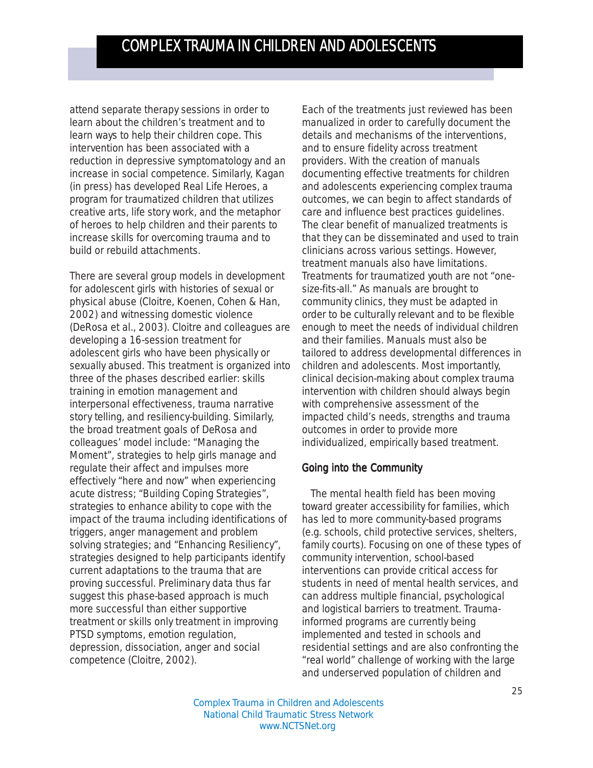attend separate therapy sessions in order to learn about the children's treatment and to learn ways to help their children cope. This intervention has been associated with a reduction in depressive symptomatology and an increase in social competence. Similarly, Kagan (in press) has developed Real Life Heroes, a program for traumatized children that utilizes creative arts, life story work, and the metaphor of heroes to help children and their parents to increase skills for overcoming trauma and to build or rebuild attachments.

There are several group models in development for adolescent girls with histories of sexual or physical abuse (Cloitre, Koenen, Cohen & Han, 2002) and witnessing domestic violence (DeRosa et al., 2003). Cloitre and colleagues are developing a 16-session treatment for adolescent girls who have been physically or sexually abused. This treatment is organized into three of the phases described earlier: skills training in emotion management and interpersonal effectiveness, trauma narrative story telling, and resiliency-building. Similarly, the broad treatment goals of DeRosa and colleagues' model include: "Managing the Moment", strategies to help girls manage and regulate their affect and impulses more effectively "here and now" when experiencing acute distress; "Building Coping Strategies", strategies to enhance ability to cope with the impact of the trauma including identifications of triggers, anger management and problem solving strategies; and "Enhancing Resiliency", strategies designed to help participants identify current adaptations to the trauma that are proving successful. Preliminary data thus far suggest this phase-based approach is much more successful than either supportive treatment or skills only treatment in improving PTSD symptoms, emotion regulation, depression, dissociation, anger and social competence (Cloitre, 2002).

Each of the treatments just reviewed has been manualized in order to carefully document the details and mechanisms of the interventions, and to ensure fidelity across treatment providers. With the creation of manuals documenting effective treatments for children and adolescents experiencing complex trauma outcomes, we can begin to affect standards of care and influence best practices guidelines. The clear benefit of manualized treatments is that they can be disseminated and used to train clinicians across various settings. However, treatment manuals also have limitations. Treatments for traumatized youth are not "one-size-fits-all." As manuals are brought to community clinics, they must be adapted in order to be culturally relevant and to be flexible enough to meet the needs of individual children and their families. Manuals must also be tailored to address developmental differences in children and adolescents. Most importantly, clinical decision-making about complex trauma intervention with children should always begin with comprehensive assessment of the impacted child's needs, strengths and trauma outcomes in order to provide more individualized, empirically based treatment.

## Going into the Community

The mental health field has been moving toward greater accessibility for families, which has led to more community-based programs (e.g. schools, child protective services, shelters, family courts). Focusing on one of these types of community intervention, school-based interventions can provide critical access for students in need of mental health services, and can address multiple financial, psychological and logistical barriers to treatment. Trauma-informed programs are currently being implemented and tested in schools and residential settings and are also confronting the "real world" challenge of working with the large and underserved population of children and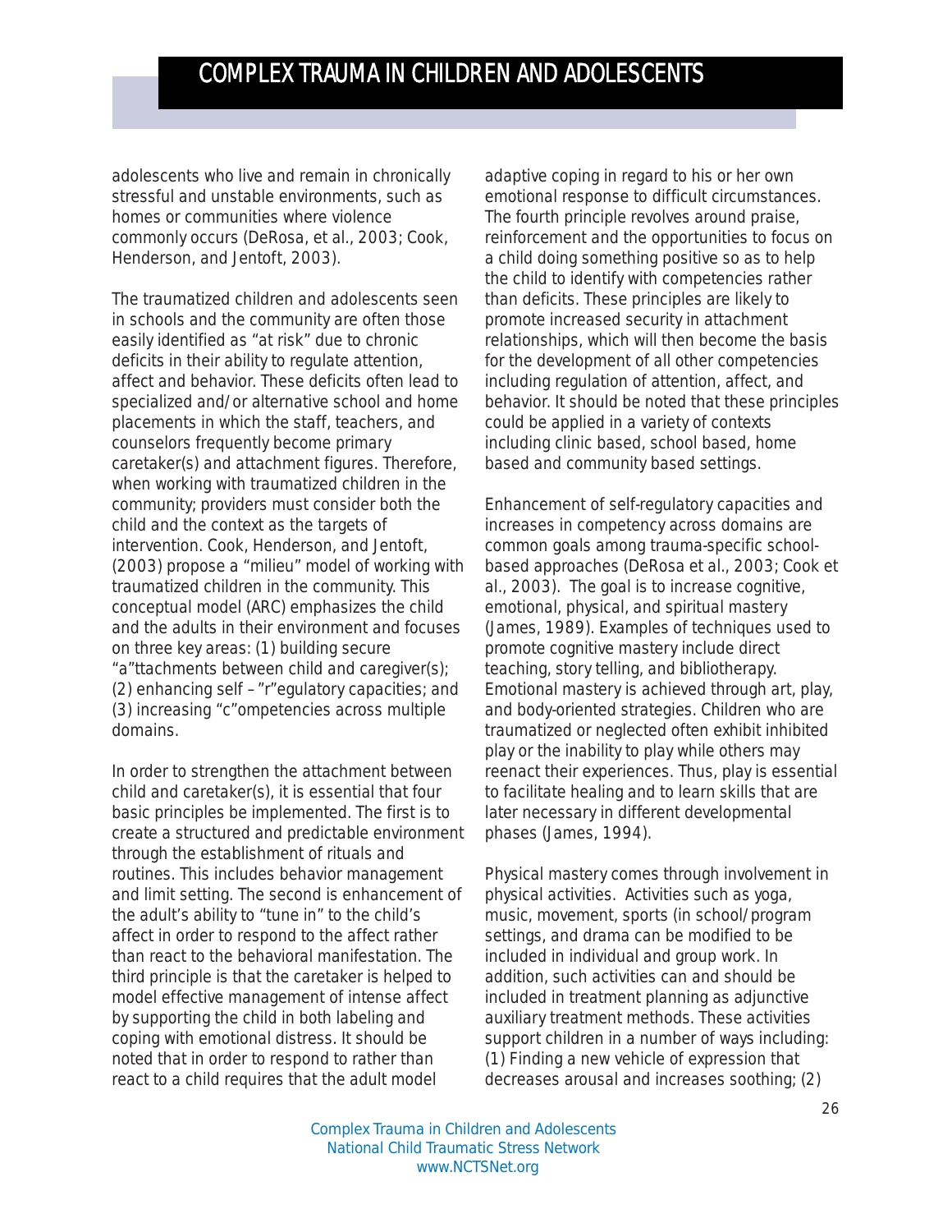adolescents who live and remain in chronically stressful and unstable environments, such as homes or communities where violence commonly occurs (DeRosa, et al., 2003; Cook, Henderson, and Jentoft, 2003).

The traumatized children and adolescents seen in schools and the community are often those easily identified as "at risk" due to chronic deficits in their ability to regulate attention, affect and behavior. These deficits often lead to specialized and/or alternative school and home placements in which the staff, teachers, and counselors frequently become primary caretaker(s) and attachment figures. Therefore, when working with traumatized children in the community; providers must consider both the child and the context as the targets of intervention. Cook, Henderson, and Jentoft, (2003) propose a "milieu" model of working with traumatized children in the community. This conceptual model (ARC) emphasizes the child and the adults in their environment and focuses on three key areas: (1) building secure "a"ttachments between child and caregiver(s); (2) enhancing self –"r"egulatory capacities; and (3) increasing "c"ompetencies across multiple domains.

In order to strengthen the attachment between child and caretaker(s), it is essential that four basic principles be implemented. The first is to create a structured and predictable environment through the establishment of rituals and routines. This includes behavior management and limit setting. The second is enhancement of the adult's ability to "tune in" to the child's affect in order to respond to the affect rather than react to the behavioral manifestation. The third principle is that the caretaker is helped to model effective management of intense affect by supporting the child in both labeling and coping with emotional distress. It should be noted that in order to respond to rather than react to a child requires that the adult model adaptive coping in regard to his or her own emotional response to difficult circumstances. The fourth principle revolves around praise, reinforcement and the opportunities to focus on a child doing something positive so as to help the child to identify with competencies rather than deficits. These principles are likely to promote increased security in attachment relationships, which will then become the basis for the development of all other competencies including regulation of attention, affect, and behavior. It should be noted that these principles could be applied in a variety of contexts including clinic based, school based, home based and community based settings.

Enhancement of self-regulatory capacities and increases in competency across domains are common goals among trauma-specific school-based approaches (DeRosa et al., 2003; Cook et al., 2003). The goal is to increase cognitive, emotional, physical, and spiritual mastery (James, 1989). Examples of techniques used to promote cognitive mastery include direct teaching, story telling, and bibliotherapy. Emotional mastery is achieved through art, play, and body-oriented strategies. Children who are traumatized or neglected often exhibit inhibited play or the inability to play while others may reenact their experiences. Thus, play is essential to facilitate healing and to learn skills that are later necessary in different developmental phases (James, 1994).

Physical mastery comes through involvement in physical activities. Activities such as yoga, music, movement, sports (in school/program settings, and drama can be modified to be included in individual and group work. In addition, such activities can and should be included in treatment planning as adjunctive auxiliary treatment methods. These activities support children in a number of ways including: (1) Finding a new vehicle of expression that decreases arousal and increases soothing; (2)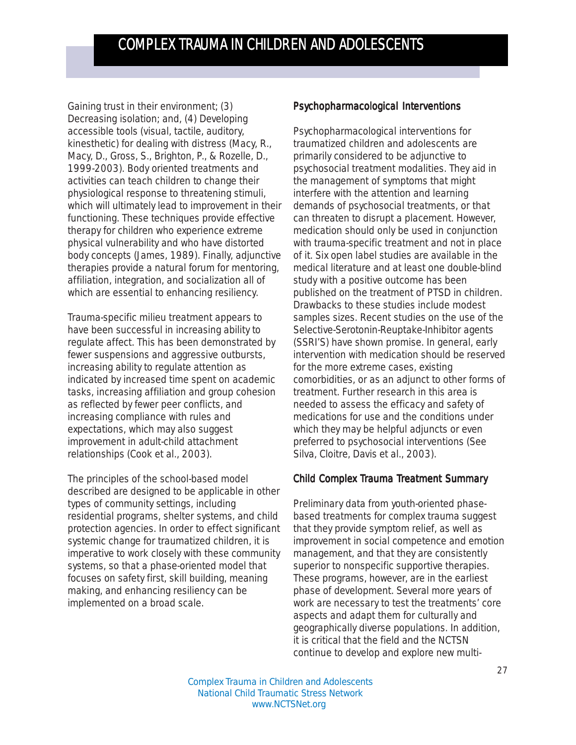Gaining trust in their environment; (3) Decreasing isolation; and, (4) Developing accessible tools (visual, tactile, auditory, kinesthetic) for dealing with distress (Macy, R., Macy, D., Gross, S., Brighton, P., & Rozelle, D., 1999-2003). Body oriented treatments and activities can teach children to change their physiological response to threatening stimuli, which will ultimately lead to improvement in their functioning. These techniques provide effective therapy for children who experience extreme physical vulnerability and who have distorted body concepts (James, 1989). Finally, adjunctive therapies provide a natural forum for mentoring, affiliation, integration, and socialization all of which are essential to enhancing resiliency.

Trauma-specific milieu treatment appears to have been successful in increasing ability to regulate affect. This has been demonstrated by fewer suspensions and aggressive outbursts, increasing ability to regulate attention as indicated by increased time spent on academic tasks, increasing affiliation and group cohesion as reflected by fewer peer conflicts, and increasing compliance with rules and expectations, which may also suggest improvement in adult-child attachment relationships (Cook et al., 2003).

The principles of the school-based model described are designed to be applicable in other types of community settings, including residential programs, shelter systems, and child protection agencies. In order to effect significant systemic change for traumatized children, it is imperative to work closely with these community systems, so that a phase-oriented model that focuses on safety first, skill building, meaning making, and enhancing resiliency can be implemented on a broad scale.

### Psychopharmacological Interventions

Psychopharmacological interventions for traumatized children and adolescents are primarily considered to be adjunctive to psychosocial treatment modalities. They aid in the management of symptoms that might interfere with the attention and learning demands of psychosocial treatments, or that can threaten to disrupt a placement. However, medication should only be used in conjunction with trauma-specific treatment and not in place of it. Six open label studies are available in the medical literature and at least one double-blind study with a positive outcome has been published on the treatment of PTSD in children. Drawbacks to these studies include modest samples sizes. Recent studies on the use of the Selective-Serotonin-Reuptake-Inhibitor agents (SSRI'S) have shown promise. In general, early intervention with medication should be reserved for the more extreme cases, existing comorbidities, or as an adjunct to other forms of treatment. Further research in this area is needed to assess the efficacy and safety of medications for use and the conditions under which they may be helpful adjuncts or even preferred to psychosocial interventions (See Silva, Cloitre, Davis et al., 2003).

### Child Complex Trauma Treatment Summary

Preliminary data from youth-oriented phase-based treatments for complex trauma suggest that they provide symptom relief, as well as improvement in social competence and emotion management, and that they are consistently superior to nonspecific supportive therapies. These programs, however, are in the earliest phase of development. Several more years of work are necessary to test the treatments' core aspects and adapt them for culturally and geographically diverse populations. In addition, it is critical that the field and the NCTSN continue to develop and explore new multi-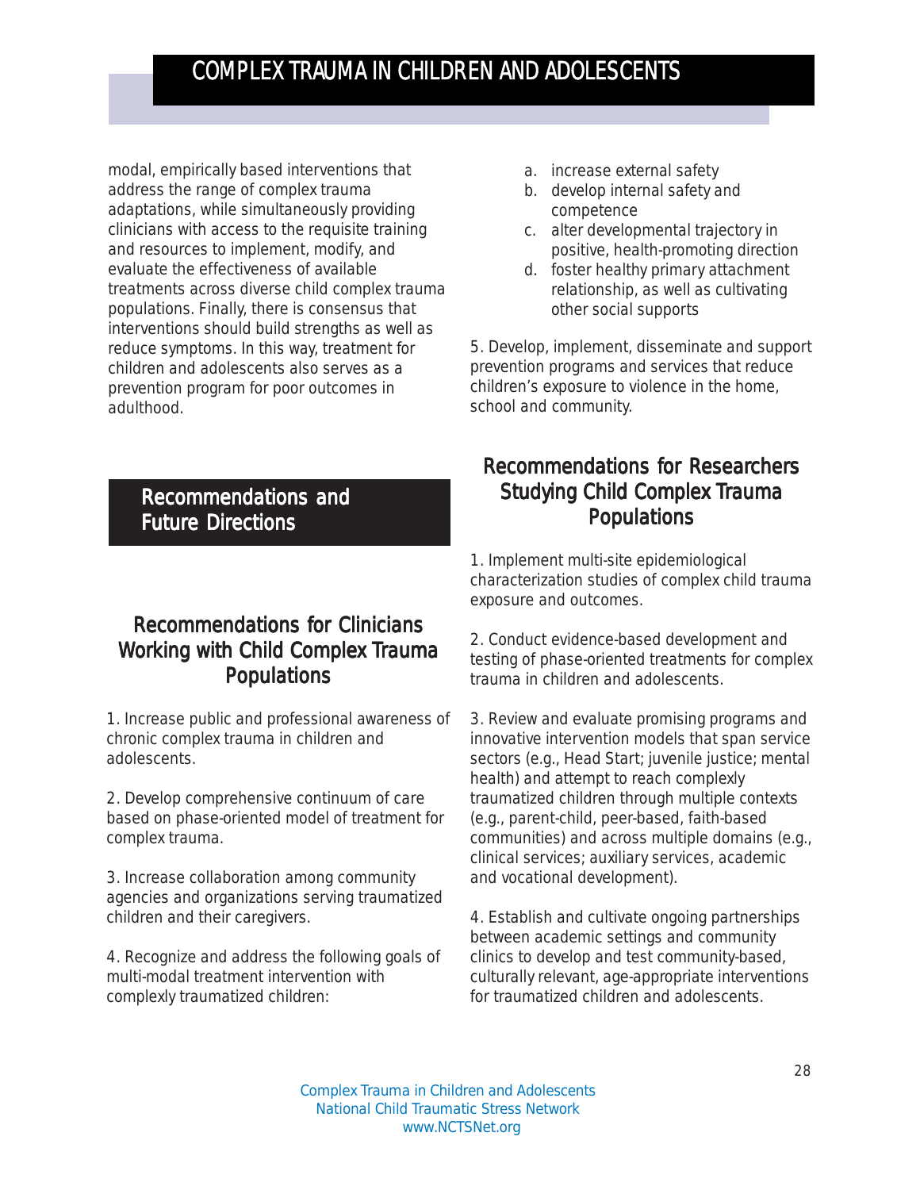modal, empirically based interventions that address the range of complex trauma adaptations, while simultaneously providing clinicians with access to the requisite training and resources to implement, modify, and evaluate the effectiveness of available treatments across diverse child complex trauma populations. Finally, there is consensus that interventions should build strengths as well as reduce symptoms. In this way, treatment for children and adolescents also serves as a prevention program for poor outcomes in adulthood.

## Recommendations and Future Directions

### Recommendations for Clinicians Working with Child Complex Trauma Populations

1. Increase public and professional awareness of chronic complex trauma in children and adolescents.

2. Develop comprehensive continuum of care based on phase-oriented model of treatment for complex trauma.

3. Increase collaboration among community agencies and organizations serving traumatized children and their caregivers.

4. Recognize and address the following goals of multi-modal treatment intervention with complexly traumatized children:

   a. increase external safety
   b. develop internal safety and competence
   c. alter developmental trajectory in positive, health-promoting direction
   d. foster healthy primary attachment relationship, as well as cultivating other social supports

5. Develop, implement, disseminate and support prevention programs and services that reduce children's exposure to violence in the home, school and community.

### Recommendations for Researchers Studying Child Complex Trauma Populations

1. Implement multi-site epidemiological characterization studies of complex child trauma exposure and outcomes.

2. Conduct evidence-based development and testing of phase-oriented treatments for complex trauma in children and adolescents.

3. Review and evaluate promising programs and innovative intervention models that span service sectors (e.g., Head Start; juvenile justice; mental health) and attempt to reach complexly traumatized children through multiple contexts (e.g., parent-child, peer-based, faith-based communities) and across multiple domains (e.g., clinical services; auxiliary services, academic and vocational development).

4. Establish and cultivate ongoing partnerships between academic settings and community clinics to develop and test community-based, culturally relevant, age-appropriate interventions for traumatized children and adolescents.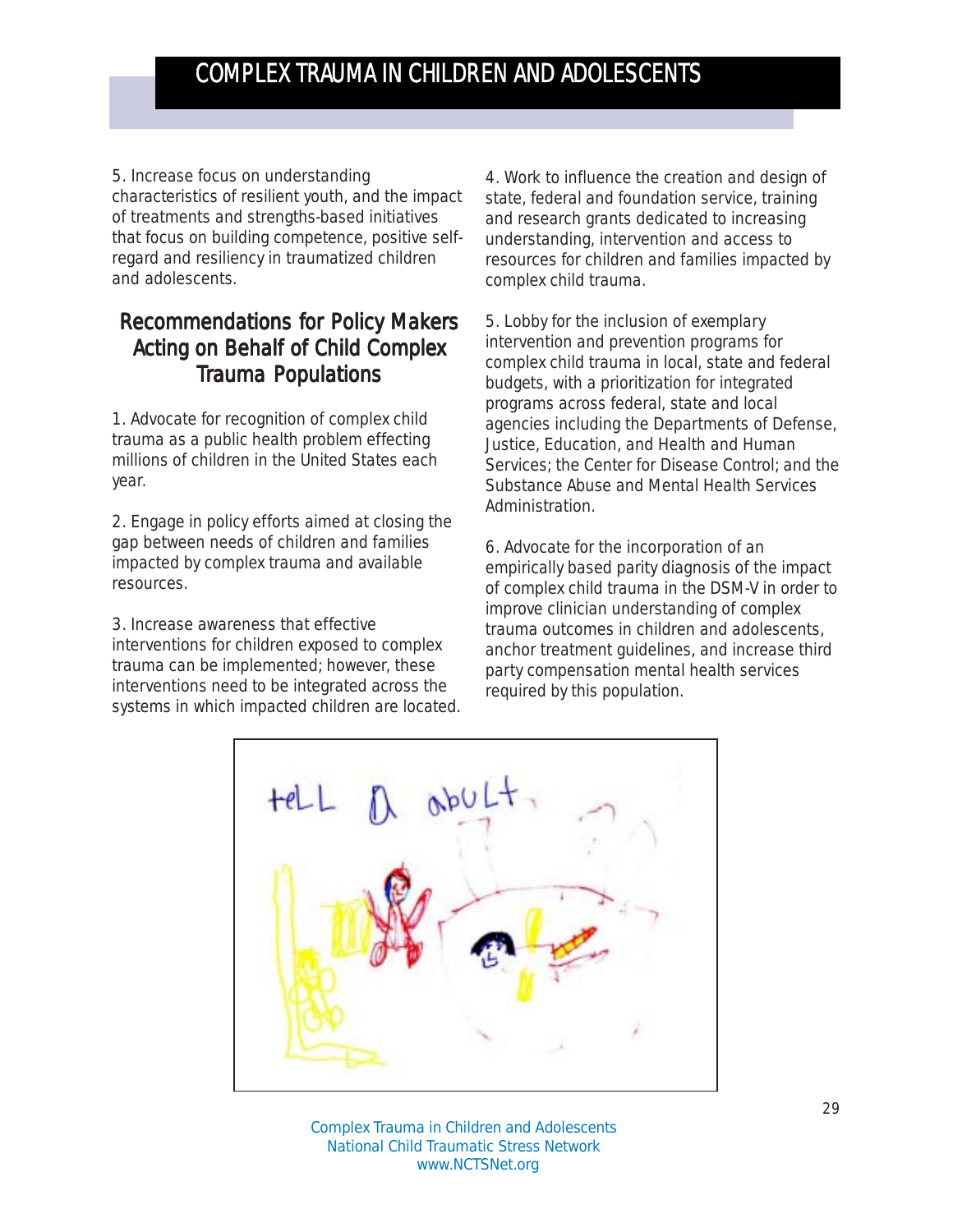5. Increase focus on understanding characteristics of resilient youth, and the impact of treatments and strengths-based initiatives that focus on building competence, positive self-regard and resiliency in traumatized children and adolescents.

## Recommendations for Policy Makers Acting on Behalf of Child Complex Trauma Populations

1. Advocate for recognition of complex child trauma as a public health problem effecting millions of children in the United States each year.

2. Engage in policy efforts aimed at closing the gap between needs of children and families impacted by complex trauma and available resources.

3. Increase awareness that effective interventions for children exposed to complex trauma can be implemented; however, these interventions need to be integrated across the systems in which impacted children are located.

4. Work to influence the creation and design of state, federal and foundation service, training and research grants dedicated to increasing understanding, intervention and access to resources for children and families impacted by complex child trauma.

5. Lobby for the inclusion of exemplary intervention and prevention programs for complex child trauma in local, state and federal budgets, with a prioritization for integrated programs across federal, state and local agencies including the Departments of Defense, Justice, Education, and Health and Human Services; the Center for Disease Control; and the Substance Abuse and Mental Health Services Administration.

6. Advocate for the incorporation of an empirically based parity diagnosis of the impact of complex child trauma in the DSM-V in order to improve clinician understanding of complex trauma outcomes in children and adolescents, anchor treatment guidelines, and increase third party compensation mental health services required by this population.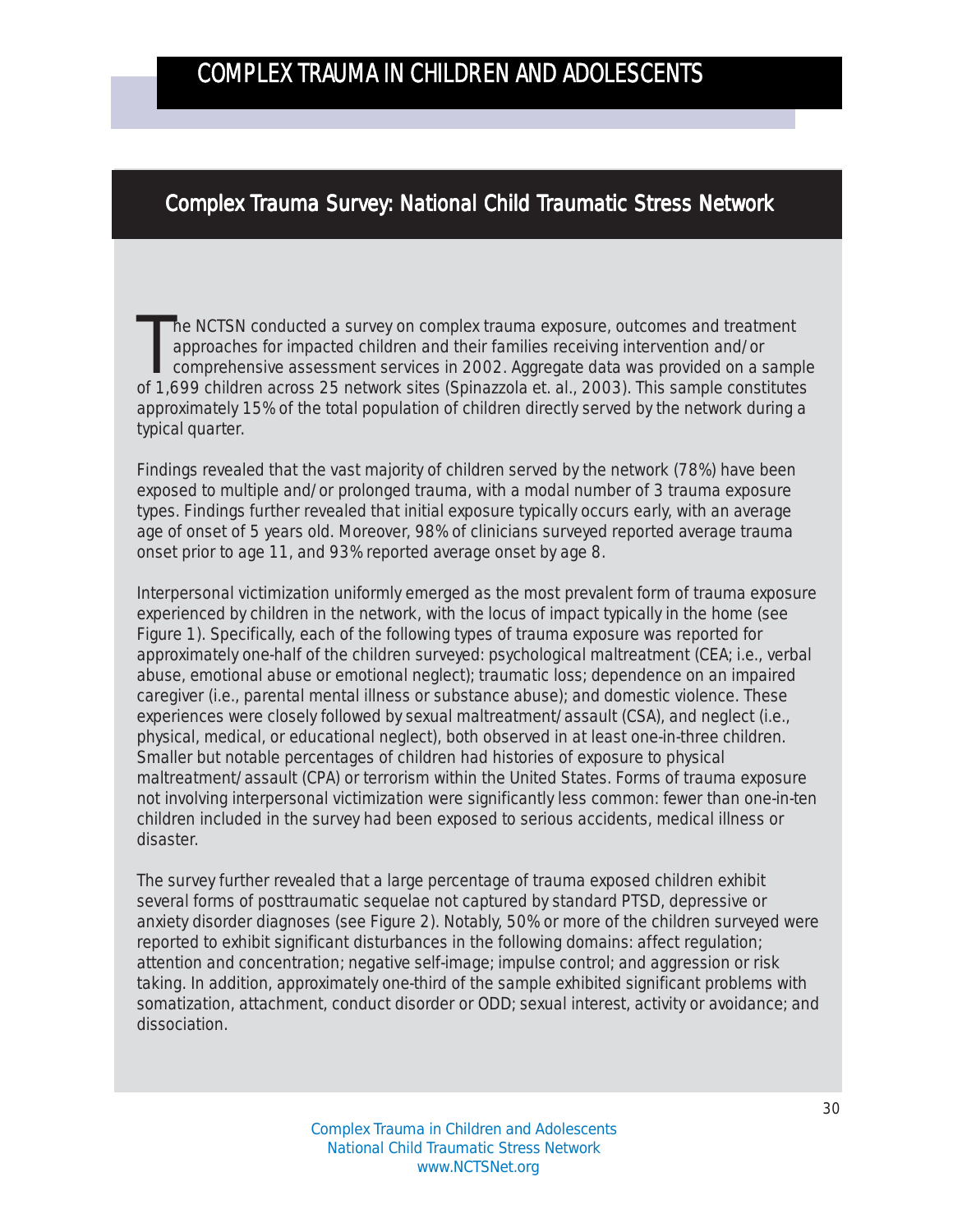## Complex Trauma Survey: National Child Traumatic Stress Network

The NCTSN conducted a survey on complex trauma exposure, outcomes and treatment approaches for impacted children and their families receiving intervention and/or comprehensive assessment services in 2002. Aggregate data was provided on a sample of 1,699 children across 25 network sites (Spinazzola et. al., 2003). This sample constitutes approximately 15% of the total population of children directly served by the network during a typical quarter.

Findings revealed that the vast majority of children served by the network (78%) have been exposed to multiple and/or prolonged trauma, with a modal number of 3 trauma exposure types. Findings further revealed that initial exposure typically occurs early, with an average age of onset of 5 years old. Moreover, 98% of clinicians surveyed reported average trauma onset prior to age 11, and 93% reported average onset by age 8.

Interpersonal victimization uniformly emerged as the most prevalent form of trauma exposure experienced by children in the network, with the locus of impact typically in the home (see Figure 1). Specifically, each of the following types of trauma exposure was reported for approximately one-half of the children surveyed: psychological maltreatment (CEA; i.e., verbal abuse, emotional abuse or emotional neglect); traumatic loss; dependence on an impaired caregiver (i.e., parental mental illness or substance abuse); and domestic violence. These experiences were closely followed by sexual maltreatment/assault (CSA), and neglect (i.e., physical, medical, or educational neglect), both observed in at least one-in-three children. Smaller but notable percentages of children had histories of exposure to physical maltreatment/assault (CPA) or terrorism within the United States. Forms of trauma exposure not involving interpersonal victimization were significantly less common: fewer than one-in-ten children included in the survey had been exposed to serious accidents, medical illness or disaster.

The survey further revealed that a large percentage of trauma exposed children exhibit several forms of posttraumatic sequelae not captured by standard PTSD, depressive or anxiety disorder diagnoses (see Figure 2). Notably, 50% or more of the children surveyed were reported to exhibit significant disturbances in the following domains: affect regulation; attention and concentration; negative self-image; impulse control; and aggression or risk taking. In addition, approximately one-third of the sample exhibited significant problems with somatization, attachment, conduct disorder or ODD; sexual interest, activity or avoidance; and dissociation.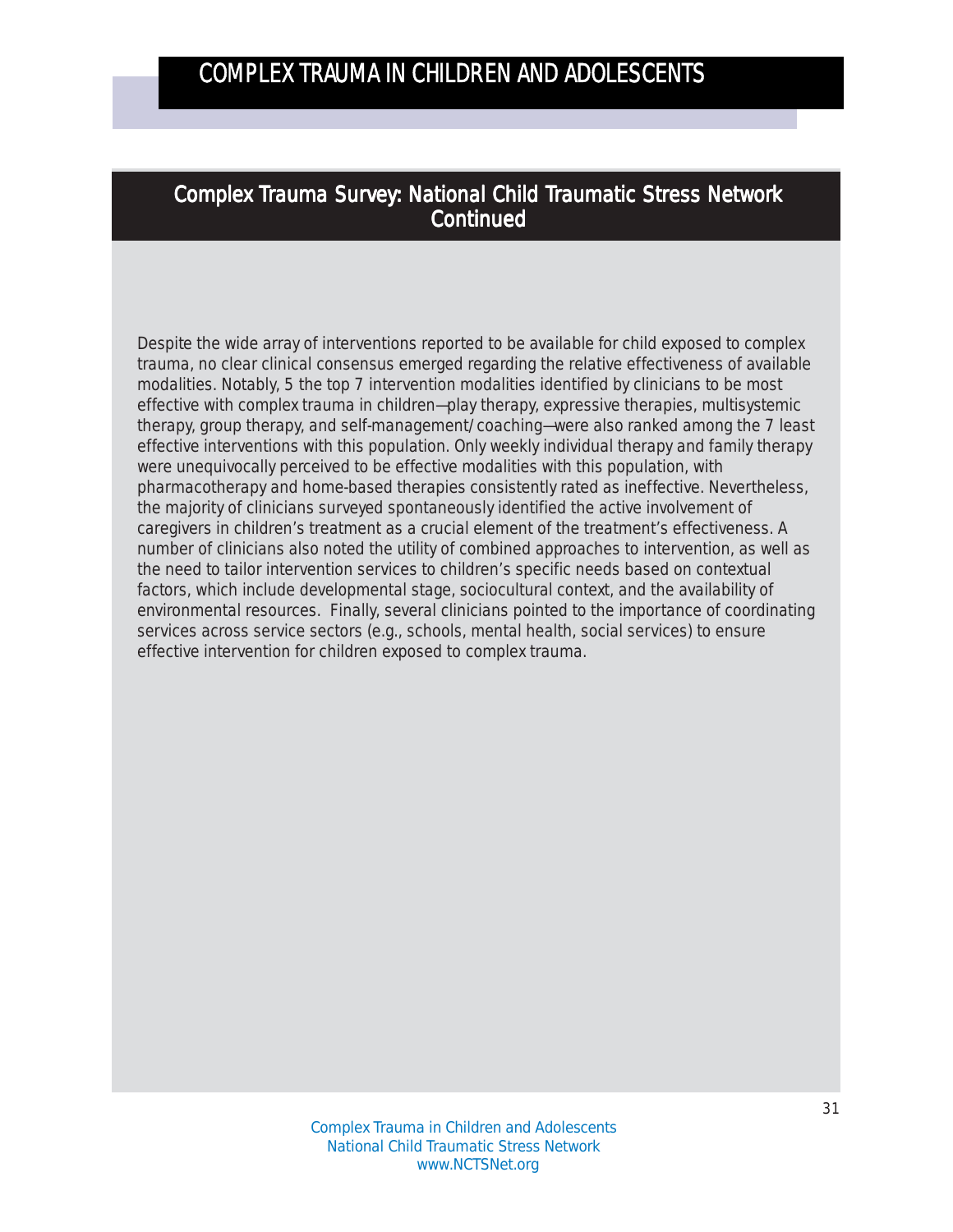## Complex Trauma Survey: National Child Traumatic Stress Network Continued

Despite the wide array of interventions reported to be available for child exposed to complex trauma, no clear clinical consensus emerged regarding the relative effectiveness of available modalities. Notably, 5 the top 7 intervention modalities identified by clinicians to be most effective with complex trauma in children—play therapy, expressive therapies, multisystemic therapy, group therapy, and self-management/coaching—were also ranked among the 7 least effective interventions with this population. Only weekly individual therapy and family therapy were unequivocally perceived to be effective modalities with this population, with pharmacotherapy and home-based therapies consistently rated as ineffective. Nevertheless, the majority of clinicians surveyed spontaneously identified the active involvement of caregivers in children's treatment as a crucial element of the treatment's effectiveness. A number of clinicians also noted the utility of combined approaches to intervention, as well as the need to tailor intervention services to children's specific needs based on contextual factors, which include developmental stage, sociocultural context, and the availability of environmental resources. Finally, several clinicians pointed to the importance of coordinating services across service sectors (e.g., schools, mental health, social services) to ensure effective intervention for children exposed to complex trauma.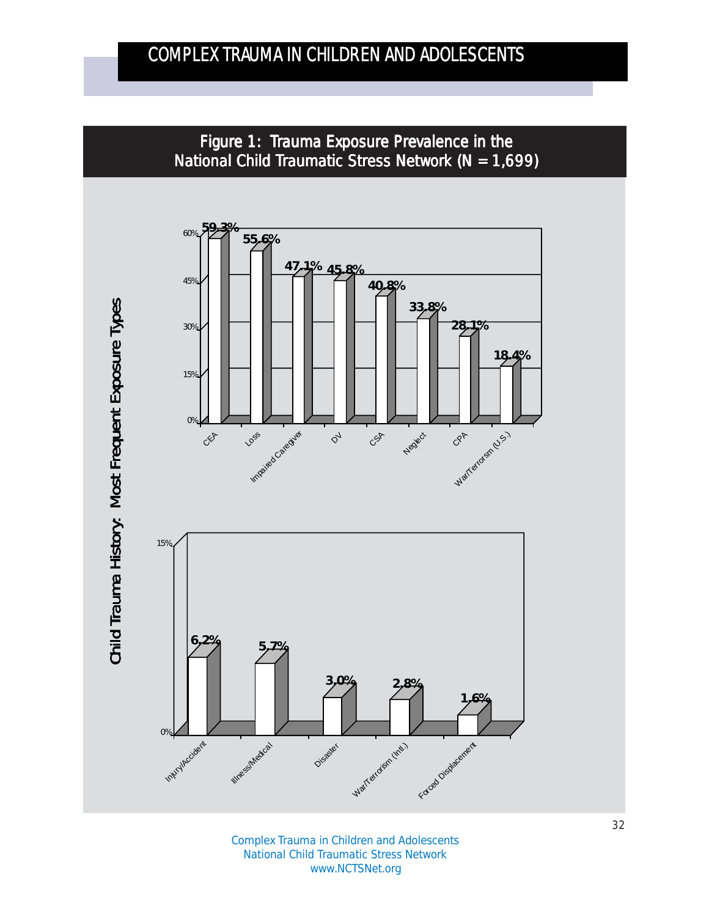## Figure 1: Trauma Exposure Prevalence in the National Child Traumatic Stress Network (N = 1,699)

**Child Trauma History: Most Frequent Exposure Types**

| Exposure Type | Prevalence |
|---|---|
| CEA | 59.3% |
| Loss | 55.6% |
| Impaired Caregiver | 47.1% |
| DV | 45.8% |
| CSA | 40.8% |
| Neglect | 33.8% |
| CPA | 28.1% |
| War/Terrorsm (U.S.) | 18.4% |

| Exposure Type | Prevalence |
|---|---|
| Injury/Accident | 6.2% |
| Illness/Medical | 5.7% |
| Disaster | 3.0% |
| War/Terrorism (Intl.) | 2.8% |
| Forced Displacement | 1.6% |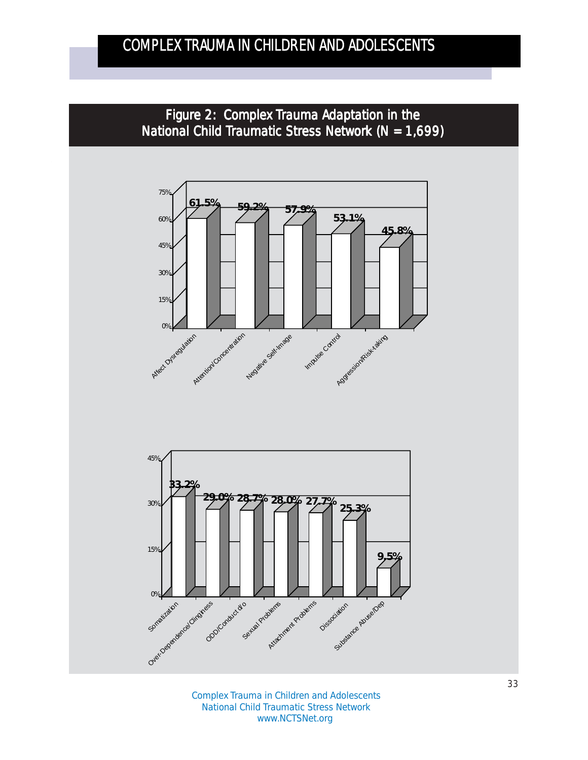## Figure 2: Complex Trauma Adaptation in the National Child Traumatic Stress Network (N = 1,699)

| Adaptation | Percentage |
| --- | --- |
| Affect Dysregulation | 61.5% |
| Attention/Concentration | 59.2% |
| Negative Self-Image | 57.9% |
| Impulse Control | 53.1% |
| Aggression/Risk-taking | 45.8% |

| Adaptation | Percentage |
| --- | --- |
| Somatization | 33.2% |
| Over-Dependence/Clinginess | 29.0% |
| ODD/Conduct d/o | 28.7% |
| Sexual Problems | 28.0% |
| Attachment Problems | 27.7% |
| Dissociation | 25.3% |
| Substance Abuse/Dep | 9.5% |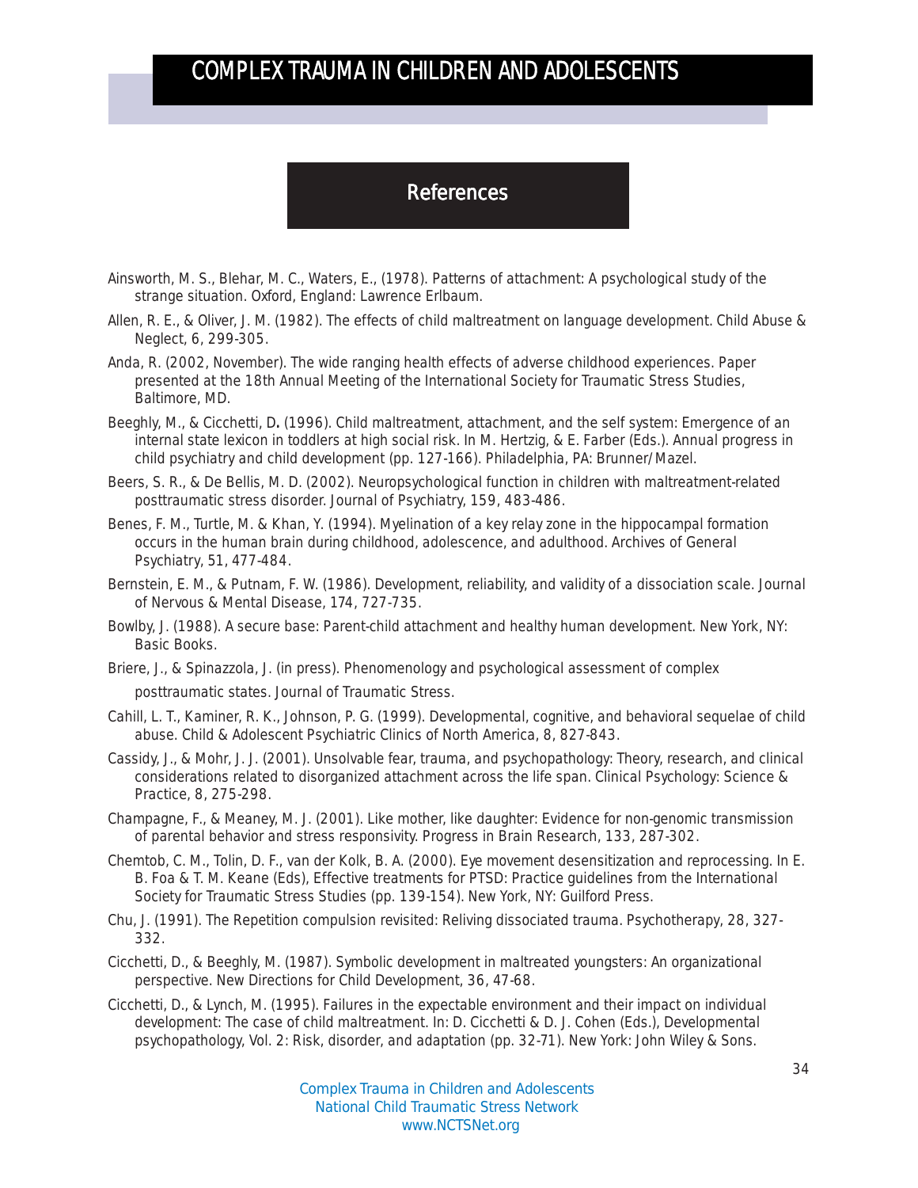## References

Ainsworth, M. S., Blehar, M. C., Waters, E., (1978). Patterns of attachment: A psychological study of the strange situation. Oxford, England: Lawrence Erlbaum.

Allen, R. E., & Oliver, J. M. (1982). The effects of child maltreatment on language development. Child Abuse & Neglect, 6, 299-305.

Anda, R. (2002, November). The wide ranging health effects of adverse childhood experiences. Paper presented at the 18th Annual Meeting of the International Society for Traumatic Stress Studies, Baltimore, MD.

Beeghly, M., & Cicchetti, D**.** (1996). Child maltreatment, attachment, and the self system: Emergence of an internal state lexicon in toddlers at high social risk. In M. Hertzig, & E. Farber (Eds.). Annual progress in child psychiatry and child development (pp. 127-166). Philadelphia, PA: Brunner/Mazel.

Beers, S. R., & De Bellis, M. D. (2002). Neuropsychological function in children with maltreatment-related posttraumatic stress disorder. Journal of Psychiatry, 159, 483-486.

Benes, F. M., Turtle, M. & Khan, Y. (1994). Myelination of a key relay zone in the hippocampal formation occurs in the human brain during childhood, adolescence, and adulthood. Archives of General Psychiatry, 51, 477-484.

Bernstein, E. M., & Putnam, F. W. (1986). Development, reliability, and validity of a dissociation scale. Journal of Nervous & Mental Disease, 174, 727-735.

Bowlby, J. (1988). A secure base: Parent-child attachment and healthy human development. New York, NY: Basic Books.

Briere, J., & Spinazzola, J. (in press). Phenomenology and psychological assessment of complex posttraumatic states. Journal of Traumatic Stress.

Cahill, L. T., Kaminer, R. K., Johnson, P. G. (1999). Developmental, cognitive, and behavioral sequelae of child abuse. Child & Adolescent Psychiatric Clinics of North America, 8, 827-843.

Cassidy, J., & Mohr, J. J. (2001). Unsolvable fear, trauma, and psychopathology: Theory, research, and clinical considerations related to disorganized attachment across the life span. Clinical Psychology: Science & Practice, 8, 275-298.

Champagne, F., & Meaney, M. J. (2001). Like mother, like daughter: Evidence for non-genomic transmission of parental behavior and stress responsivity. Progress in Brain Research, 133, 287-302.

Chemtob, C. M., Tolin, D. F., van der Kolk, B. A. (2000). Eye movement desensitization and reprocessing. In E. B. Foa & T. M. Keane (Eds), Effective treatments for PTSD: Practice guidelines from the International Society for Traumatic Stress Studies (pp. 139-154). New York, NY: Guilford Press.

Chu, J. (1991). The Repetition compulsion revisited: Reliving dissociated trauma. Psychotherapy, 28, 327-332.

Cicchetti, D., & Beeghly, M. (1987). Symbolic development in maltreated youngsters: An organizational perspective. New Directions for Child Development, 36, 47-68.

Cicchetti, D., & Lynch, M. (1995). Failures in the expectable environment and their impact on individual development: The case of child maltreatment. In: D. Cicchetti & D. J. Cohen (Eds.), Developmental psychopathology, Vol. 2: Risk, disorder, and adaptation (pp. 32-71). New York: John Wiley & Sons.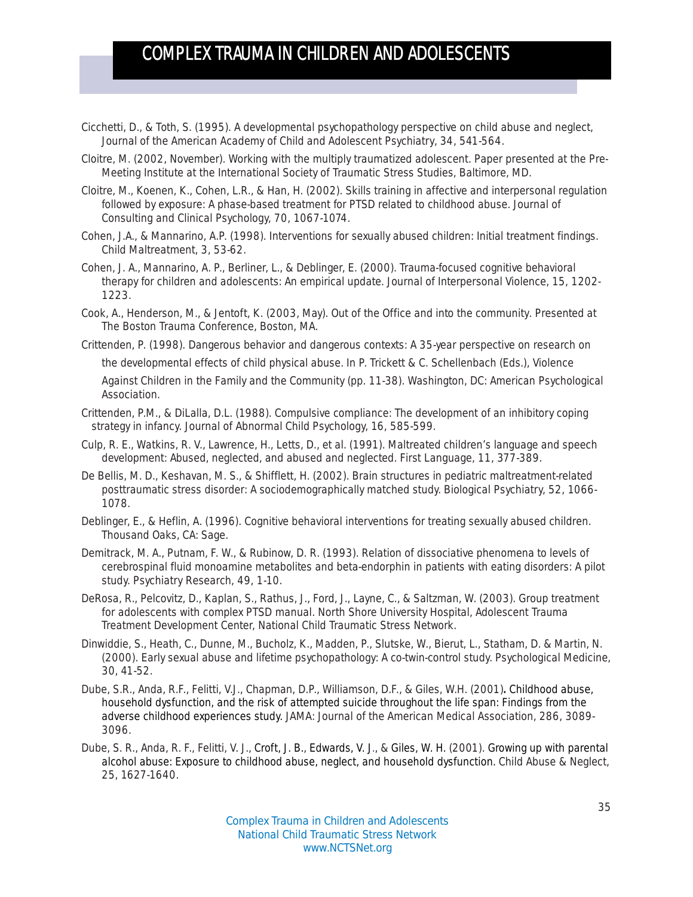Cicchetti, D., & Toth, S. (1995). A developmental psychopathology perspective on child abuse and neglect, Journal of the American Academy of Child and Adolescent Psychiatry, 34, 541-564.

Cloitre, M. (2002, November). Working with the multiply traumatized adolescent. Paper presented at the Pre-Meeting Institute at the International Society of Traumatic Stress Studies, Baltimore, MD.

Cloitre, M., Koenen, K., Cohen, L.R., & Han, H. (2002). Skills training in affective and interpersonal regulation followed by exposure: A phase-based treatment for PTSD related to childhood abuse. Journal of Consulting and Clinical Psychology, 70, 1067-1074.

Cohen, J.A., & Mannarino, A.P. (1998). Interventions for sexually abused children: Initial treatment findings. Child Maltreatment, 3, 53-62.

Cohen, J. A., Mannarino, A. P., Berliner, L., & Deblinger, E. (2000). Trauma-focused cognitive behavioral therapy for children and adolescents: An empirical update. Journal of Interpersonal Violence, 15, 1202-1223.

Cook, A., Henderson, M., & Jentoft, K. (2003, May). Out of the Office and into the community. Presented at The Boston Trauma Conference, Boston, MA.

Crittenden, P. (1998). Dangerous behavior and dangerous contexts: A 35-year perspective on research on the developmental effects of child physical abuse. In P. Trickett & C. Schellenbach (Eds.), Violence Against Children in the Family and the Community (pp. 11-38). Washington, DC: American Psychological Association.

Crittenden, P.M., & DiLalla, D.L. (1988). Compulsive compliance: The development of an inhibitory coping strategy in infancy. Journal of Abnormal Child Psychology, 16, 585-599.

Culp, R. E., Watkins, R. V., Lawrence, H., Letts, D., et al. (1991). Maltreated children's language and speech development: Abused, neglected, and abused and neglected. First Language, 11, 377-389.

De Bellis, M. D., Keshavan, M. S., & Shifflett, H. (2002). Brain structures in pediatric maltreatment-related posttraumatic stress disorder: A sociodemographically matched study. Biological Psychiatry, 52, 1066-1078.

Deblinger, E., & Heflin, A. (1996). Cognitive behavioral interventions for treating sexually abused children. Thousand Oaks, CA: Sage.

Demitrack, M. A., Putnam, F. W., & Rubinow, D. R. (1993). Relation of dissociative phenomena to levels of cerebrospinal fluid monoamine metabolites and beta-endorphin in patients with eating disorders: A pilot study. Psychiatry Research, 49, 1-10.

DeRosa, R., Pelcovitz, D., Kaplan, S., Rathus, J., Ford, J., Layne, C., & Saltzman, W. (2003). Group treatment for adolescents with complex PTSD manual. North Shore University Hospital, Adolescent Trauma Treatment Development Center, National Child Traumatic Stress Network.

Dinwiddie, S., Heath, C., Dunne, M., Bucholz, K., Madden, P., Slutske, W., Bierut, L., Statham, D. & Martin, N. (2000). Early sexual abuse and lifetime psychopathology: A co-twin-control study. Psychological Medicine, 30, 41-52.

Dube, S.R., Anda, R.F., Felitti, V.J., Chapman, D.P., Williamson, D.F., & Giles, W.H. (2001). Childhood abuse, household dysfunction, and the risk of attempted suicide throughout the life span: Findings from the adverse childhood experiences study. JAMA: Journal of the American Medical Association, 286, 3089-3096.

Dube, S. R., Anda, R. F., Felitti, V. J., Croft, J. B., Edwards, V. J., & Giles, W. H. (2001). Growing up with parental alcohol abuse: Exposure to childhood abuse, neglect, and household dysfunction. Child Abuse & Neglect, 25, 1627-1640.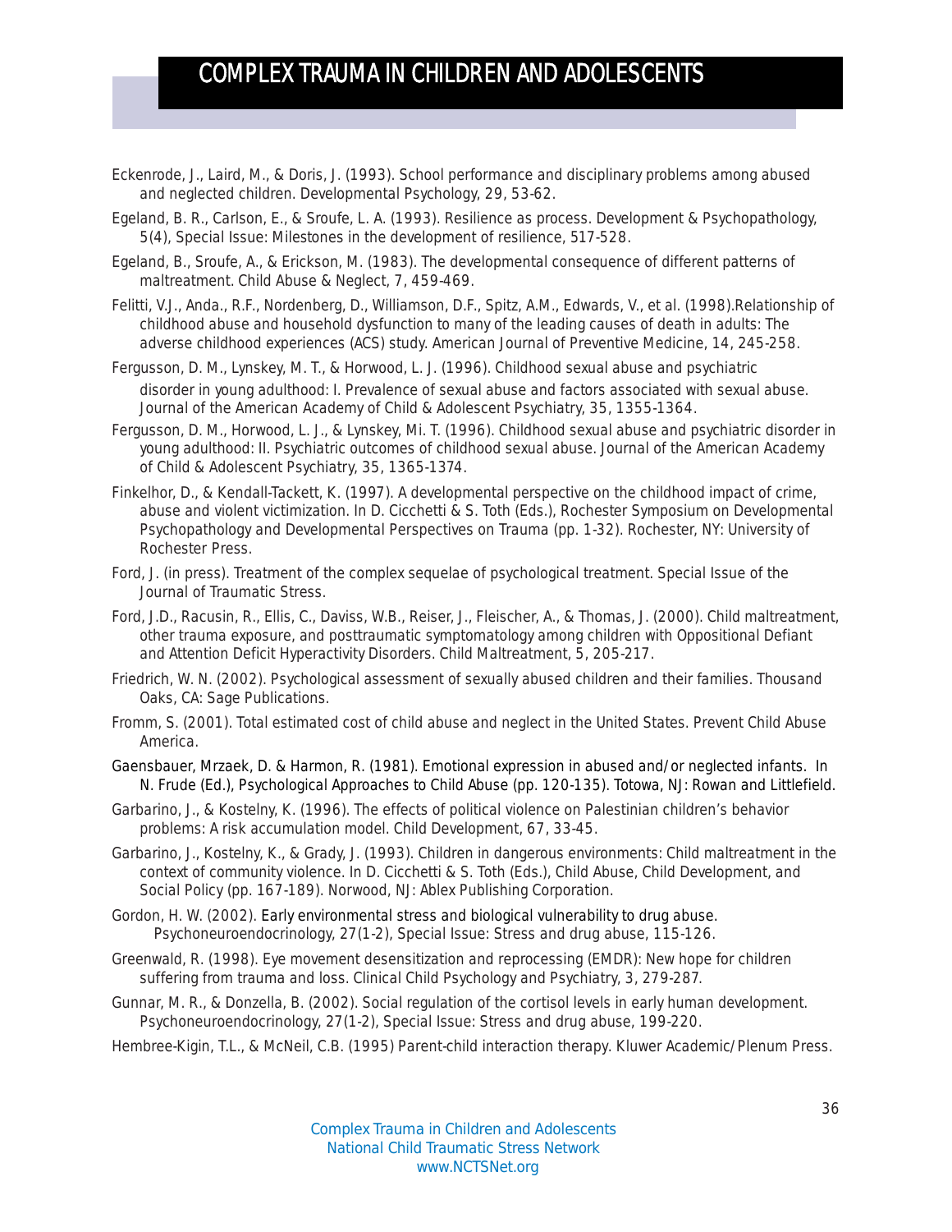Eckenrode, J., Laird, M., & Doris, J. (1993). School performance and disciplinary problems among abused and neglected children. Developmental Psychology, 29, 53-62.

Egeland, B. R., Carlson, E., & Sroufe, L. A. (1993). Resilience as process. Development & Psychopathology, 5(4), Special Issue: Milestones in the development of resilience, 517-528.

Egeland, B., Sroufe, A., & Erickson, M. (1983). The developmental consequence of different patterns of maltreatment. Child Abuse & Neglect, 7, 459-469.

Felitti, V.J., Anda., R.F., Nordenberg, D., Williamson, D.F., Spitz, A.M., Edwards, V., et al. (1998).Relationship of childhood abuse and household dysfunction to many of the leading causes of death in adults: The adverse childhood experiences (ACS) study. American Journal of Preventive Medicine, 14, 245-258.

Fergusson, D. M., Lynskey, M. T., & Horwood, L. J. (1996). Childhood sexual abuse and psychiatric disorder in young adulthood: I. Prevalence of sexual abuse and factors associated with sexual abuse. Journal of the American Academy of Child & Adolescent Psychiatry, 35, 1355-1364.

Fergusson, D. M., Horwood, L. J., & Lynskey, Mi. T. (1996). Childhood sexual abuse and psychiatric disorder in young adulthood: II. Psychiatric outcomes of childhood sexual abuse. Journal of the American Academy of Child & Adolescent Psychiatry, 35, 1365-1374.

Finkelhor, D., & Kendall-Tackett, K. (1997). A developmental perspective on the childhood impact of crime, abuse and violent victimization. In D. Cicchetti & S. Toth (Eds.), Rochester Symposium on Developmental Psychopathology and Developmental Perspectives on Trauma (pp. 1-32). Rochester, NY: University of Rochester Press.

Ford, J. (in press). Treatment of the complex sequelae of psychological treatment. Special Issue of the Journal of Traumatic Stress.

Ford, J.D., Racusin, R., Ellis, C., Daviss, W.B., Reiser, J., Fleischer, A., & Thomas, J. (2000). Child maltreatment, other trauma exposure, and posttraumatic symptomatology among children with Oppositional Defiant and Attention Deficit Hyperactivity Disorders. Child Maltreatment, 5, 205-217.

Friedrich, W. N. (2002). Psychological assessment of sexually abused children and their families. Thousand Oaks, CA: Sage Publications.

Fromm, S. (2001). Total estimated cost of child abuse and neglect in the United States. Prevent Child Abuse America.

Gaensbauer, Mrzaek, D. & Harmon, R. (1981). Emotional expression in abused and/or neglected infants. In N. Frude (Ed.), Psychological Approaches to Child Abuse (pp. 120-135). Totowa, NJ: Rowan and Littlefield.

Garbarino, J., & Kostelny, K. (1996). The effects of political violence on Palestinian children's behavior problems: A risk accumulation model. Child Development, 67, 33-45.

Garbarino, J., Kostelny, K., & Grady, J. (1993). Children in dangerous environments: Child maltreatment in the context of community violence. In D. Cicchetti & S. Toth (Eds.), Child Abuse, Child Development, and Social Policy (pp. 167-189). Norwood, NJ: Ablex Publishing Corporation.

Gordon, H. W. (2002). Early environmental stress and biological vulnerability to drug abuse. Psychoneuroendocrinology, 27(1-2), Special Issue: Stress and drug abuse, 115-126.

Greenwald, R. (1998). Eye movement desensitization and reprocessing (EMDR): New hope for children suffering from trauma and loss. Clinical Child Psychology and Psychiatry, 3, 279-287.

Gunnar, M. R., & Donzella, B. (2002). Social regulation of the cortisol levels in early human development. Psychoneuroendocrinology, 27(1-2), Special Issue: Stress and drug abuse, 199-220.

Hembree-Kigin, T.L., & McNeil, C.B. (1995) Parent-child interaction therapy. Kluwer Academic/Plenum Press.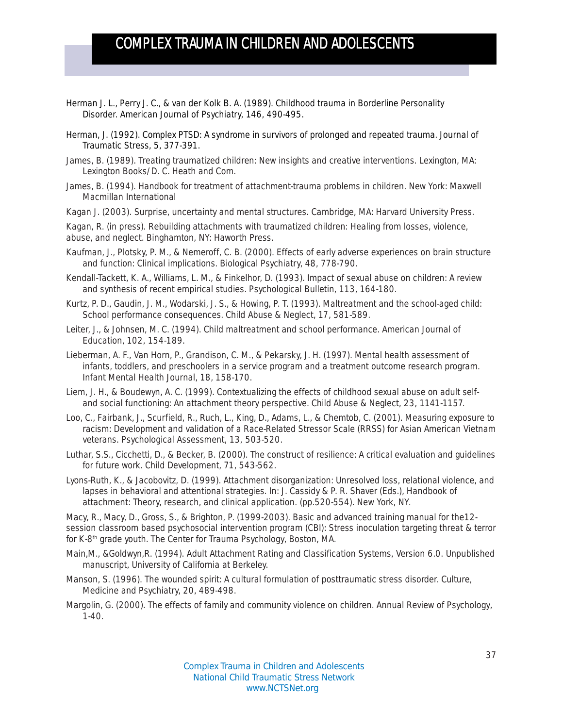Herman J. L., Perry J. C., & van der Kolk B. A. (1989). Childhood trauma in Borderline Personality Disorder. American Journal of Psychiatry, 146, 490-495.

Herman, J. (1992). Complex PTSD: A syndrome in survivors of prolonged and repeated trauma. Journal of Traumatic Stress, 5, 377-391.

James, B. (1989). Treating traumatized children: New insights and creative interventions. Lexington, MA: Lexington Books/D. C. Heath and Com.

James, B. (1994). Handbook for treatment of attachment-trauma problems in children. New York: Maxwell Macmillan International

Kagan J. (2003). Surprise, uncertainty and mental structures. Cambridge, MA: Harvard University Press.

Kagan, R. (in press). Rebuilding attachments with traumatized children: Healing from losses, violence, abuse, and neglect. Binghamton, NY: Haworth Press.

Kaufman, J., Plotsky, P. M., & Nemeroff, C. B. (2000). Effects of early adverse experiences on brain structure and function: Clinical implications. Biological Psychiatry, 48, 778-790.

Kendall-Tackett, K. A., Williams, L. M., & Finkelhor, D. (1993). Impact of sexual abuse on children: A review and synthesis of recent empirical studies. Psychological Bulletin, 113, 164-180.

Kurtz, P. D., Gaudin, J. M., Wodarski, J. S., & Howing, P. T. (1993). Maltreatment and the school-aged child: School performance consequences. Child Abuse & Neglect, 17, 581-589.

Leiter, J., & Johnsen, M. C. (1994). Child maltreatment and school performance. American Journal of Education, 102, 154-189.

Lieberman, A. F., Van Horn, P., Grandison, C. M., & Pekarsky, J. H. (1997). Mental health assessment of infants, toddlers, and preschoolers in a service program and a treatment outcome research program. Infant Mental Health Journal, 18, 158-170.

Liem, J. H., & Boudewyn, A. C. (1999). Contextualizing the effects of childhood sexual abuse on adult self- and social functioning: An attachment theory perspective. Child Abuse & Neglect, 23, 1141-1157.

Loo, C., Fairbank, J., Scurfield, R., Ruch, L., King, D., Adams, L., & Chemtob, C. (2001). Measuring exposure to racism: Development and validation of a Race-Related Stressor Scale (RRSS) for Asian American Vietnam veterans. Psychological Assessment, 13, 503-520.

Luthar, S.S., Cicchetti, D., & Becker, B. (2000). The construct of resilience: A critical evaluation and guidelines for future work. Child Development, 71, 543-562.

Lyons-Ruth, K., & Jacobovitz, D. (1999). Attachment disorganization: Unresolved loss, relational violence, and lapses in behavioral and attentional strategies. In: J. Cassidy & P. R. Shaver (Eds.), Handbook of attachment: Theory, research, and clinical application. (pp.520-554). New York, NY.

Macy, R., Macy, D., Gross, S., & Brighton, P. (1999-2003). Basic and advanced training manual for the12-session classroom based psychosocial intervention program (CBI): Stress inoculation targeting threat & terror for K-8th grade youth. The Center for Trauma Psychology, Boston, MA.

Main,M., &Goldwyn,R. (1994). Adult Attachment Rating and Classification Systems, Version 6.0. Unpublished manuscript, University of California at Berkeley.

Manson, S. (1996). The wounded spirit: A cultural formulation of posttraumatic stress disorder. Culture, Medicine and Psychiatry, 20, 489-498.

Margolin, G. (2000). The effects of family and community violence on children. Annual Review of Psychology, 1-40.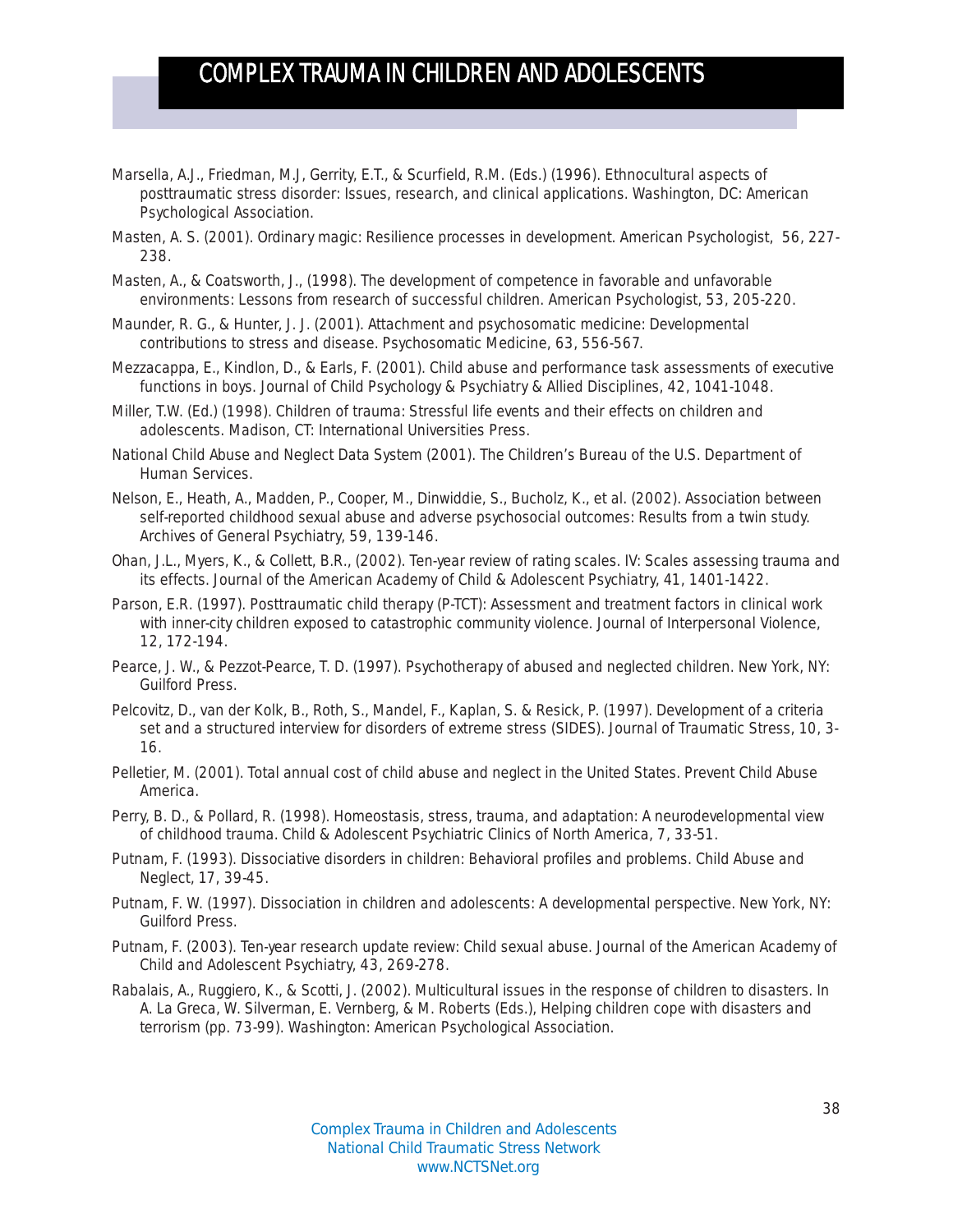Marsella, A.J., Friedman, M.J, Gerrity, E.T., & Scurfield, R.M. (Eds.) (1996). Ethnocultural aspects of posttraumatic stress disorder: Issues, research, and clinical applications. Washington, DC: American Psychological Association.

Masten, A. S. (2001). Ordinary magic: Resilience processes in development. American Psychologist, 56, 227-238.

Masten, A., & Coatsworth, J., (1998). The development of competence in favorable and unfavorable environments: Lessons from research of successful children. American Psychologist, 53, 205-220.

Maunder, R. G., & Hunter, J. J. (2001). Attachment and psychosomatic medicine: Developmental contributions to stress and disease. Psychosomatic Medicine, 63, 556-567.

Mezzacappa, E., Kindlon, D., & Earls, F. (2001). Child abuse and performance task assessments of executive functions in boys. Journal of Child Psychology & Psychiatry & Allied Disciplines, 42, 1041-1048.

Miller, T.W. (Ed.) (1998). Children of trauma: Stressful life events and their effects on children and adolescents. Madison, CT: International Universities Press.

National Child Abuse and Neglect Data System (2001). The Children's Bureau of the U.S. Department of Human Services.

Nelson, E., Heath, A., Madden, P., Cooper, M., Dinwiddie, S., Bucholz, K., et al. (2002). Association between self-reported childhood sexual abuse and adverse psychosocial outcomes: Results from a twin study. Archives of General Psychiatry, 59, 139-146.

Ohan, J.L., Myers, K., & Collett, B.R., (2002). Ten-year review of rating scales. IV: Scales assessing trauma and its effects. Journal of the American Academy of Child & Adolescent Psychiatry, 41, 1401-1422.

Parson, E.R. (1997). Posttraumatic child therapy (P-TCT): Assessment and treatment factors in clinical work with inner-city children exposed to catastrophic community violence. Journal of Interpersonal Violence, 12, 172-194.

Pearce, J. W., & Pezzot-Pearce, T. D. (1997). Psychotherapy of abused and neglected children. New York, NY: Guilford Press.

Pelcovitz, D., van der Kolk, B., Roth, S., Mandel, F., Kaplan, S. & Resick, P. (1997). Development of a criteria set and a structured interview for disorders of extreme stress (SIDES). Journal of Traumatic Stress, 10, 3-16.

Pelletier, M. (2001). Total annual cost of child abuse and neglect in the United States. Prevent Child Abuse America.

Perry, B. D., & Pollard, R. (1998). Homeostasis, stress, trauma, and adaptation: A neurodevelopmental view of childhood trauma. Child & Adolescent Psychiatric Clinics of North America, 7, 33-51.

Putnam, F. (1993). Dissociative disorders in children: Behavioral profiles and problems. Child Abuse and Neglect, 17, 39-45.

Putnam, F. W. (1997). Dissociation in children and adolescents: A developmental perspective. New York, NY: Guilford Press.

Putnam, F. (2003). Ten-year research update review: Child sexual abuse. Journal of the American Academy of Child and Adolescent Psychiatry, 43, 269-278.

Rabalais, A., Ruggiero, K., & Scotti, J. (2002). Multicultural issues in the response of children to disasters. In A. La Greca, W. Silverman, E. Vernberg, & M. Roberts (Eds.), Helping children cope with disasters and terrorism (pp. 73-99). Washington: American Psychological Association.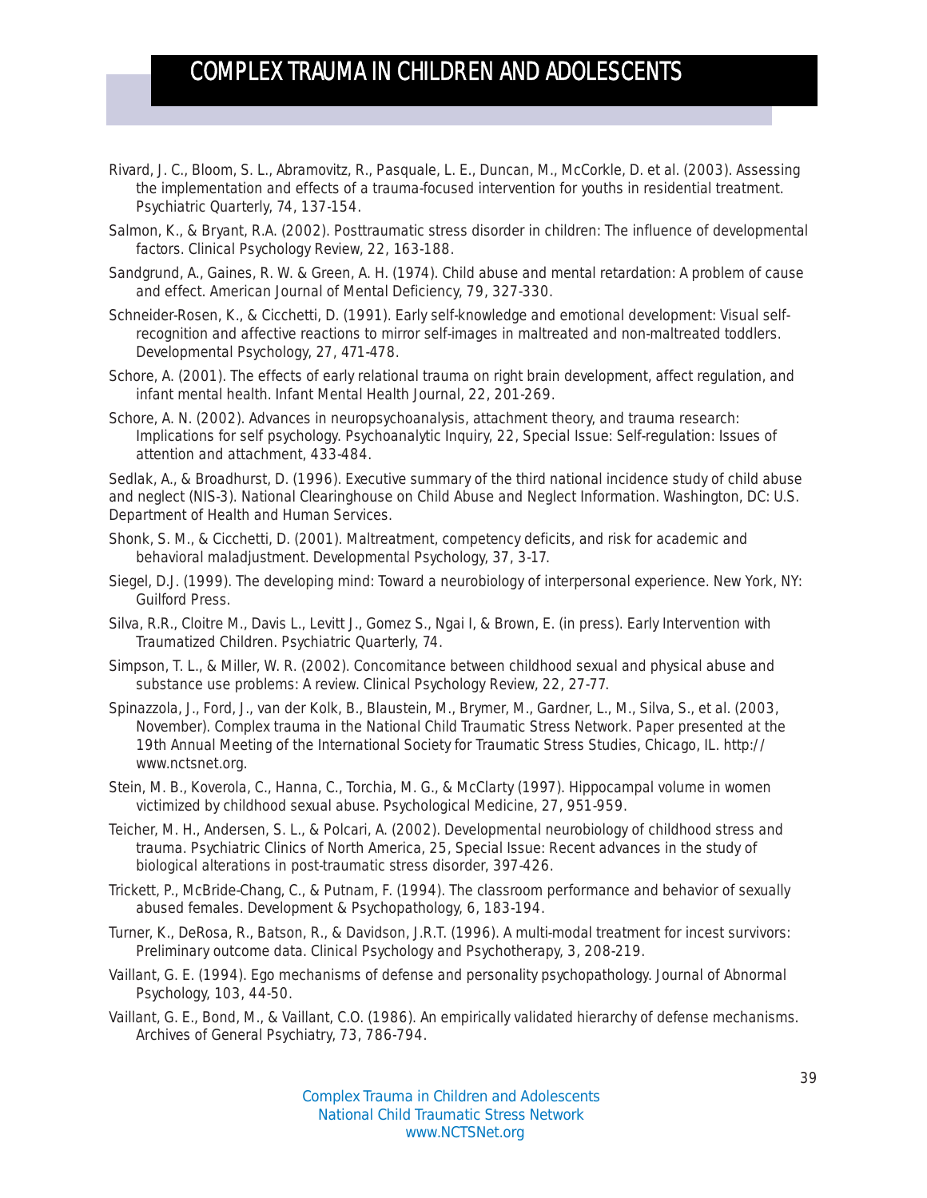Rivard, J. C., Bloom, S. L., Abramovitz, R., Pasquale, L. E., Duncan, M., McCorkle, D. et al. (2003). Assessing the implementation and effects of a trauma-focused intervention for youths in residential treatment. Psychiatric Quarterly, 74, 137-154.

Salmon, K., & Bryant, R.A. (2002). Posttraumatic stress disorder in children: The influence of developmental factors. Clinical Psychology Review, 22, 163-188.

Sandgrund, A., Gaines, R. W. & Green, A. H. (1974). Child abuse and mental retardation: A problem of cause and effect. American Journal of Mental Deficiency, 79, 327-330.

Schneider-Rosen, K., & Cicchetti, D. (1991). Early self-knowledge and emotional development: Visual self-recognition and affective reactions to mirror self-images in maltreated and non-maltreated toddlers. Developmental Psychology, 27, 471-478.

Schore, A. (2001). The effects of early relational trauma on right brain development, affect regulation, and infant mental health. Infant Mental Health Journal, 22, 201-269.

Schore, A. N. (2002). Advances in neuropsychoanalysis, attachment theory, and trauma research: Implications for self psychology. Psychoanalytic Inquiry, 22, Special Issue: Self-regulation: Issues of attention and attachment, 433-484.

Sedlak, A., & Broadhurst, D. (1996). Executive summary of the third national incidence study of child abuse and neglect (NIS-3). National Clearinghouse on Child Abuse and Neglect Information. Washington, DC: U.S. Department of Health and Human Services.

Shonk, S. M., & Cicchetti, D. (2001). Maltreatment, competency deficits, and risk for academic and behavioral maladjustment. Developmental Psychology, 37, 3-17.

Siegel, D.J. (1999). The developing mind: Toward a neurobiology of interpersonal experience. New York, NY: Guilford Press.

Silva, R.R., Cloitre M., Davis L., Levitt J., Gomez S., Ngai I, & Brown, E. (in press). Early Intervention with Traumatized Children. Psychiatric Quarterly, 74.

Simpson, T. L., & Miller, W. R. (2002). Concomitance between childhood sexual and physical abuse and substance use problems: A review. Clinical Psychology Review, 22, 27-77.

Spinazzola, J., Ford, J., van der Kolk, B., Blaustein, M., Brymer, M., Gardner, L., M., Silva, S., et al. (2003, November). Complex trauma in the National Child Traumatic Stress Network. Paper presented at the 19th Annual Meeting of the International Society for Traumatic Stress Studies, Chicago, IL. http://www.nctsnet.org.

Stein, M. B., Koverola, C., Hanna, C., Torchia, M. G., & McClarty (1997). Hippocampal volume in women victimized by childhood sexual abuse. Psychological Medicine, 27, 951-959.

Teicher, M. H., Andersen, S. L., & Polcari, A. (2002). Developmental neurobiology of childhood stress and trauma. Psychiatric Clinics of North America, 25, Special Issue: Recent advances in the study of biological alterations in post-traumatic stress disorder, 397-426.

Trickett, P., McBride-Chang, C., & Putnam, F. (1994). The classroom performance and behavior of sexually abused females. Development & Psychopathology, 6, 183-194.

Turner, K., DeRosa, R., Batson, R., & Davidson, J.R.T. (1996). A multi-modal treatment for incest survivors: Preliminary outcome data. Clinical Psychology and Psychotherapy, 3, 208-219.

Vaillant, G. E. (1994). Ego mechanisms of defense and personality psychopathology. Journal of Abnormal Psychology, 103, 44-50.

Vaillant, G. E., Bond, M., & Vaillant, C.O. (1986). An empirically validated hierarchy of defense mechanisms. Archives of General Psychiatry, 73, 786-794.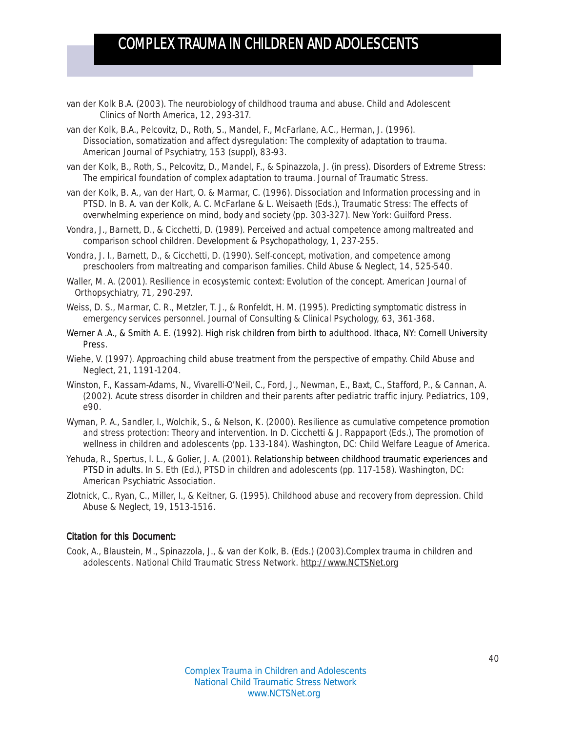van der Kolk B.A. (2003). The neurobiology of childhood trauma and abuse. Child and Adolescent Clinics of North America, 12, 293-317.

van der Kolk, B.A., Pelcovitz, D., Roth, S., Mandel, F., McFarlane, A.C., Herman, J. (1996). Dissociation, somatization and affect dysregulation: The complexity of adaptation to trauma. American Journal of Psychiatry, 153 (suppl), 83-93.

van der Kolk, B., Roth, S., Pelcovitz, D., Mandel, F., & Spinazzola, J. (in press). Disorders of Extreme Stress: The empirical foundation of complex adaptation to trauma. Journal of Traumatic Stress.

van der Kolk, B. A., van der Hart, O. & Marmar, C. (1996). Dissociation and Information processing and in PTSD. In B. A. van der Kolk, A. C. McFarlane & L. Weisaeth (Eds.), Traumatic Stress: The effects of overwhelming experience on mind, body and society (pp. 303-327). New York: Guilford Press.

Vondra, J., Barnett, D., & Cicchetti, D. (1989). Perceived and actual competence among maltreated and comparison school children. Development & Psychopathology, 1, 237-255.

Vondra, J. I., Barnett, D., & Cicchetti, D. (1990). Self-concept, motivation, and competence among preschoolers from maltreating and comparison families. Child Abuse & Neglect, 14, 525-540.

Waller, M. A. (2001). Resilience in ecosystemic context: Evolution of the concept. American Journal of Orthopsychiatry, 71, 290-297.

Weiss, D. S., Marmar, C. R., Metzler, T. J., & Ronfeldt, H. M. (1995). Predicting symptomatic distress in emergency services personnel. Journal of Consulting & Clinical Psychology, 63, 361-368.

Werner A .A., & Smith A. E. (1992). High risk children from birth to adulthood. Ithaca, NY: Cornell University Press.

Wiehe, V. (1997). Approaching child abuse treatment from the perspective of empathy. Child Abuse and Neglect, 21, 1191-1204.

Winston, F., Kassam-Adams, N., Vivarelli-O'Neil, C., Ford, J., Newman, E., Baxt, C., Stafford, P., & Cannan, A. (2002). Acute stress disorder in children and their parents after pediatric traffic injury. Pediatrics, 109, e90.

Wyman, P. A., Sandler, I., Wolchik, S., & Nelson, K. (2000). Resilience as cumulative competence promotion and stress protection: Theory and intervention. In D. Cicchetti & J. Rappaport (Eds.), The promotion of wellness in children and adolescents (pp. 133-184). Washington, DC: Child Welfare League of America.

Yehuda, R., Spertus, I. L., & Golier, J. A. (2001). Relationship between childhood traumatic experiences and PTSD in adults. In S. Eth (Ed.), PTSD in children and adolescents (pp. 117-158). Washington, DC: American Psychiatric Association.

Zlotnick, C., Ryan, C., Miller, I., & Keitner, G. (1995). Childhood abuse and recovery from depression. Child Abuse & Neglect, 19, 1513-1516.

**Citation for this Document:**

Cook, A., Blaustein, M., Spinazzola, J., & van der Kolk, B. (Eds.) (2003).Complex trauma in children and adolescents. National Child Traumatic Stress Network. http://www.NCTSNet.org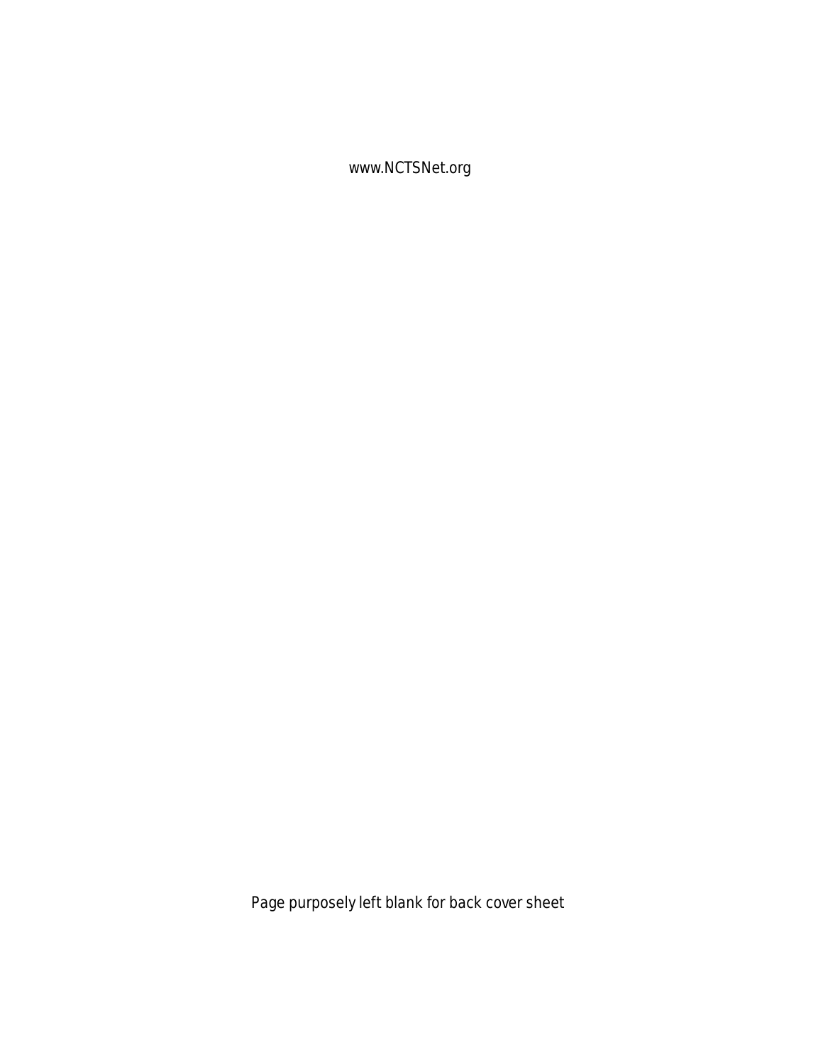www.NCTSNet.org

Page purposely left blank for back cover sheet